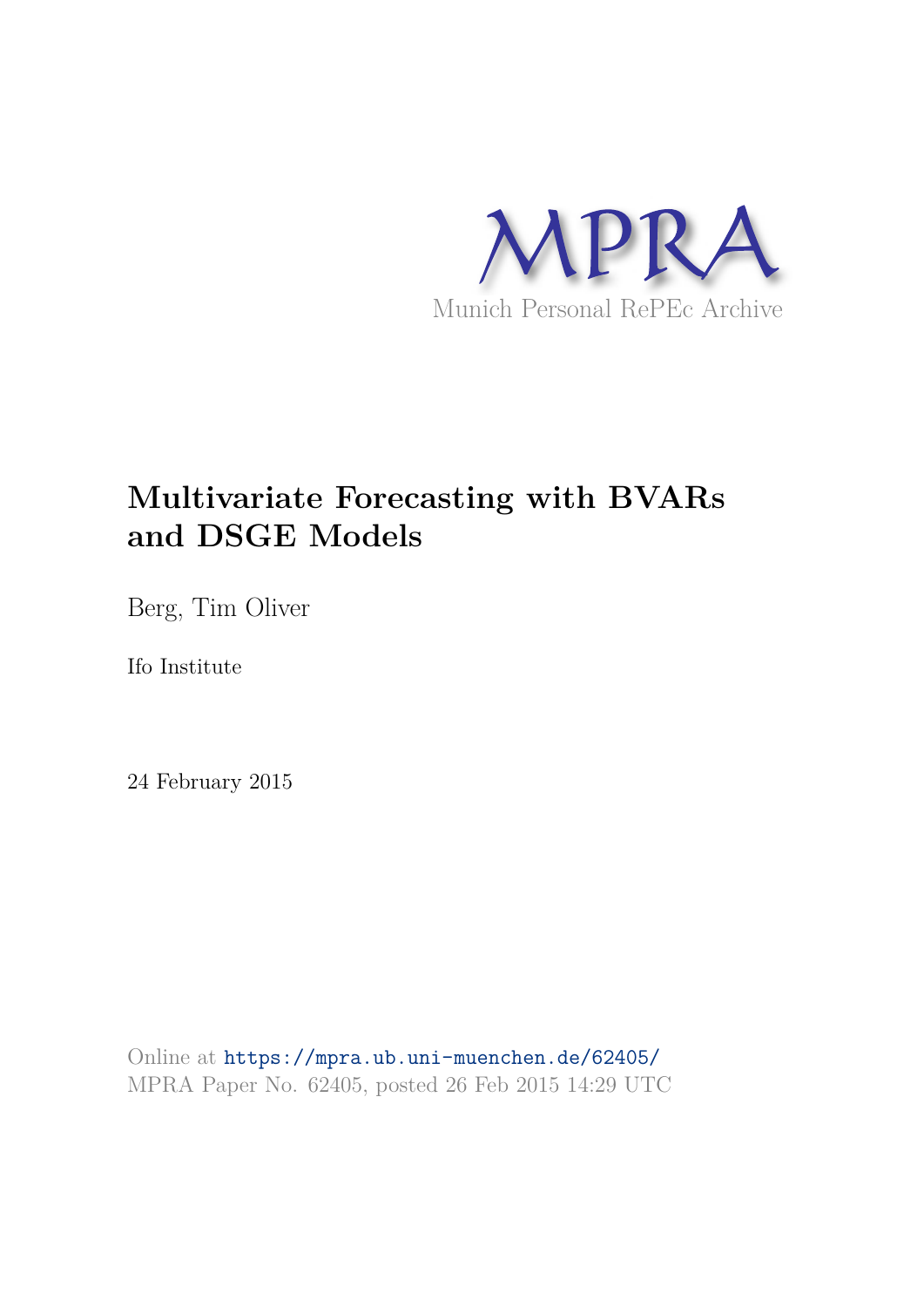MPRA

Munich Personal RePEc Archive

# Multivariate Forecasting with BVARs and DSGE Models

Berg, Tim Oliver

Ifo Institute

24 February 2015

Online at https://mpra.ub.uni-muenchen.de/62405/
MPRA Paper No. 62405, posted 26 Feb 2015 14:29 UTC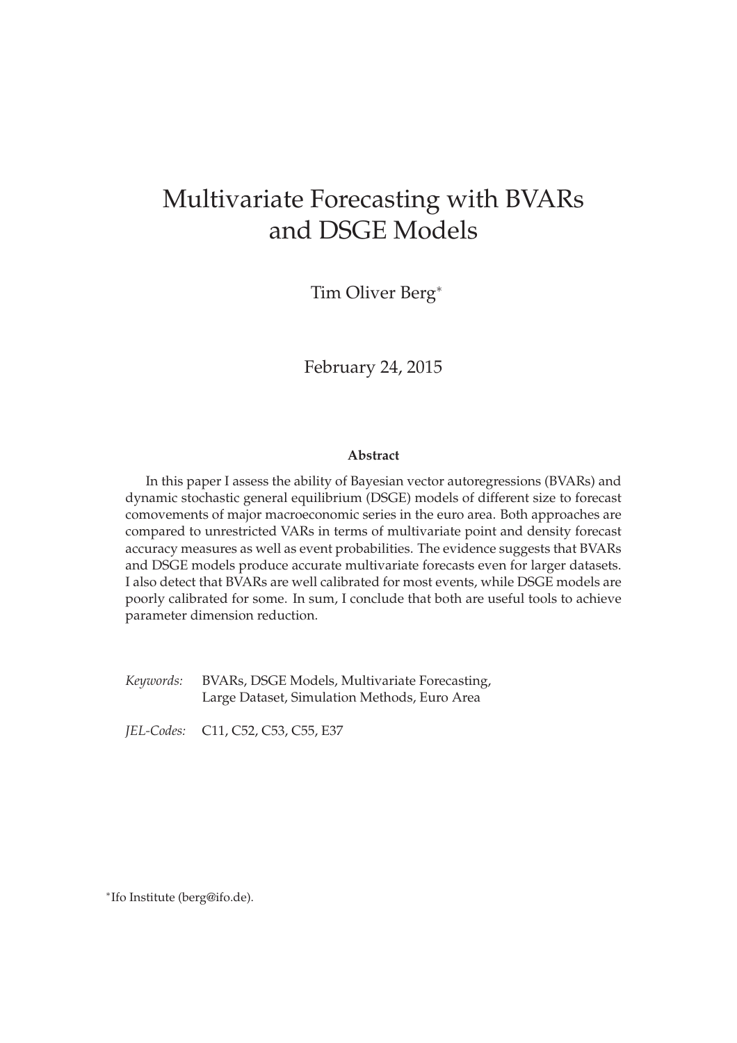# Multivariate Forecasting with BVARs and DSGE Models

Tim Oliver Berg[*]

February 24, 2015

**Abstract**

In this paper I assess the ability of Bayesian vector autoregressions (BVARs) and dynamic stochastic general equilibrium (DSGE) models of different size to forecast comovements of major macroeconomic series in the euro area. Both approaches are compared to unrestricted VARs in terms of multivariate point and density forecast accuracy measures as well as event probabilities. The evidence suggests that BVARs and DSGE models produce accurate multivariate forecasts even for larger datasets. I also detect that BVARs are well calibrated for most events, while DSGE models are poorly calibrated for some. In sum, I conclude that both are useful tools to achieve parameter dimension reduction.

*Keywords:* BVARs, DSGE Models, Multivariate Forecasting, Large Dataset, Simulation Methods, Euro Area

*JEL-Codes:* C11, C52, C53, C55, E37

[*] Ifo Institute (berg@ifo.de).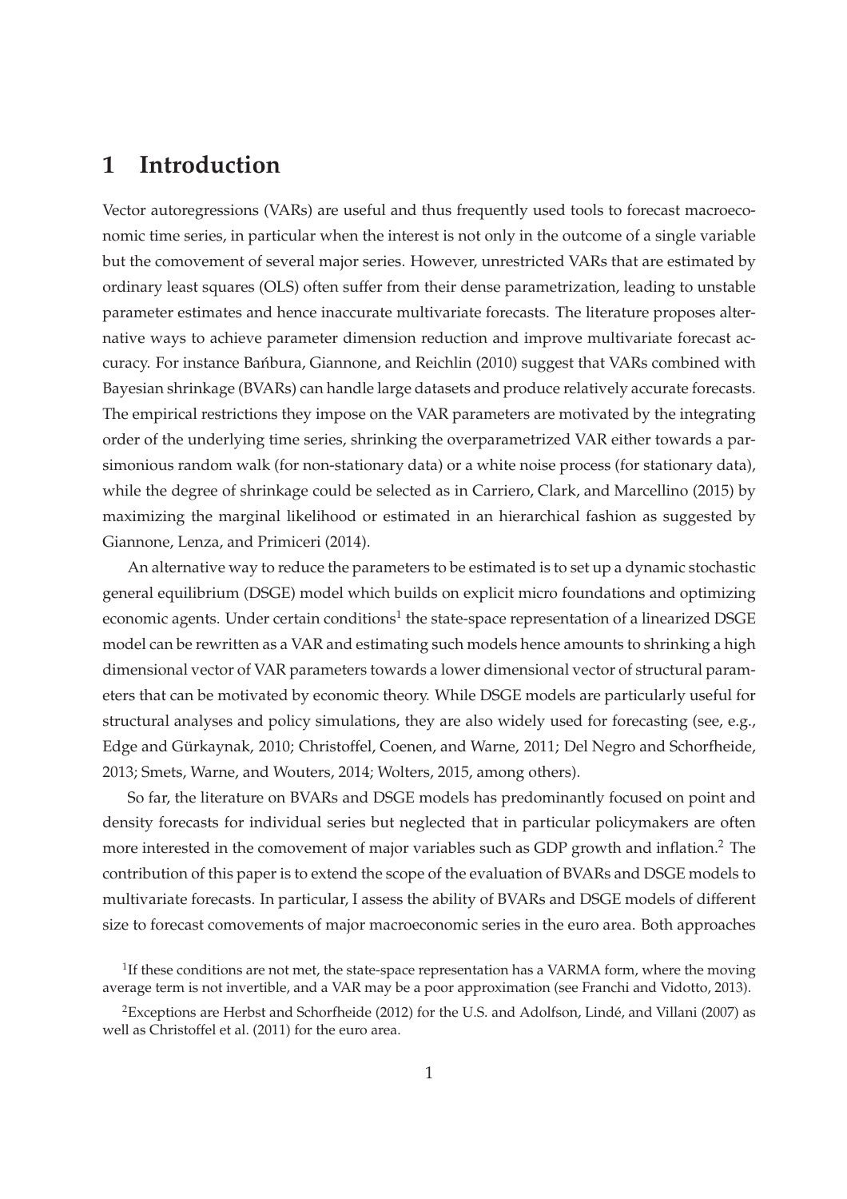# 1 Introduction

Vector autoregressions (VARs) are useful and thus frequently used tools to forecast macroeconomic time series, in particular when the interest is not only in the outcome of a single variable but the comovement of several major series. However, unrestricted VARs that are estimated by ordinary least squares (OLS) often suffer from their dense parametrization, leading to unstable parameter estimates and hence inaccurate multivariate forecasts. The literature proposes alternative ways to achieve parameter dimension reduction and improve multivariate forecast accuracy. For instance Bańbura, Giannone, and Reichlin (2010) suggest that VARs combined with Bayesian shrinkage (BVARs) can handle large datasets and produce relatively accurate forecasts. The empirical restrictions they impose on the VAR parameters are motivated by the integrating order of the underlying time series, shrinking the overparametrized VAR either towards a parsimonious random walk (for non-stationary data) or a white noise process (for stationary data), while the degree of shrinkage could be selected as in Carriero, Clark, and Marcellino (2015) by maximizing the marginal likelihood or estimated in an hierarchical fashion as suggested by Giannone, Lenza, and Primiceri (2014).

An alternative way to reduce the parameters to be estimated is to set up a dynamic stochastic general equilibrium (DSGE) model which builds on explicit micro foundations and optimizing economic agents. Under certain conditions[1] the state-space representation of a linearized DSGE model can be rewritten as a VAR and estimating such models hence amounts to shrinking a high dimensional vector of VAR parameters towards a lower dimensional vector of structural parameters that can be motivated by economic theory. While DSGE models are particularly useful for structural analyses and policy simulations, they are also widely used for forecasting (see, e.g., Edge and Gürkaynak, 2010; Christoffel, Coenen, and Warne, 2011; Del Negro and Schorfheide, 2013; Smets, Warne, and Wouters, 2014; Wolters, 2015, among others).

So far, the literature on BVARs and DSGE models has predominantly focused on point and density forecasts for individual series but neglected that in particular policymakers are often more interested in the comovement of major variables such as GDP growth and inflation.[2] The contribution of this paper is to extend the scope of the evaluation of BVARs and DSGE models to multivariate forecasts. In particular, I assess the ability of BVARs and DSGE models of different size to forecast comovements of major macroeconomic series in the euro area. Both approaches

[1] If these conditions are not met, the state-space representation has a VARMA form, where the moving average term is not invertible, and a VAR may be a poor approximation (see Franchi and Vidotto, 2013).

[2] Exceptions are Herbst and Schorfheide (2012) for the U.S. and Adolfson, Lindé, and Villani (2007) as well as Christoffel et al. (2011) for the euro area.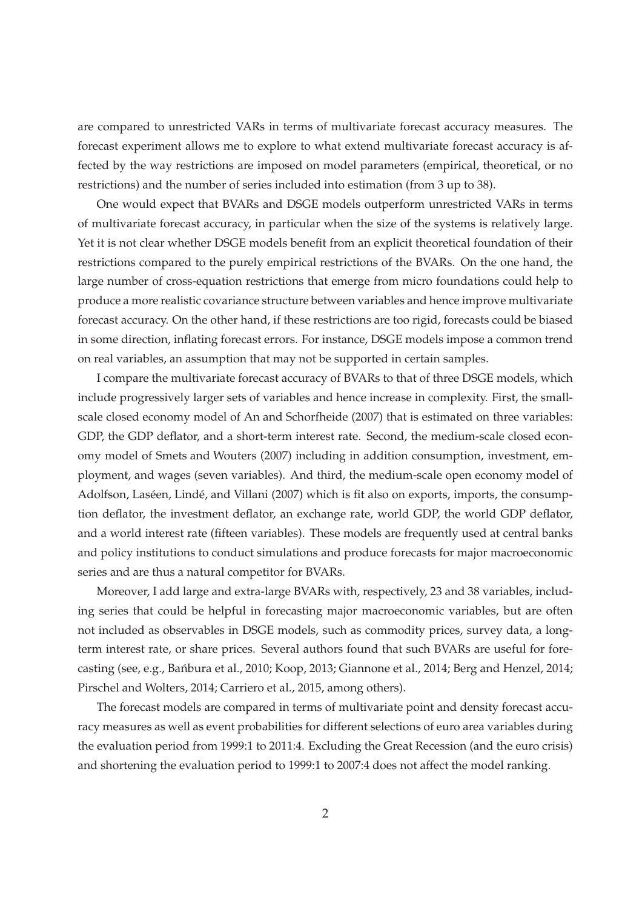are compared to unrestricted VARs in terms of multivariate forecast accuracy measures. The forecast experiment allows me to explore to what extend multivariate forecast accuracy is affected by the way restrictions are imposed on model parameters (empirical, theoretical, or no restrictions) and the number of series included into estimation (from 3 up to 38).

One would expect that BVARs and DSGE models outperform unrestricted VARs in terms of multivariate forecast accuracy, in particular when the size of the systems is relatively large. Yet it is not clear whether DSGE models benefit from an explicit theoretical foundation of their restrictions compared to the purely empirical restrictions of the BVARs. On the one hand, the large number of cross-equation restrictions that emerge from micro foundations could help to produce a more realistic covariance structure between variables and hence improve multivariate forecast accuracy. On the other hand, if these restrictions are too rigid, forecasts could be biased in some direction, inflating forecast errors. For instance, DSGE models impose a common trend on real variables, an assumption that may not be supported in certain samples.

I compare the multivariate forecast accuracy of BVARs to that of three DSGE models, which include progressively larger sets of variables and hence increase in complexity. First, the small-scale closed economy model of An and Schorfheide (2007) that is estimated on three variables: GDP, the GDP deflator, and a short-term interest rate. Second, the medium-scale closed economy model of Smets and Wouters (2007) including in addition consumption, investment, employment, and wages (seven variables). And third, the medium-scale open economy model of Adolfson, Laséen, Lindé, and Villani (2007) which is fit also on exports, imports, the consumption deflator, the investment deflator, an exchange rate, world GDP, the world GDP deflator, and a world interest rate (fifteen variables). These models are frequently used at central banks and policy institutions to conduct simulations and produce forecasts for major macroeconomic series and are thus a natural competitor for BVARs.

Moreover, I add large and extra-large BVARs with, respectively, 23 and 38 variables, including series that could be helpful in forecasting major macroeconomic variables, but are often not included as observables in DSGE models, such as commodity prices, survey data, a long-term interest rate, or share prices. Several authors found that such BVARs are useful for forecasting (see, e.g., Bańbura et al., 2010; Koop, 2013; Giannone et al., 2014; Berg and Henzel, 2014; Pirschel and Wolters, 2014; Carriero et al., 2015, among others).

The forecast models are compared in terms of multivariate point and density forecast accuracy measures as well as event probabilities for different selections of euro area variables during the evaluation period from 1999:1 to 2011:4. Excluding the Great Recession (and the euro crisis) and shortening the evaluation period to 1999:1 to 2007:4 does not affect the model ranking.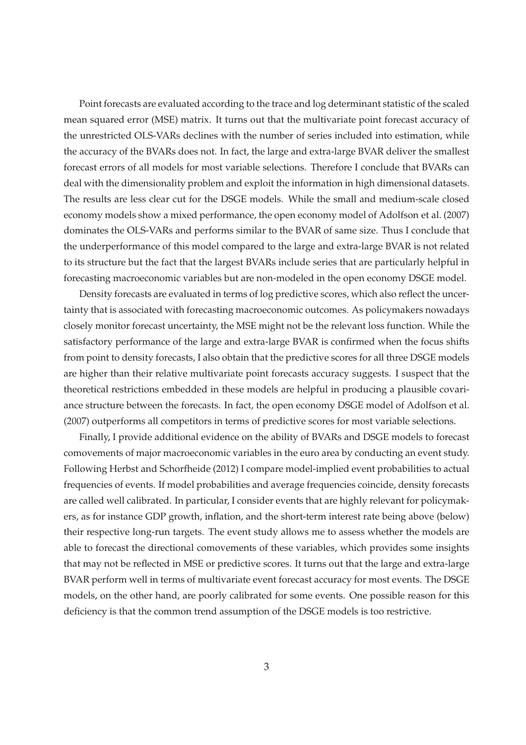Point forecasts are evaluated according to the trace and log determinant statistic of the scaled mean squared error (MSE) matrix. It turns out that the multivariate point forecast accuracy of the unrestricted OLS-VARs declines with the number of series included into estimation, while the accuracy of the BVARs does not. In fact, the large and extra-large BVAR deliver the smallest forecast errors of all models for most variable selections. Therefore I conclude that BVARs can deal with the dimensionality problem and exploit the information in high dimensional datasets. The results are less clear cut for the DSGE models. While the small and medium-scale closed economy models show a mixed performance, the open economy model of Adolfson et al. (2007) dominates the OLS-VARs and performs similar to the BVAR of same size. Thus I conclude that the underperformance of this model compared to the large and extra-large BVAR is not related to its structure but the fact that the largest BVARs include series that are particularly helpful in forecasting macroeconomic variables but are non-modeled in the open economy DSGE model.

Density forecasts are evaluated in terms of log predictive scores, which also reflect the uncertainty that is associated with forecasting macroeconomic outcomes. As policymakers nowadays closely monitor forecast uncertainty, the MSE might not be the relevant loss function. While the satisfactory performance of the large and extra-large BVAR is confirmed when the focus shifts from point to density forecasts, I also obtain that the predictive scores for all three DSGE models are higher than their relative multivariate point forecasts accuracy suggests. I suspect that the theoretical restrictions embedded in these models are helpful in producing a plausible covariance structure between the forecasts. In fact, the open economy DSGE model of Adolfson et al. (2007) outperforms all competitors in terms of predictive scores for most variable selections.

Finally, I provide additional evidence on the ability of BVARs and DSGE models to forecast comovements of major macroeconomic variables in the euro area by conducting an event study. Following Herbst and Schorfheide (2012) I compare model-implied event probabilities to actual frequencies of events. If model probabilities and average frequencies coincide, density forecasts are called well calibrated. In particular, I consider events that are highly relevant for policymakers, as for instance GDP growth, inflation, and the short-term interest rate being above (below) their respective long-run targets. The event study allows me to assess whether the models are able to forecast the directional comovements of these variables, which provides some insights that may not be reflected in MSE or predictive scores. It turns out that the large and extra-large BVAR perform well in terms of multivariate event forecast accuracy for most events. The DSGE models, on the other hand, are poorly calibrated for some events. One possible reason for this deficiency is that the common trend assumption of the DSGE models is too restrictive.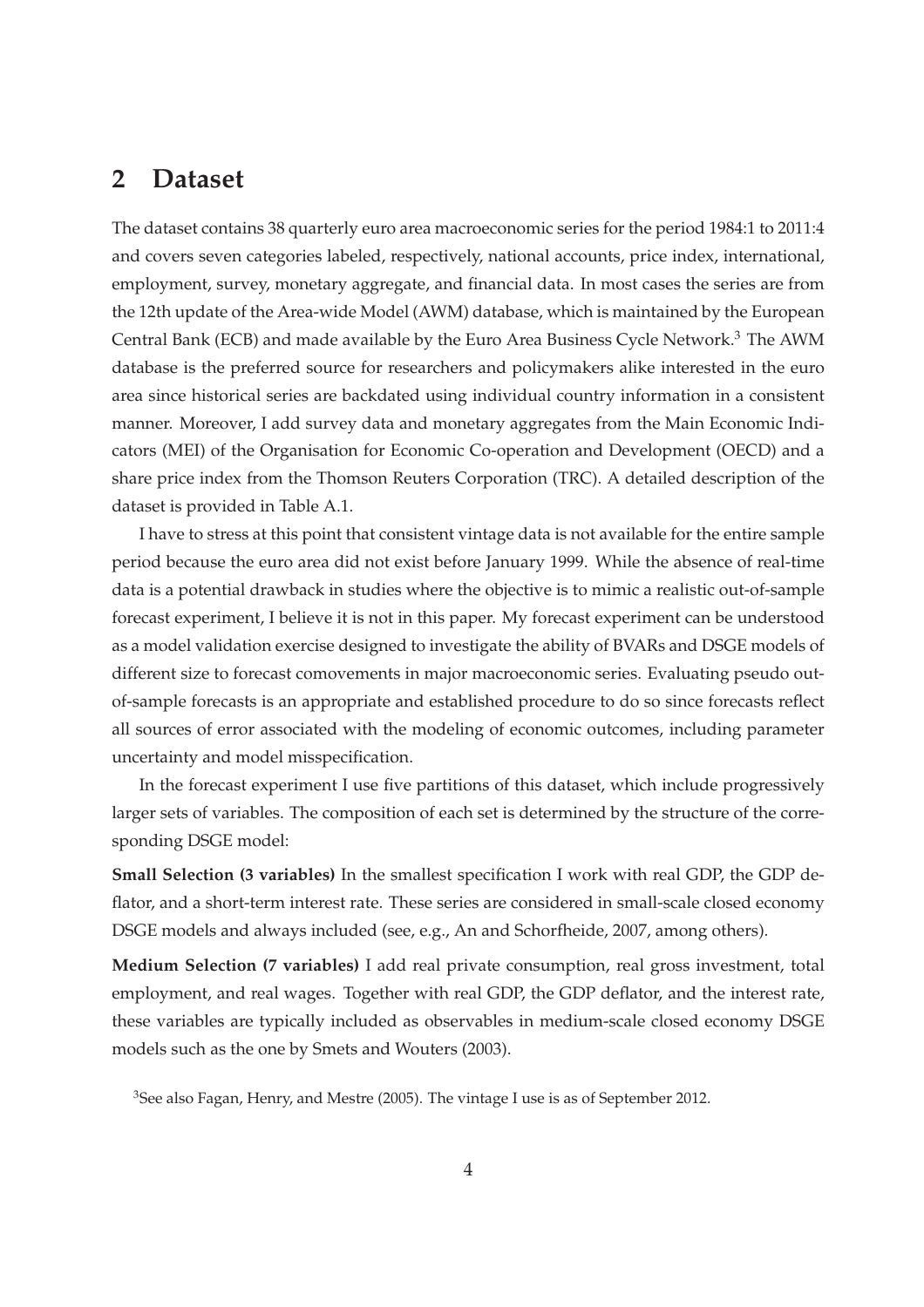## 2 Dataset

The dataset contains 38 quarterly euro area macroeconomic series for the period 1984:1 to 2011:4 and covers seven categories labeled, respectively, national accounts, price index, international, employment, survey, monetary aggregate, and financial data. In most cases the series are from the 12th update of the Area-wide Model (AWM) database, which is maintained by the European Central Bank (ECB) and made available by the Euro Area Business Cycle Network.[3] The AWM database is the preferred source for researchers and policymakers alike interested in the euro area since historical series are backdated using individual country information in a consistent manner. Moreover, I add survey data and monetary aggregates from the Main Economic Indicators (MEI) of the Organisation for Economic Co-operation and Development (OECD) and a share price index from the Thomson Reuters Corporation (TRC). A detailed description of the dataset is provided in Table A.1.

I have to stress at this point that consistent vintage data is not available for the entire sample period because the euro area did not exist before January 1999. While the absence of real-time data is a potential drawback in studies where the objective is to mimic a realistic out-of-sample forecast experiment, I believe it is not in this paper. My forecast experiment can be understood as a model validation exercise designed to investigate the ability of BVARs and DSGE models of different size to forecast comovements in major macroeconomic series. Evaluating pseudo out-of-sample forecasts is an appropriate and established procedure to do so since forecasts reflect all sources of error associated with the modeling of economic outcomes, including parameter uncertainty and model misspecification.

In the forecast experiment I use five partitions of this dataset, which include progressively larger sets of variables. The composition of each set is determined by the structure of the corresponding DSGE model:

**Small Selection (3 variables)** In the smallest specification I work with real GDP, the GDP deflator, and a short-term interest rate. These series are considered in small-scale closed economy DSGE models and always included (see, e.g., An and Schorfheide, 2007, among others).

**Medium Selection (7 variables)** I add real private consumption, real gross investment, total employment, and real wages. Together with real GDP, the GDP deflator, and the interest rate, these variables are typically included as observables in medium-scale closed economy DSGE models such as the one by Smets and Wouters (2003).

[3] See also Fagan, Henry, and Mestre (2005). The vintage I use is as of September 2012.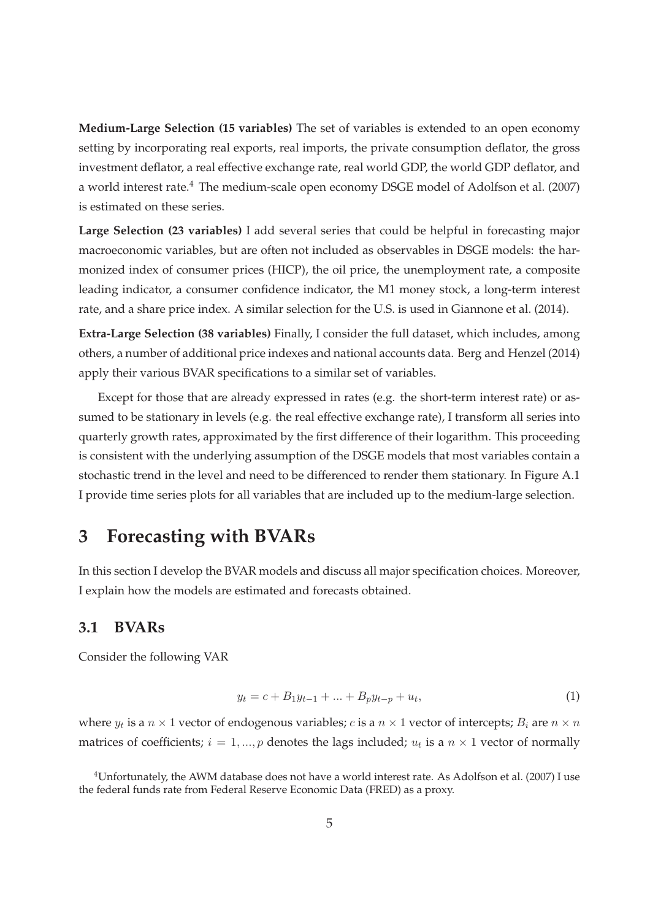**Medium-Large Selection (15 variables)** The set of variables is extended to an open economy setting by incorporating real exports, real imports, the private consumption deflator, the gross investment deflator, a real effective exchange rate, real world GDP, the world GDP deflator, and a world interest rate.[4] The medium-scale open economy DSGE model of Adolfson et al. (2007) is estimated on these series.

**Large Selection (23 variables)** I add several series that could be helpful in forecasting major macroeconomic variables, but are often not included as observables in DSGE models: the harmonized index of consumer prices (HICP), the oil price, the unemployment rate, a composite leading indicator, a consumer confidence indicator, the M1 money stock, a long-term interest rate, and a share price index. A similar selection for the U.S. is used in Giannone et al. (2014).

**Extra-Large Selection (38 variables)** Finally, I consider the full dataset, which includes, among others, a number of additional price indexes and national accounts data. Berg and Henzel (2014) apply their various BVAR specifications to a similar set of variables.

Except for those that are already expressed in rates (e.g. the short-term interest rate) or assumed to be stationary in levels (e.g. the real effective exchange rate), I transform all series into quarterly growth rates, approximated by the first difference of their logarithm. This proceeding is consistent with the underlying assumption of the DSGE models that most variables contain a stochastic trend in the level and need to be differenced to render them stationary. In Figure A.1 I provide time series plots for all variables that are included up to the medium-large selection.

# 3 Forecasting with BVARs

In this section I develop the BVAR models and discuss all major specification choices. Moreover, I explain how the models are estimated and forecasts obtained.

## 3.1 BVARs

Consider the following VAR

$$y_t = c + B_1 y_{t-1} + ... + B_p y_{t-p} + u_t, \tag{1}$$

where $y_t$ is a $n \times 1$ vector of endogenous variables; $c$ is a $n \times 1$ vector of intercepts; $B_i$ are $n \times n$ matrices of coefficients; $i = 1, ..., p$ denotes the lags included; $u_t$ is a $n \times 1$ vector of normally

[4] Unfortunately, the AWM database does not have a world interest rate. As Adolfson et al. (2007) I use the federal funds rate from Federal Reserve Economic Data (FRED) as a proxy.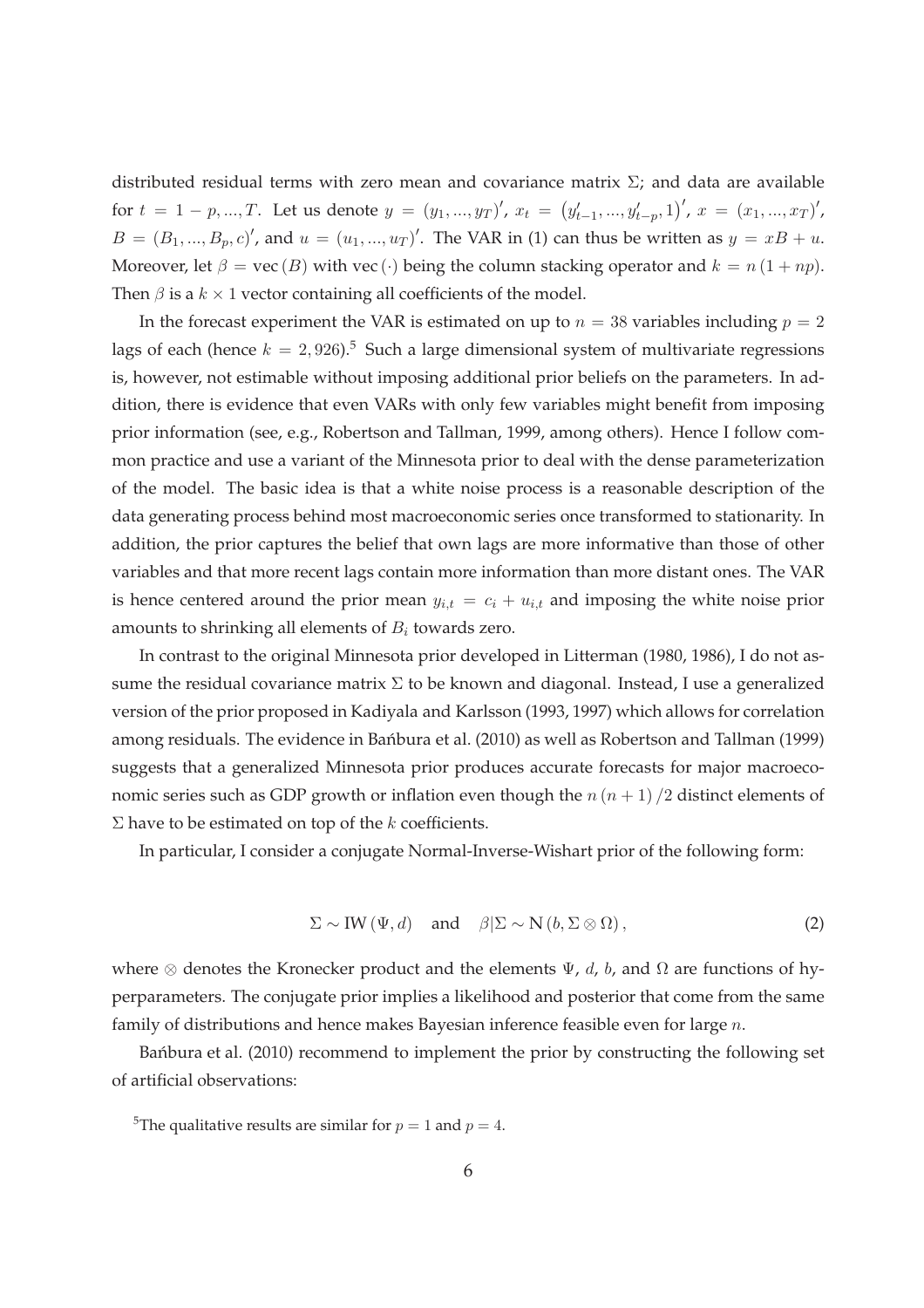distributed residual terms with zero mean and covariance matrix $\Sigma$; and data are available for $t = 1 - p, ..., T$. Let us denote $y = (y_1, ..., y_T)'$, $x_t = (y'_{t-1}, ..., y'_{t-p}, 1)'$, $x = (x_1, ..., x_T)'$, $B = (B_1, ..., B_p, c)'$, and $u = (u_1, ..., u_T)'$. The VAR in (1) can thus be written as $y = xB + u$. Moreover, let $\beta = \text{vec}(B)$ with $\text{vec}(\cdot)$ being the column stacking operator and $k = n(1 + np)$. Then $\beta$ is a $k \times 1$ vector containing all coefficients of the model.

In the forecast experiment the VAR is estimated on up to $n = 38$ variables including $p = 2$ lags of each (hence $k = 2,926$).[5] Such a large dimensional system of multivariate regressions is, however, not estimable without imposing additional prior beliefs on the parameters. In addition, there is evidence that even VARs with only few variables might benefit from imposing prior information (see, e.g., Robertson and Tallman, 1999, among others). Hence I follow common practice and use a variant of the Minnesota prior to deal with the dense parameterization of the model. The basic idea is that a white noise process is a reasonable description of the data generating process behind most macroeconomic series once transformed to stationarity. In addition, the prior captures the belief that own lags are more informative than those of other variables and that more recent lags contain more information than more distant ones. The VAR is hence centered around the prior mean $y_{i,t} = c_i + u_{i,t}$ and imposing the white noise prior amounts to shrinking all elements of $B_i$ towards zero.

In contrast to the original Minnesota prior developed in Litterman (1980, 1986), I do not assume the residual covariance matrix $\Sigma$ to be known and diagonal. Instead, I use a generalized version of the prior proposed in Kadiyala and Karlsson (1993, 1997) which allows for correlation among residuals. The evidence in Bańbura et al. (2010) as well as Robertson and Tallman (1999) suggests that a generalized Minnesota prior produces accurate forecasts for major macroeconomic series such as GDP growth or inflation even though the $n(n+1)/2$ distinct elements of $\Sigma$ have to be estimated on top of the $k$ coefficients.

In particular, I consider a conjugate Normal-Inverse-Wishart prior of the following form:

$$\Sigma \sim \text{IW}(\Psi, d) \quad \text{and} \quad \beta | \Sigma \sim \text{N}(b, \Sigma \otimes \Omega), \tag{2}$$

where $\otimes$ denotes the Kronecker product and the elements $\Psi$, $d$, $b$, and $\Omega$ are functions of hyperparameters. The conjugate prior implies a likelihood and posterior that come from the same family of distributions and hence makes Bayesian inference feasible even for large $n$.

Bańbura et al. (2010) recommend to implement the prior by constructing the following set of artificial observations:

[5] The qualitative results are similar for $p = 1$ and $p = 4$.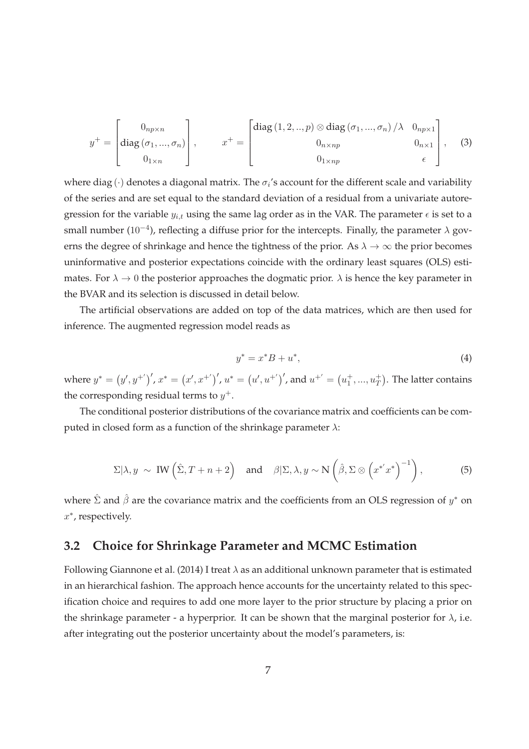$$
y^{+} = \begin{bmatrix} 0_{np\times n} \\ \text{diag}\left(\sigma_1, ..., \sigma_n\right) \\ 0_{1\times n} \end{bmatrix}, \qquad x^{+} = \begin{bmatrix} \text{diag}\left(1, 2, .., p\right) \otimes \text{diag}\left(\sigma_1, ..., \sigma_n\right)/\lambda & 0_{np\times 1} \\ 0_{n\times np} & 0_{n\times 1} \\ 0_{1\times np} & \epsilon \end{bmatrix}, \tag{3}
$$

where diag $(\cdot)$ denotes a diagonal matrix. The $\sigma_i$'s account for the different scale and variability of the series and are set equal to the standard deviation of a residual from a univariate autoregression for the variable $y_{i,t}$ using the same lag order as in the VAR. The parameter $\epsilon$ is set to a small number ($10^{-4}$), reflecting a diffuse prior for the intercepts. Finally, the parameter $\lambda$ governs the degree of shrinkage and hence the tightness of the prior. As $\lambda \to \infty$ the prior becomes uninformative and posterior expectations coincide with the ordinary least squares (OLS) estimates. For $\lambda \to 0$ the posterior approaches the dogmatic prior. $\lambda$ is hence the key parameter in the BVAR and its selection is discussed in detail below.

The artificial observations are added on top of the data matrices, which are then used for inference. The augmented regression model reads as

$$
y^{*} = x^{*}B + u^{*}, \tag{4}
$$

where $y^{*} = \left(y', y^{+'}\right)'$, $x^{*} = \left(x', x^{+'}\right)'$, $u^{*} = \left(u', u^{+'}\right)'$, and $u^{+'} = \left(u_1^{+}, ..., u_T^{+}\right)$. The latter contains the corresponding residual terms to $y^{+}$.

The conditional posterior distributions of the covariance matrix and coefficients can be computed in closed form as a function of the shrinkage parameter $\lambda$:

$$
\Sigma|\lambda, y \sim \text{IW}\left(\hat{\Sigma}, T + n + 2\right) \quad \text{and} \quad \beta|\Sigma, \lambda, y \sim \text{N}\left(\hat{\beta}, \Sigma \otimes \left(x^{*'}x^{*}\right)^{-1}\right), \tag{5}
$$

where $\hat{\Sigma}$ and $\hat{\beta}$ are the covariance matrix and the coefficients from an OLS regression of $y^{*}$ on $x^{*}$, respectively.

## 3.2 Choice for Shrinkage Parameter and MCMC Estimation

Following Giannone et al. (2014) I treat $\lambda$ as an additional unknown parameter that is estimated in an hierarchical fashion. The approach hence accounts for the uncertainty related to this specification choice and requires to add one more layer to the prior structure by placing a prior on the shrinkage parameter - a hyperprior. It can be shown that the marginal posterior for $\lambda$, i.e. after integrating out the posterior uncertainty about the model's parameters, is: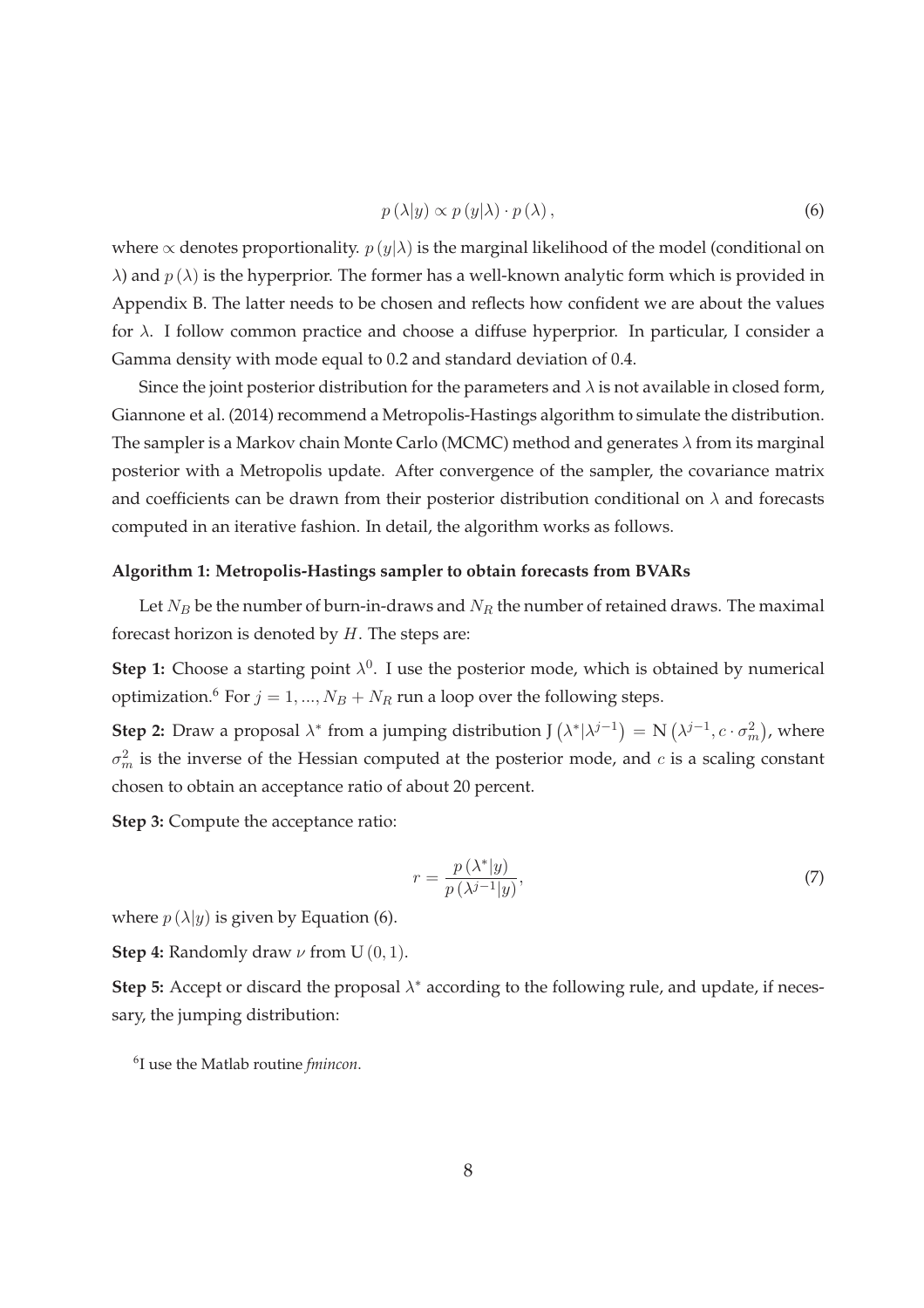$$p(\lambda|y) \propto p(y|\lambda) \cdot p(\lambda), \tag{6}$$

where $\propto$ denotes proportionality. $p(y|\lambda)$ is the marginal likelihood of the model (conditional on $\lambda$) and $p(\lambda)$ is the hyperprior. The former has a well-known analytic form which is provided in Appendix B. The latter needs to be chosen and reflects how confident we are about the values for $\lambda$. I follow common practice and choose a diffuse hyperprior. In particular, I consider a Gamma density with mode equal to 0.2 and standard deviation of 0.4.

Since the joint posterior distribution for the parameters and $\lambda$ is not available in closed form, Giannone et al. (2014) recommend a Metropolis-Hastings algorithm to simulate the distribution. The sampler is a Markov chain Monte Carlo (MCMC) method and generates $\lambda$ from its marginal posterior with a Metropolis update. After convergence of the sampler, the covariance matrix and coefficients can be drawn from their posterior distribution conditional on $\lambda$ and forecasts computed in an iterative fashion. In detail, the algorithm works as follows.

**Algorithm 1: Metropolis-Hastings sampler to obtain forecasts from BVARs**

Let $N_B$ be the number of burn-in-draws and $N_R$ the number of retained draws. The maximal forecast horizon is denoted by $H$. The steps are:

**Step 1:** Choose a starting point $\lambda^0$. I use the posterior mode, which is obtained by numerical optimization.[6] For $j = 1, ..., N_B + N_R$ run a loop over the following steps.

**Step 2:** Draw a proposal $\lambda^*$ from a jumping distribution $\mathrm{J}\left(\lambda^*|\lambda^{j-1}\right) = \mathrm{N}\left(\lambda^{j-1}, c \cdot \sigma_m^2\right)$, where $\sigma_m^2$ is the inverse of the Hessian computed at the posterior mode, and $c$ is a scaling constant chosen to obtain an acceptance ratio of about 20 percent.

**Step 3:** Compute the acceptance ratio:

$$r = \frac{p\left(\lambda^*|y\right)}{p\left(\lambda^{j-1}|y\right)}, \tag{7}$$

where $p(\lambda|y)$ is given by Equation (6).

**Step 4:** Randomly draw $\nu$ from $\mathrm{U}(0, 1)$.

**Step 5:** Accept or discard the proposal $\lambda^*$ according to the following rule, and update, if necessary, the jumping distribution:

[6] I use the Matlab routine *fmincon*.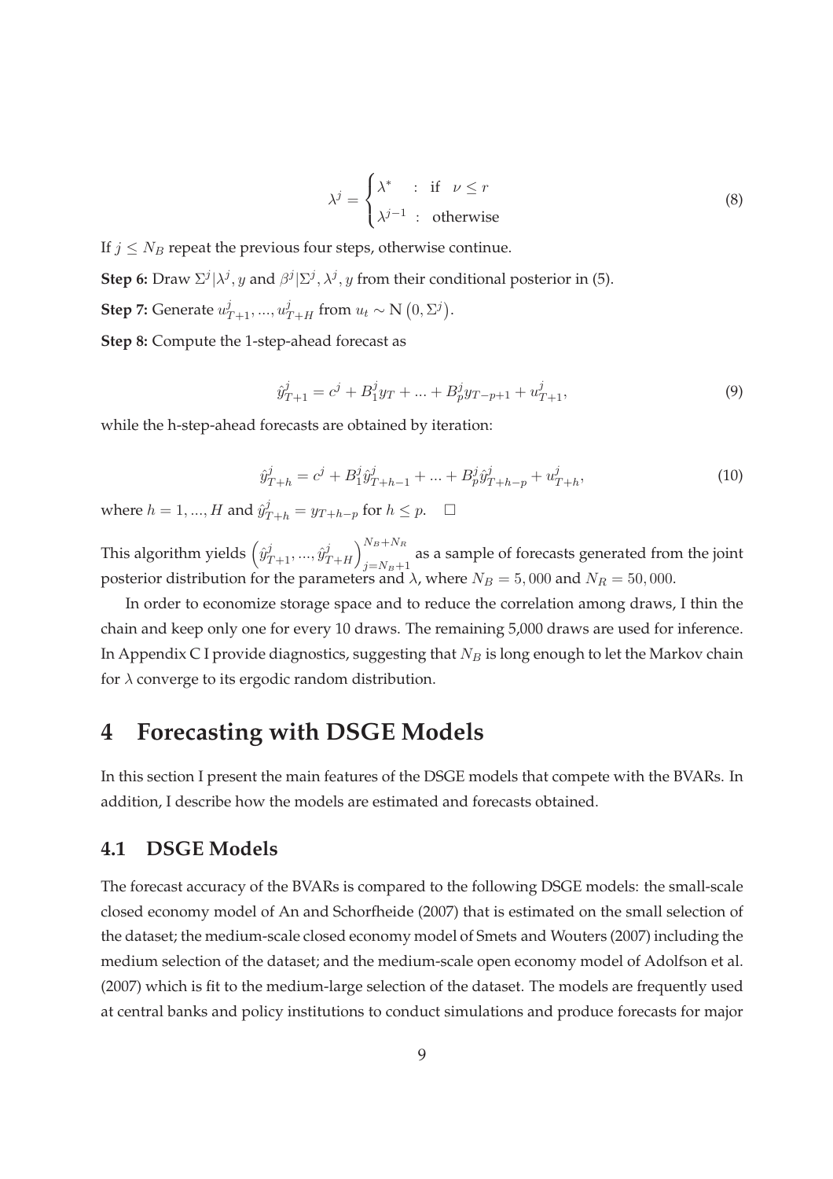$$\lambda^j = \begin{cases} \lambda^* & : \text{ if } \nu \leq r \\ \lambda^{j-1} & : \text{ otherwise} \end{cases} \tag{8}$$

If $j \leq N_B$ repeat the previous four steps, otherwise continue.

**Step 6:** Draw $\Sigma^j|\lambda^j, y$ and $\beta^j|\Sigma^j, \lambda^j, y$ from their conditional posterior in (5).

**Step 7:** Generate $u^j_{T+1}, ..., u^j_{T+H}$ from $u_t \sim \mathrm{N}\left(0, \Sigma^j\right)$.

**Step 8:** Compute the 1-step-ahead forecast as

$$\hat{y}^j_{T+1} = c^j + B^j_1 y_T + ... + B^j_p y_{T-p+1} + u^j_{T+1}, \tag{9}$$

while the h-step-ahead forecasts are obtained by iteration:

$$\hat{y}^j_{T+h} = c^j + B^j_1 \hat{y}^j_{T+h-1} + ... + B^j_p \hat{y}^j_{T+h-p} + u^j_{T+h}, \tag{10}$$

where $h = 1, ..., H$ and $\hat{y}^j_{T+h} = y_{T+h-p}$ for $h \leq p$. $\square$

This algorithm yields $\left(\hat{y}^j_{T+1}, ..., \hat{y}^j_{T+H}\right)^{N_B+N_R}_{j=N_B+1}$ as a sample of forecasts generated from the joint posterior distribution for the parameters and $\lambda$, where $N_B = 5,000$ and $N_R = 50,000$.

In order to economize storage space and to reduce the correlation among draws, I thin the chain and keep only one for every 10 draws. The remaining 5,000 draws are used for inference. In Appendix C I provide diagnostics, suggesting that $N_B$ is long enough to let the Markov chain for $\lambda$ converge to its ergodic random distribution.

# 4 Forecasting with DSGE Models

In this section I present the main features of the DSGE models that compete with the BVARs. In addition, I describe how the models are estimated and forecasts obtained.

## 4.1 DSGE Models

The forecast accuracy of the BVARs is compared to the following DSGE models: the small-scale closed economy model of An and Schorfheide (2007) that is estimated on the small selection of the dataset; the medium-scale closed economy model of Smets and Wouters (2007) including the medium selection of the dataset; and the medium-scale open economy model of Adolfson et al. (2007) which is fit to the medium-large selection of the dataset. The models are frequently used at central banks and policy institutions to conduct simulations and produce forecasts for major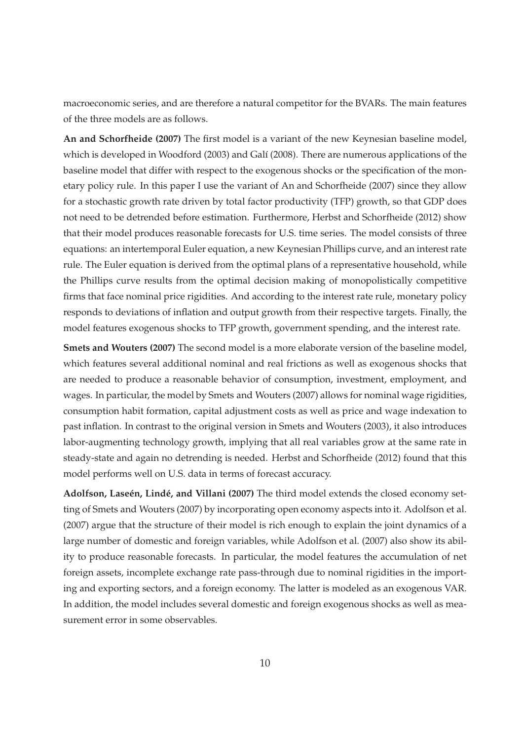macroeconomic series, and are therefore a natural competitor for the BVARs. The main features of the three models are as follows.

**An and Schorfheide (2007)** The first model is a variant of the new Keynesian baseline model, which is developed in Woodford (2003) and Galí (2008). There are numerous applications of the baseline model that differ with respect to the exogenous shocks or the specification of the monetary policy rule. In this paper I use the variant of An and Schorfheide (2007) since they allow for a stochastic growth rate driven by total factor productivity (TFP) growth, so that GDP does not need to be detrended before estimation. Furthermore, Herbst and Schorfheide (2012) show that their model produces reasonable forecasts for U.S. time series. The model consists of three equations: an intertemporal Euler equation, a new Keynesian Phillips curve, and an interest rate rule. The Euler equation is derived from the optimal plans of a representative household, while the Phillips curve results from the optimal decision making of monopolistically competitive firms that face nominal price rigidities. And according to the interest rate rule, monetary policy responds to deviations of inflation and output growth from their respective targets. Finally, the model features exogenous shocks to TFP growth, government spending, and the interest rate.

**Smets and Wouters (2007)** The second model is a more elaborate version of the baseline model, which features several additional nominal and real frictions as well as exogenous shocks that are needed to produce a reasonable behavior of consumption, investment, employment, and wages. In particular, the model by Smets and Wouters (2007) allows for nominal wage rigidities, consumption habit formation, capital adjustment costs as well as price and wage indexation to past inflation. In contrast to the original version in Smets and Wouters (2003), it also introduces labor-augmenting technology growth, implying that all real variables grow at the same rate in steady-state and again no detrending is needed. Herbst and Schorfheide (2012) found that this model performs well on U.S. data in terms of forecast accuracy.

**Adolfson, Laseén, Lindé, and Villani (2007)** The third model extends the closed economy setting of Smets and Wouters (2007) by incorporating open economy aspects into it. Adolfson et al. (2007) argue that the structure of their model is rich enough to explain the joint dynamics of a large number of domestic and foreign variables, while Adolfson et al. (2007) also show its ability to produce reasonable forecasts. In particular, the model features the accumulation of net foreign assets, incomplete exchange rate pass-through due to nominal rigidities in the importing and exporting sectors, and a foreign economy. The latter is modeled as an exogenous VAR. In addition, the model includes several domestic and foreign exogenous shocks as well as measurement error in some observables.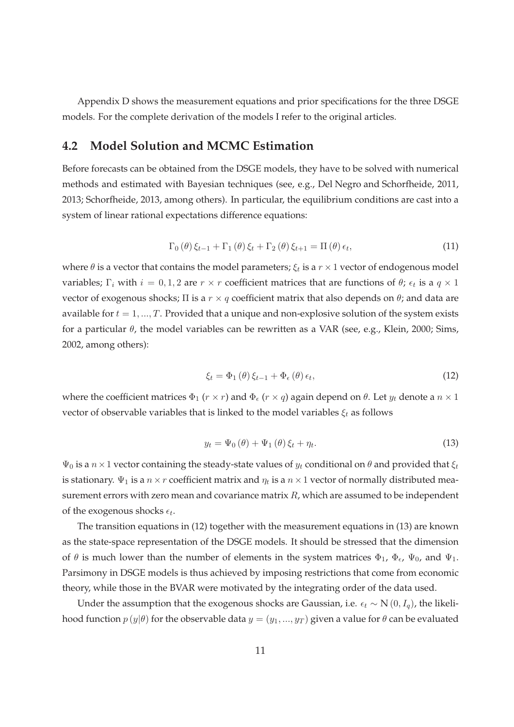Appendix D shows the measurement equations and prior specifications for the three DSGE models. For the complete derivation of the models I refer to the original articles.

## 4.2 Model Solution and MCMC Estimation

Before forecasts can be obtained from the DSGE models, they have to be solved with numerical methods and estimated with Bayesian techniques (see, e.g., Del Negro and Schorfheide, 2011, 2013; Schorfheide, 2013, among others). In particular, the equilibrium conditions are cast into a system of linear rational expectations difference equations:

$$\Gamma_0(\theta)\,\xi_{t-1} + \Gamma_1(\theta)\,\xi_t + \Gamma_2(\theta)\,\xi_{t+1} = \Pi(\theta)\,\epsilon_t, \tag{11}$$

where $\theta$ is a vector that contains the model parameters; $\xi_t$ is a $r \times 1$ vector of endogenous model variables; $\Gamma_i$ with $i = 0, 1, 2$ are $r \times r$ coefficient matrices that are functions of $\theta$; $\epsilon_t$ is a $q \times 1$ vector of exogenous shocks; $\Pi$ is a $r \times q$ coefficient matrix that also depends on $\theta$; and data are available for $t = 1, ..., T$. Provided that a unique and non-explosive solution of the system exists for a particular $\theta$, the model variables can be rewritten as a VAR (see, e.g., Klein, 2000; Sims, 2002, among others):

$$\xi_t = \Phi_1(\theta)\,\xi_{t-1} + \Phi_\epsilon(\theta)\,\epsilon_t, \tag{12}$$

where the coefficient matrices $\Phi_1$ ($r \times r$) and $\Phi_\epsilon$ ($r \times q$) again depend on $\theta$. Let $y_t$ denote a $n \times 1$ vector of observable variables that is linked to the model variables $\xi_t$ as follows

$$y_t = \Psi_0(\theta) + \Psi_1(\theta)\,\xi_t + \eta_t. \tag{13}$$

$\Psi_0$ is a $n \times 1$ vector containing the steady-state values of $y_t$ conditional on $\theta$ and provided that $\xi_t$ is stationary. $\Psi_1$ is a $n \times r$ coefficient matrix and $\eta_t$ is a $n \times 1$ vector of normally distributed measurement errors with zero mean and covariance matrix $R$, which are assumed to be independent of the exogenous shocks $\epsilon_t$.

The transition equations in (12) together with the measurement equations in (13) are known as the state-space representation of the DSGE models. It should be stressed that the dimension of $\theta$ is much lower than the number of elements in the system matrices $\Phi_1$, $\Phi_\epsilon$, $\Psi_0$, and $\Psi_1$. Parsimony in DSGE models is thus achieved by imposing restrictions that come from economic theory, while those in the BVAR were motivated by the integrating order of the data used.

Under the assumption that the exogenous shocks are Gaussian, i.e. $\epsilon_t \sim \mathrm{N}(0, I_q)$, the likelihood function $p(y|\theta)$ for the observable data $y = (y_1, ..., y_T)$ given a value for $\theta$ can be evaluated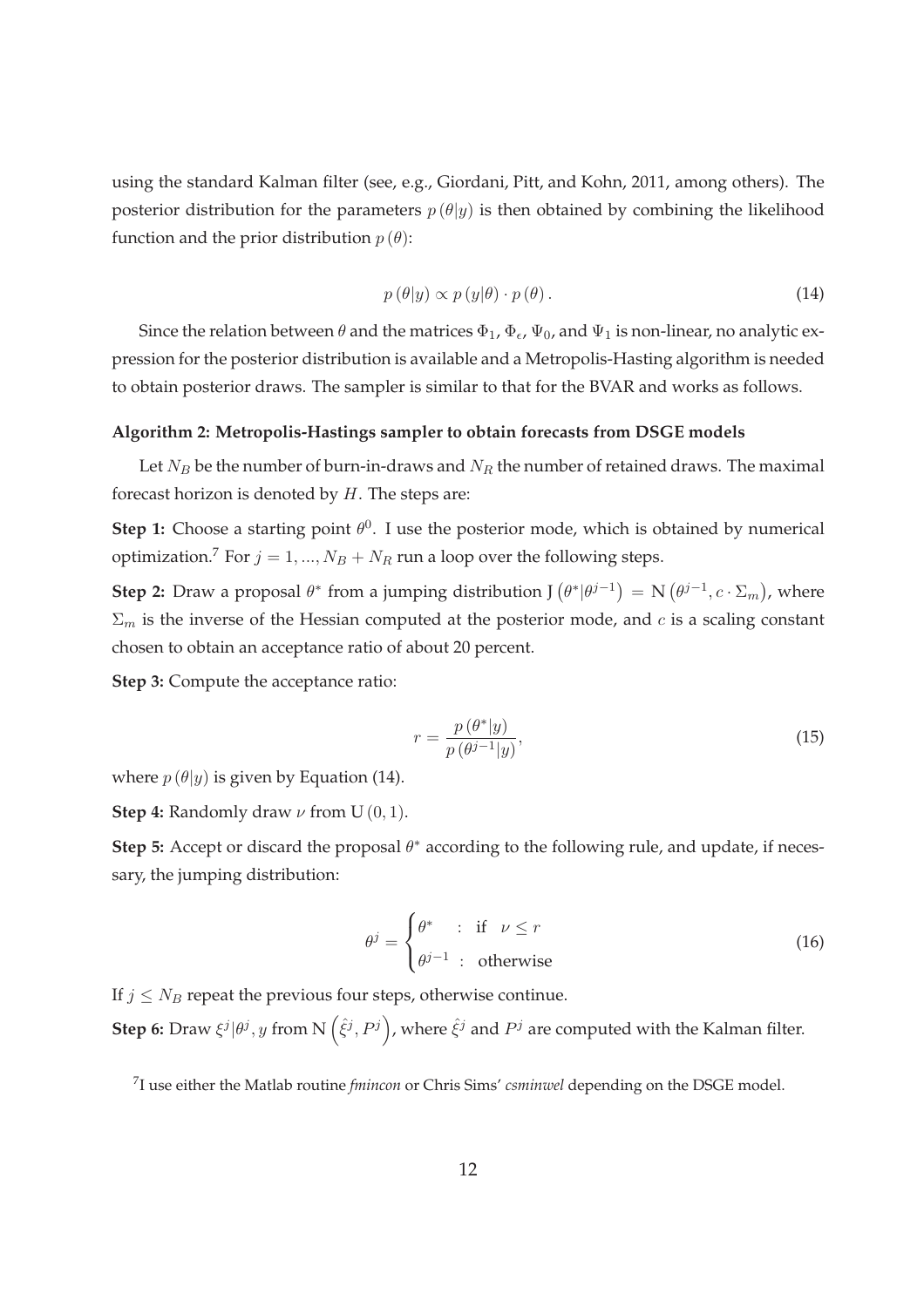using the standard Kalman filter (see, e.g., Giordani, Pitt, and Kohn, 2011, among others). The posterior distribution for the parameters $p(\theta|y)$ is then obtained by combining the likelihood function and the prior distribution $p(\theta)$:

$$p(\theta|y) \propto p(y|\theta) \cdot p(\theta). \tag{14}$$

Since the relation between $\theta$ and the matrices $\Phi_1$, $\Phi_\epsilon$, $\Psi_0$, and $\Psi_1$ is non-linear, no analytic expression for the posterior distribution is available and a Metropolis-Hasting algorithm is needed to obtain posterior draws. The sampler is similar to that for the BVAR and works as follows.

**Algorithm 2: Metropolis-Hastings sampler to obtain forecasts from DSGE models**

Let $N_B$ be the number of burn-in-draws and $N_R$ the number of retained draws. The maximal forecast horizon is denoted by $H$. The steps are:

**Step 1:** Choose a starting point $\theta^0$. I use the posterior mode, which is obtained by numerical optimization.[7] For $j = 1, ..., N_B + N_R$ run a loop over the following steps.

**Step 2:** Draw a proposal $\theta^*$ from a jumping distribution $\text{J}\left(\theta^*|\theta^{j-1}\right) = \text{N}\left(\theta^{j-1}, c \cdot \Sigma_m\right)$, where $\Sigma_m$ is the inverse of the Hessian computed at the posterior mode, and $c$ is a scaling constant chosen to obtain an acceptance ratio of about 20 percent.

**Step 3:** Compute the acceptance ratio:

$$r = \frac{p(\theta^*|y)}{p(\theta^{j-1}|y)}, \tag{15}$$

where $p(\theta|y)$ is given by Equation (14).

**Step 4:** Randomly draw $\nu$ from $\text{U}(0, 1)$.

**Step 5:** Accept or discard the proposal $\theta^*$ according to the following rule, and update, if necessary, the jumping distribution:

$$\theta^j = \begin{cases} \theta^* & : \text{ if } \nu \leq r \\ \theta^{j-1} & : \text{ otherwise} \end{cases} \tag{16}$$

If $j \leq N_B$ repeat the previous four steps, otherwise continue.

**Step 6:** Draw $\xi^j|\theta^j, y$ from $\text{N}\left(\hat{\xi}^j, P^j\right)$, where $\hat{\xi}^j$ and $P^j$ are computed with the Kalman filter.

[7] I use either the Matlab routine *fmincon* or Chris Sims' *csminwel* depending on the DSGE model.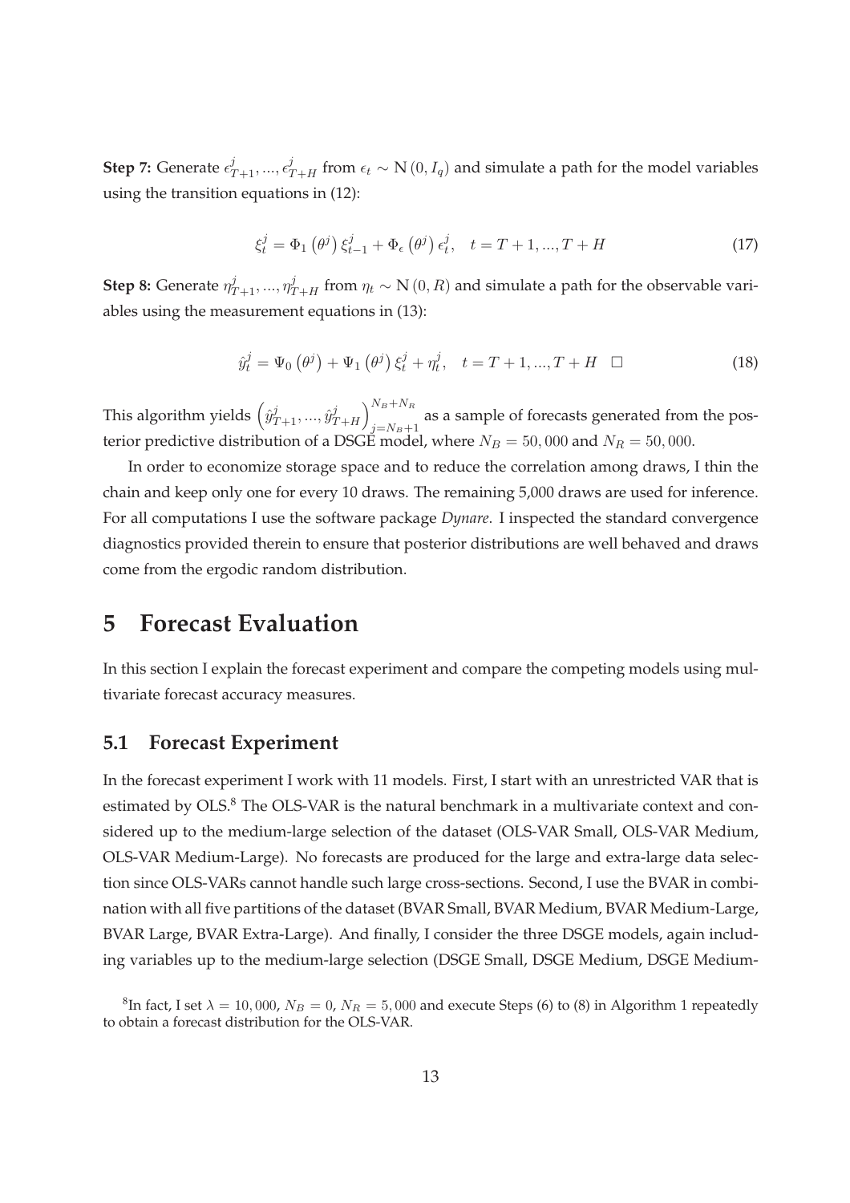**Step 7:** Generate $\epsilon^j_{T+1}, ..., \epsilon^j_{T+H}$ from $\epsilon_t \sim \mathrm{N}(0, I_q)$ and simulate a path for the model variables using the transition equations in (12):

$$\xi^j_t = \Phi_1(\theta^j)\, \xi^j_{t-1} + \Phi_\epsilon(\theta^j)\, \epsilon^j_t, \quad t = T+1, ..., T+H \tag{17}$$

**Step 8:** Generate $\eta^j_{T+1}, ..., \eta^j_{T+H}$ from $\eta_t \sim \mathrm{N}(0, R)$ and simulate a path for the observable variables using the measurement equations in (13):

$$\hat{y}^j_t = \Psi_0(\theta^j) + \Psi_1(\theta^j)\, \xi^j_t + \eta^j_t, \quad t = T+1, ..., T+H \quad \square \tag{18}$$

This algorithm yields $\left(\hat{y}^j_{T+1}, ..., \hat{y}^j_{T+H}\right)^{N_B+N_R}_{j=N_B+1}$ as a sample of forecasts generated from the posterior predictive distribution of a DSGE model, where $N_B = 50,000$ and $N_R = 50,000$.

In order to economize storage space and to reduce the correlation among draws, I thin the chain and keep only one for every 10 draws. The remaining 5,000 draws are used for inference. For all computations I use the software package *Dynare*. I inspected the standard convergence diagnostics provided therein to ensure that posterior distributions are well behaved and draws come from the ergodic random distribution.

# 5 Forecast Evaluation

In this section I explain the forecast experiment and compare the competing models using multivariate forecast accuracy measures.

## 5.1 Forecast Experiment

In the forecast experiment I work with 11 models. First, I start with an unrestricted VAR that is estimated by OLS.[8] The OLS-VAR is the natural benchmark in a multivariate context and considered up to the medium-large selection of the dataset (OLS-VAR Small, OLS-VAR Medium, OLS-VAR Medium-Large). No forecasts are produced for the large and extra-large data selection since OLS-VARs cannot handle such large cross-sections. Second, I use the BVAR in combination with all five partitions of the dataset (BVAR Small, BVAR Medium, BVAR Medium-Large, BVAR Large, BVAR Extra-Large). And finally, I consider the three DSGE models, again including variables up to the medium-large selection (DSGE Small, DSGE Medium, DSGE Medium-

[8] In fact, I set $\lambda = 10,000$, $N_B = 0$, $N_R = 5,000$ and execute Steps (6) to (8) in Algorithm 1 repeatedly to obtain a forecast distribution for the OLS-VAR.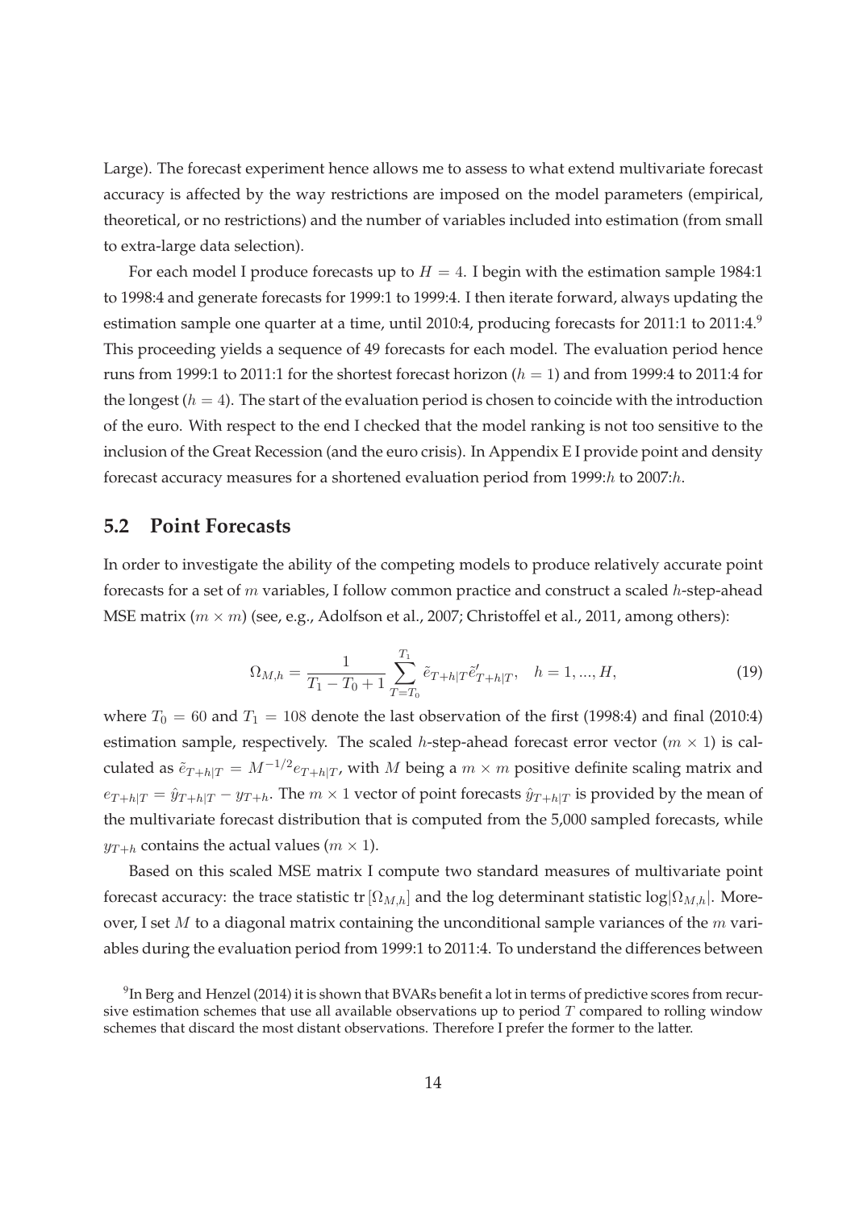Large). The forecast experiment hence allows me to assess to what extend multivariate forecast accuracy is affected by the way restrictions are imposed on the model parameters (empirical, theoretical, or no restrictions) and the number of variables included into estimation (from small to extra-large data selection).

For each model I produce forecasts up to $H = 4$. I begin with the estimation sample 1984:1 to 1998:4 and generate forecasts for 1999:1 to 1999:4. I then iterate forward, always updating the estimation sample one quarter at a time, until 2010:4, producing forecasts for 2011:1 to 2011:4.[9] This proceeding yields a sequence of 49 forecasts for each model. The evaluation period hence runs from 1999:1 to 2011:1 for the shortest forecast horizon ($h = 1$) and from 1999:4 to 2011:4 for the longest ($h = 4$). The start of the evaluation period is chosen to coincide with the introduction of the euro. With respect to the end I checked that the model ranking is not too sensitive to the inclusion of the Great Recession (and the euro crisis). In Appendix E I provide point and density forecast accuracy measures for a shortened evaluation period from 1999:$h$ to 2007:$h$.

## 5.2 Point Forecasts

In order to investigate the ability of the competing models to produce relatively accurate point forecasts for a set of $m$ variables, I follow common practice and construct a scaled $h$-step-ahead MSE matrix ($m \times m$) (see, e.g., Adolfson et al., 2007; Christoffel et al., 2011, among others):

$$\Omega_{M,h} = \frac{1}{T_1 - T_0 + 1} \sum_{T=T_0}^{T_1} \tilde{e}_{T+h|T} \tilde{e}'_{T+h|T}, \quad h = 1, ..., H, \tag{19}$$

where $T_0 = 60$ and $T_1 = 108$ denote the last observation of the first (1998:4) and final (2010:4) estimation sample, respectively. The scaled $h$-step-ahead forecast error vector ($m \times 1$) is calculated as $\tilde{e}_{T+h|T} = M^{-1/2} e_{T+h|T}$, with $M$ being a $m \times m$ positive definite scaling matrix and $e_{T+h|T} = \hat{y}_{T+h|T} - y_{T+h}$. The $m \times 1$ vector of point forecasts $\hat{y}_{T+h|T}$ is provided by the mean of the multivariate forecast distribution that is computed from the 5,000 sampled forecasts, while $y_{T+h}$ contains the actual values ($m \times 1$).

Based on this scaled MSE matrix I compute two standard measures of multivariate point forecast accuracy: the trace statistic tr $[\Omega_{M,h}]$ and the log determinant statistic log$|\Omega_{M,h}|$. Moreover, I set $M$ to a diagonal matrix containing the unconditional sample variances of the $m$ variables during the evaluation period from 1999:1 to 2011:4. To understand the differences between

[9] In Berg and Henzel (2014) it is shown that BVARs benefit a lot in terms of predictive scores from recursive estimation schemes that use all available observations up to period $T$ compared to rolling window schemes that discard the most distant observations. Therefore I prefer the former to the latter.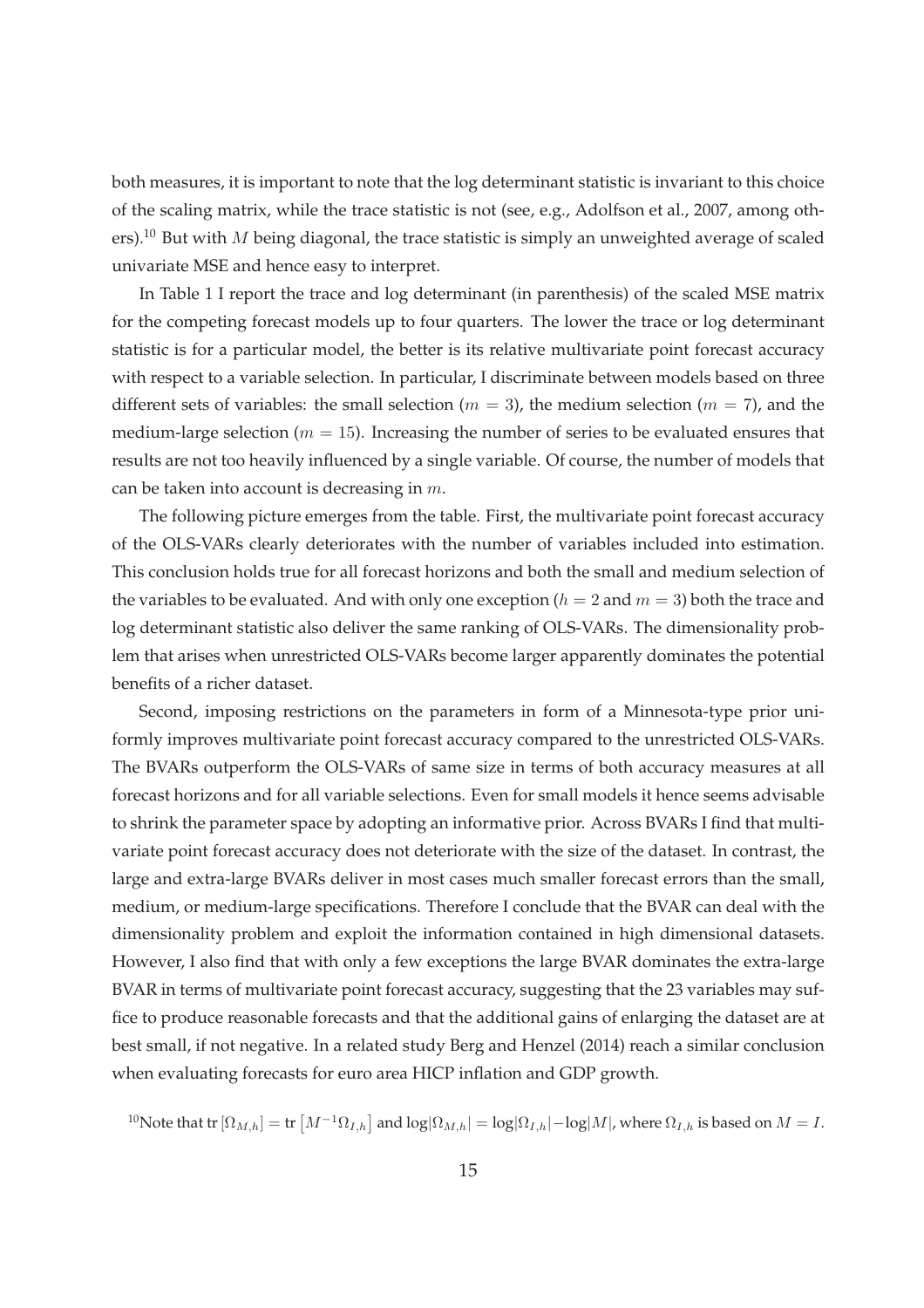both measures, it is important to note that the log determinant statistic is invariant to this choice of the scaling matrix, while the trace statistic is not (see, e.g., Adolfson et al., 2007, among others).[10] But with $M$ being diagonal, the trace statistic is simply an unweighted average of scaled univariate MSE and hence easy to interpret.

In Table 1 I report the trace and log determinant (in parenthesis) of the scaled MSE matrix for the competing forecast models up to four quarters. The lower the trace or log determinant statistic is for a particular model, the better is its relative multivariate point forecast accuracy with respect to a variable selection. In particular, I discriminate between models based on three different sets of variables: the small selection ($m = 3$), the medium selection ($m = 7$), and the medium-large selection ($m = 15$). Increasing the number of series to be evaluated ensures that results are not too heavily influenced by a single variable. Of course, the number of models that can be taken into account is decreasing in $m$.

The following picture emerges from the table. First, the multivariate point forecast accuracy of the OLS-VARs clearly deteriorates with the number of variables included into estimation. This conclusion holds true for all forecast horizons and both the small and medium selection of the variables to be evaluated. And with only one exception ($h = 2$ and $m = 3$) both the trace and log determinant statistic also deliver the same ranking of OLS-VARs. The dimensionality problem that arises when unrestricted OLS-VARs become larger apparently dominates the potential benefits of a richer dataset.

Second, imposing restrictions on the parameters in form of a Minnesota-type prior uniformly improves multivariate point forecast accuracy compared to the unrestricted OLS-VARs. The BVARs outperform the OLS-VARs of same size in terms of both accuracy measures at all forecast horizons and for all variable selections. Even for small models it hence seems advisable to shrink the parameter space by adopting an informative prior. Across BVARs I find that multivariate point forecast accuracy does not deteriorate with the size of the dataset. In contrast, the large and extra-large BVARs deliver in most cases much smaller forecast errors than the small, medium, or medium-large specifications. Therefore I conclude that the BVAR can deal with the dimensionality problem and exploit the information contained in high dimensional datasets. However, I also find that with only a few exceptions the large BVAR dominates the extra-large BVAR in terms of multivariate point forecast accuracy, suggesting that the 23 variables may suffice to produce reasonable forecasts and that the additional gains of enlarging the dataset are at best small, if not negative. In a related study Berg and Henzel (2014) reach a similar conclusion when evaluating forecasts for euro area HICP inflation and GDP growth.

[10] Note that $\text{tr}\left[\Omega_{M,h}\right] = \text{tr}\left[M^{-1}\Omega_{I,h}\right]$ and $\log|\Omega_{M,h}| = \log|\Omega_{I,h}| - \log|M|$, where $\Omega_{I,h}$ is based on $M = I$.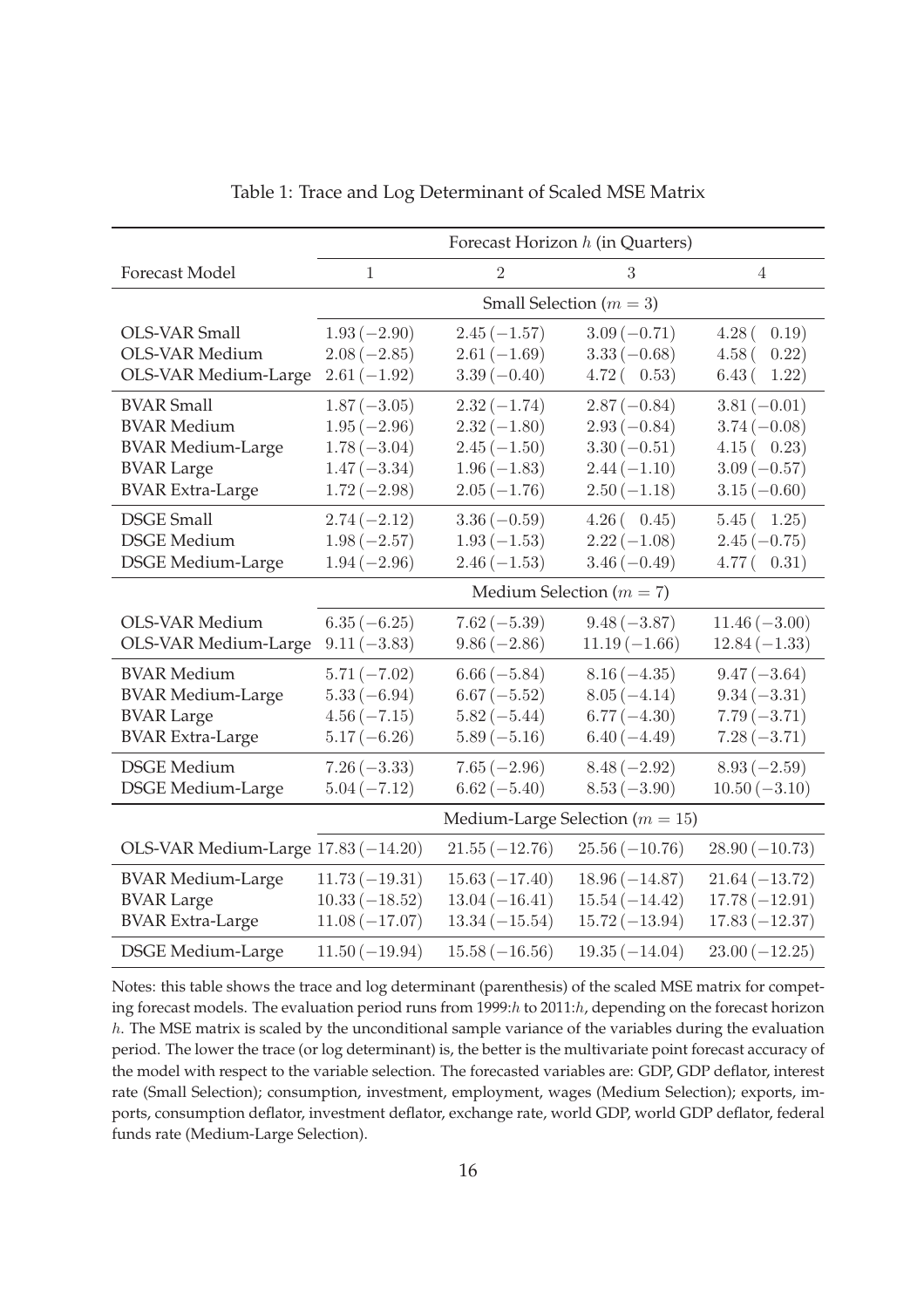Table 1: Trace and Log Determinant of Scaled MSE Matrix

| | Forecast Horizon $h$ (in Quarters) | | | |
|---|---|---|---|---|
| Forecast Model | 1 | 2 | 3 | 4 |
| | Small Selection ($m = 3$) | | | |
| OLS-VAR Small | $1.93\,(-2.90)$ | $2.45\,(-1.57)$ | $3.09\,(-0.71)$ | $4.28\,(\;\;0.19)$ |
| OLS-VAR Medium | $2.08\,(-2.85)$ | $2.61\,(-1.69)$ | $3.33\,(-0.68)$ | $4.58\,(\;\;0.22)$ |
| OLS-VAR Medium-Large | $2.61\,(-1.92)$ | $3.39\,(-0.40)$ | $4.72\,(\;\;0.53)$ | $6.43\,(\;\;1.22)$ |
| BVAR Small | $1.87\,(-3.05)$ | $2.32\,(-1.74)$ | $2.87\,(-0.84)$ | $3.81\,(-0.01)$ |
| BVAR Medium | $1.95\,(-2.96)$ | $2.32\,(-1.80)$ | $2.93\,(-0.84)$ | $3.74\,(-0.08)$ |
| BVAR Medium-Large | $1.78\,(-3.04)$ | $2.45\,(-1.50)$ | $3.30\,(-0.51)$ | $4.15\,(\;\;0.23)$ |
| BVAR Large | $1.47\,(-3.34)$ | $1.96\,(-1.83)$ | $2.44\,(-1.10)$ | $3.09\,(-0.57)$ |
| BVAR Extra-Large | $1.72\,(-2.98)$ | $2.05\,(-1.76)$ | $2.50\,(-1.18)$ | $3.15\,(-0.60)$ |
| DSGE Small | $2.74\,(-2.12)$ | $3.36\,(-0.59)$ | $4.26\,(\;\;0.45)$ | $5.45\,(\;\;1.25)$ |
| DSGE Medium | $1.98\,(-2.57)$ | $1.93\,(-1.53)$ | $2.22\,(-1.08)$ | $2.45\,(-0.75)$ |
| DSGE Medium-Large | $1.94\,(-2.96)$ | $2.46\,(-1.53)$ | $3.46\,(-0.49)$ | $4.77\,(\;\;0.31)$ |
| | Medium Selection ($m = 7$) | | | |
| OLS-VAR Medium | $6.35\,(-6.25)$ | $7.62\,(-5.39)$ | $9.48\,(-3.87)$ | $11.46\,(-3.00)$ |
| OLS-VAR Medium-Large | $9.11\,(-3.83)$ | $9.86\,(-2.86)$ | $11.19\,(-1.66)$ | $12.84\,(-1.33)$ |
| BVAR Medium | $5.71\,(-7.02)$ | $6.66\,(-5.84)$ | $8.16\,(-4.35)$ | $9.47\,(-3.64)$ |
| BVAR Medium-Large | $5.33\,(-6.94)$ | $6.67\,(-5.52)$ | $8.05\,(-4.14)$ | $9.34\,(-3.31)$ |
| BVAR Large | $4.56\,(-7.15)$ | $5.82\,(-5.44)$ | $6.77\,(-4.30)$ | $7.79\,(-3.71)$ |
| BVAR Extra-Large | $5.17\,(-6.26)$ | $5.89\,(-5.16)$ | $6.40\,(-4.49)$ | $7.28\,(-3.71)$ |
| DSGE Medium | $7.26\,(-3.33)$ | $7.65\,(-2.96)$ | $8.48\,(-2.92)$ | $8.93\,(-2.59)$ |
| DSGE Medium-Large | $5.04\,(-7.12)$ | $6.62\,(-5.40)$ | $8.53\,(-3.90)$ | $10.50\,(-3.10)$ |
| | Medium-Large Selection ($m = 15$) | | | |
| OLS-VAR Medium-Large | $17.83\,(-14.20)$ | $21.55\,(-12.76)$ | $25.56\,(-10.76)$ | $28.90\,(-10.73)$ |
| BVAR Medium-Large | $11.73\,(-19.31)$ | $15.63\,(-17.40)$ | $18.96\,(-14.87)$ | $21.64\,(-13.72)$ |
| BVAR Large | $10.33\,(-18.52)$ | $13.04\,(-16.41)$ | $15.54\,(-14.42)$ | $17.78\,(-12.91)$ |
| BVAR Extra-Large | $11.08\,(-17.07)$ | $13.34\,(-15.54)$ | $15.72\,(-13.94)$ | $17.83\,(-12.37)$ |
| DSGE Medium-Large | $11.50\,(-19.94)$ | $15.58\,(-16.56)$ | $19.35\,(-14.04)$ | $23.00\,(-12.25)$ |

Notes: this table shows the trace and log determinant (parenthesis) of the scaled MSE matrix for competing forecast models. The evaluation period runs from 1999:$h$ to 2011:$h$, depending on the forecast horizon $h$. The MSE matrix is scaled by the unconditional sample variance of the variables during the evaluation period. The lower the trace (or log determinant) is, the better is the multivariate point forecast accuracy of the model with respect to the variable selection. The forecasted variables are: GDP, GDP deflator, interest rate (Small Selection); consumption, investment, employment, wages (Medium Selection); exports, imports, consumption deflator, investment deflator, exchange rate, world GDP, world GDP deflator, federal funds rate (Medium-Large Selection).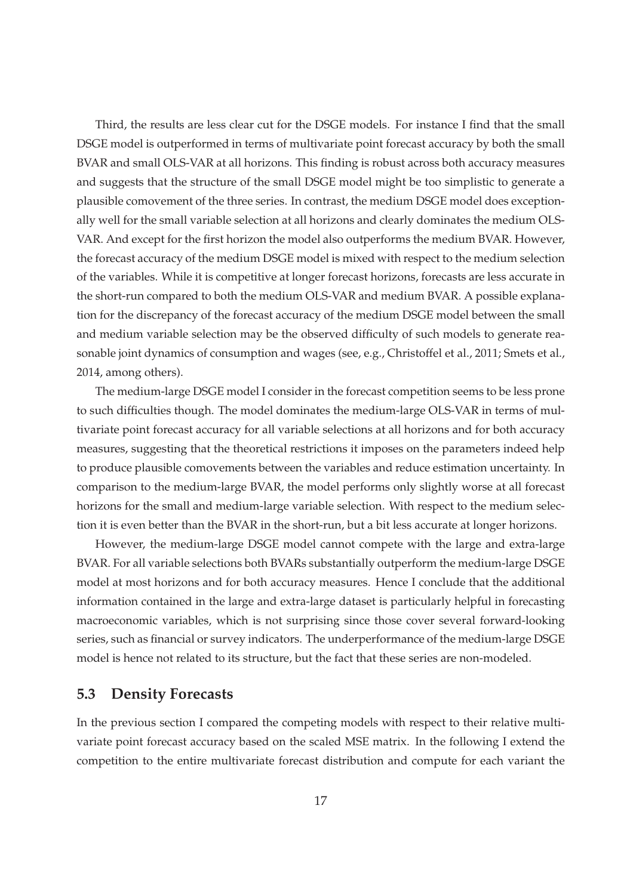Third, the results are less clear cut for the DSGE models. For instance I find that the small DSGE model is outperformed in terms of multivariate point forecast accuracy by both the small BVAR and small OLS-VAR at all horizons. This finding is robust across both accuracy measures and suggests that the structure of the small DSGE model might be too simplistic to generate a plausible comovement of the three series. In contrast, the medium DSGE model does exceptionally well for the small variable selection at all horizons and clearly dominates the medium OLS-VAR. And except for the first horizon the model also outperforms the medium BVAR. However, the forecast accuracy of the medium DSGE model is mixed with respect to the medium selection of the variables. While it is competitive at longer forecast horizons, forecasts are less accurate in the short-run compared to both the medium OLS-VAR and medium BVAR. A possible explanation for the discrepancy of the forecast accuracy of the medium DSGE model between the small and medium variable selection may be the observed difficulty of such models to generate reasonable joint dynamics of consumption and wages (see, e.g., Christoffel et al., 2011; Smets et al., 2014, among others).

The medium-large DSGE model I consider in the forecast competition seems to be less prone to such difficulties though. The model dominates the medium-large OLS-VAR in terms of multivariate point forecast accuracy for all variable selections at all horizons and for both accuracy measures, suggesting that the theoretical restrictions it imposes on the parameters indeed help to produce plausible comovements between the variables and reduce estimation uncertainty. In comparison to the medium-large BVAR, the model performs only slightly worse at all forecast horizons for the small and medium-large variable selection. With respect to the medium selection it is even better than the BVAR in the short-run, but a bit less accurate at longer horizons.

However, the medium-large DSGE model cannot compete with the large and extra-large BVAR. For all variable selections both BVARs substantially outperform the medium-large DSGE model at most horizons and for both accuracy measures. Hence I conclude that the additional information contained in the large and extra-large dataset is particularly helpful in forecasting macroeconomic variables, which is not surprising since those cover several forward-looking series, such as financial or survey indicators. The underperformance of the medium-large DSGE model is hence not related to its structure, but the fact that these series are non-modeled.

## 5.3 Density Forecasts

In the previous section I compared the competing models with respect to their relative multivariate point forecast accuracy based on the scaled MSE matrix. In the following I extend the competition to the entire multivariate forecast distribution and compute for each variant the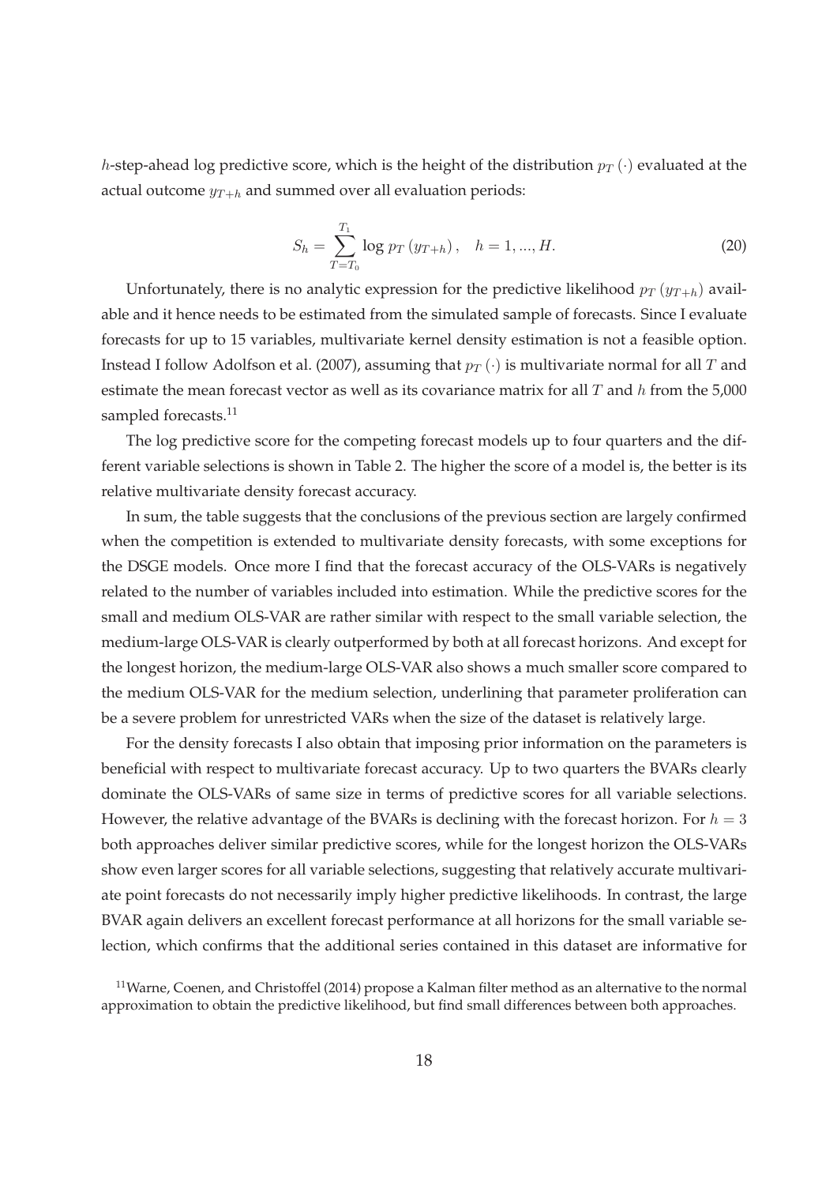$h$-step-ahead log predictive score, which is the height of the distribution $p_T(\cdot)$ evaluated at the actual outcome $y_{T+h}$ and summed over all evaluation periods:

$$S_h = \sum_{T=T_0}^{T_1} \log p_T(y_{T+h}), \quad h = 1, ..., H. \tag{20}$$

Unfortunately, there is no analytic expression for the predictive likelihood $p_T(y_{T+h})$ available and it hence needs to be estimated from the simulated sample of forecasts. Since I evaluate forecasts for up to 15 variables, multivariate kernel density estimation is not a feasible option. Instead I follow Adolfson et al. (2007), assuming that $p_T(\cdot)$ is multivariate normal for all $T$ and estimate the mean forecast vector as well as its covariance matrix for all $T$ and $h$ from the 5,000 sampled forecasts.[11]

The log predictive score for the competing forecast models up to four quarters and the different variable selections is shown in Table 2. The higher the score of a model is, the better is its relative multivariate density forecast accuracy.

In sum, the table suggests that the conclusions of the previous section are largely confirmed when the competition is extended to multivariate density forecasts, with some exceptions for the DSGE models. Once more I find that the forecast accuracy of the OLS-VARs is negatively related to the number of variables included into estimation. While the predictive scores for the small and medium OLS-VAR are rather similar with respect to the small variable selection, the medium-large OLS-VAR is clearly outperformed by both at all forecast horizons. And except for the longest horizon, the medium-large OLS-VAR also shows a much smaller score compared to the medium OLS-VAR for the medium selection, underlining that parameter proliferation can be a severe problem for unrestricted VARs when the size of the dataset is relatively large.

For the density forecasts I also obtain that imposing prior information on the parameters is beneficial with respect to multivariate forecast accuracy. Up to two quarters the BVARs clearly dominate the OLS-VARs of same size in terms of predictive scores for all variable selections. However, the relative advantage of the BVARs is declining with the forecast horizon. For $h = 3$ both approaches deliver similar predictive scores, while for the longest horizon the OLS-VARs show even larger scores for all variable selections, suggesting that relatively accurate multivariate point forecasts do not necessarily imply higher predictive likelihoods. In contrast, the large BVAR again delivers an excellent forecast performance at all horizons for the small variable selection, which confirms that the additional series contained in this dataset are informative for

[11] Warne, Coenen, and Christoffel (2014) propose a Kalman filter method as an alternative to the normal approximation to obtain the predictive likelihood, but find small differences between both approaches.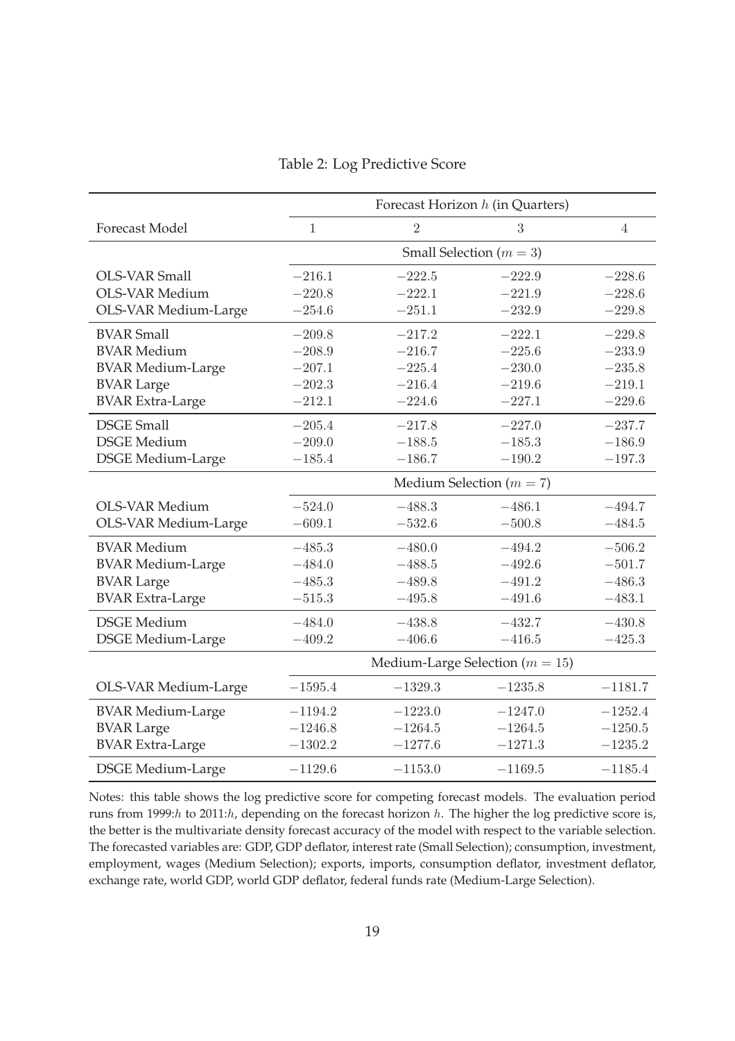Table 2: Log Predictive Score

| Forecast Model | Forecast Horizon $h$ (in Quarters) | | | |
|---|---|---|---|---|
| | 1 | 2 | 3 | 4 |
| | Small Selection ($m = 3$) | | | |
| OLS-VAR Small | $-216.1$ | $-222.5$ | $-222.9$ | $-228.6$ |
| OLS-VAR Medium | $-220.8$ | $-222.1$ | $-221.9$ | $-228.6$ |
| OLS-VAR Medium-Large | $-254.6$ | $-251.1$ | $-232.9$ | $-229.8$ |
| BVAR Small | $-209.8$ | $-217.2$ | $-222.1$ | $-229.8$ |
| BVAR Medium | $-208.9$ | $-216.7$ | $-225.6$ | $-233.9$ |
| BVAR Medium-Large | $-207.1$ | $-225.4$ | $-230.0$ | $-235.8$ |
| BVAR Large | $-202.3$ | $-216.4$ | $-219.6$ | $-219.1$ |
| BVAR Extra-Large | $-212.1$ | $-224.6$ | $-227.1$ | $-229.6$ |
| DSGE Small | $-205.4$ | $-217.8$ | $-227.0$ | $-237.7$ |
| DSGE Medium | $-209.0$ | $-188.5$ | $-185.3$ | $-186.9$ |
| DSGE Medium-Large | $-185.4$ | $-186.7$ | $-190.2$ | $-197.3$ |
| | Medium Selection ($m = 7$) | | | |
| OLS-VAR Medium | $-524.0$ | $-488.3$ | $-486.1$ | $-494.7$ |
| OLS-VAR Medium-Large | $-609.1$ | $-532.6$ | $-500.8$ | $-484.5$ |
| BVAR Medium | $-485.3$ | $-480.0$ | $-494.2$ | $-506.2$ |
| BVAR Medium-Large | $-484.0$ | $-488.5$ | $-492.6$ | $-501.7$ |
| BVAR Large | $-485.3$ | $-489.8$ | $-491.2$ | $-486.3$ |
| BVAR Extra-Large | $-515.3$ | $-495.8$ | $-491.6$ | $-483.1$ |
| DSGE Medium | $-484.0$ | $-438.8$ | $-432.7$ | $-430.8$ |
| DSGE Medium-Large | $-409.2$ | $-406.6$ | $-416.5$ | $-425.3$ |
| | Medium-Large Selection ($m = 15$) | | | |
| OLS-VAR Medium-Large | $-1595.4$ | $-1329.3$ | $-1235.8$ | $-1181.7$ |
| BVAR Medium-Large | $-1194.2$ | $-1223.0$ | $-1247.0$ | $-1252.4$ |
| BVAR Large | $-1246.8$ | $-1264.5$ | $-1264.5$ | $-1250.5$ |
| BVAR Extra-Large | $-1302.2$ | $-1277.6$ | $-1271.3$ | $-1235.2$ |
| DSGE Medium-Large | $-1129.6$ | $-1153.0$ | $-1169.5$ | $-1185.4$ |

Notes: this table shows the log predictive score for competing forecast models. The evaluation period runs from 1999:$h$ to 2011:$h$, depending on the forecast horizon $h$. The higher the log predictive score is, the better is the multivariate density forecast accuracy of the model with respect to the variable selection. The forecasted variables are: GDP, GDP deflator, interest rate (Small Selection); consumption, investment, employment, wages (Medium Selection); exports, imports, consumption deflator, investment deflator, exchange rate, world GDP, world GDP deflator, federal funds rate (Medium-Large Selection).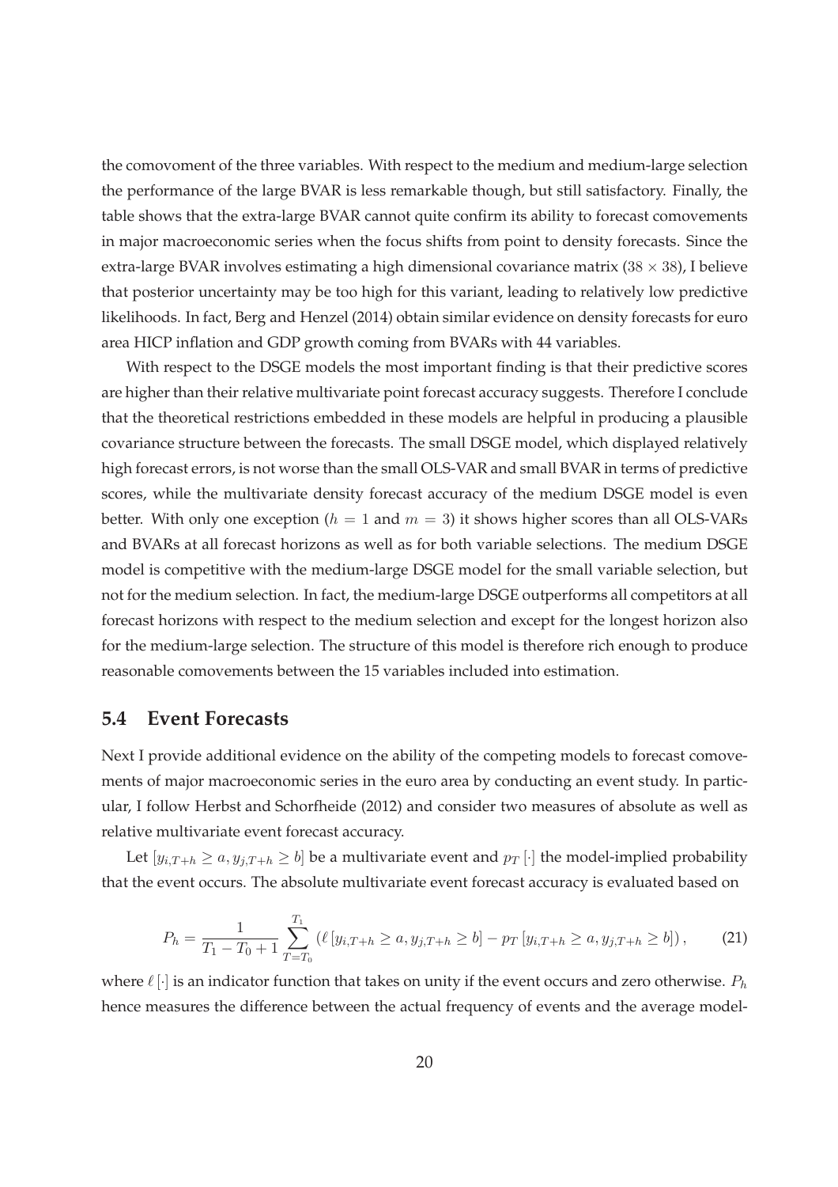the comovoment of the three variables. With respect to the medium and medium-large selection the performance of the large BVAR is less remarkable though, but still satisfactory. Finally, the table shows that the extra-large BVAR cannot quite confirm its ability to forecast comovements in major macroeconomic series when the focus shifts from point to density forecasts. Since the extra-large BVAR involves estimating a high dimensional covariance matrix ($38 \times 38$), I believe that posterior uncertainty may be too high for this variant, leading to relatively low predictive likelihoods. In fact, Berg and Henzel (2014) obtain similar evidence on density forecasts for euro area HICP inflation and GDP growth coming from BVARs with 44 variables.

With respect to the DSGE models the most important finding is that their predictive scores are higher than their relative multivariate point forecast accuracy suggests. Therefore I conclude that the theoretical restrictions embedded in these models are helpful in producing a plausible covariance structure between the forecasts. The small DSGE model, which displayed relatively high forecast errors, is not worse than the small OLS-VAR and small BVAR in terms of predictive scores, while the multivariate density forecast accuracy of the medium DSGE model is even better. With only one exception ($h = 1$ and $m = 3$) it shows higher scores than all OLS-VARs and BVARs at all forecast horizons as well as for both variable selections. The medium DSGE model is competitive with the medium-large DSGE model for the small variable selection, but not for the medium selection. In fact, the medium-large DSGE outperforms all competitors at all forecast horizons with respect to the medium selection and except for the longest horizon also for the medium-large selection. The structure of this model is therefore rich enough to produce reasonable comovements between the 15 variables included into estimation.

## 5.4 Event Forecasts

Next I provide additional evidence on the ability of the competing models to forecast comovements of major macroeconomic series in the euro area by conducting an event study. In particular, I follow Herbst and Schorfheide (2012) and consider two measures of absolute as well as relative multivariate event forecast accuracy.

Let $[y_{i,T+h} \geq a, y_{j,T+h} \geq b]$ be a multivariate event and $p_T[\cdot]$ the model-implied probability that the event occurs. The absolute multivariate event forecast accuracy is evaluated based on

$$P_h = \frac{1}{T_1 - T_0 + 1} \sum_{T=T_0}^{T_1} \left( \ell\left[y_{i,T+h} \geq a, y_{j,T+h} \geq b\right] - p_T\left[y_{i,T+h} \geq a, y_{j,T+h} \geq b\right] \right), \tag{21}$$

where $\ell[\cdot]$ is an indicator function that takes on unity if the event occurs and zero otherwise. $P_h$ hence measures the difference between the actual frequency of events and the average model-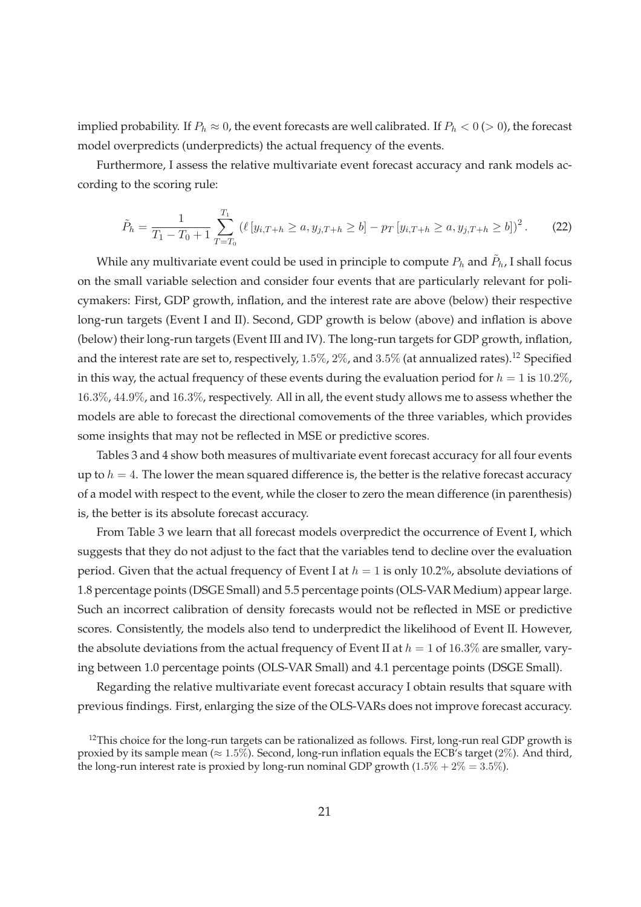implied probability. If $P_h \approx 0$, the event forecasts are well calibrated. If $P_h < 0$ ($> 0$), the forecast model overpredicts (underpredicts) the actual frequency of the events.

Furthermore, I assess the relative multivariate event forecast accuracy and rank models according to the scoring rule:

$$\tilde{P}_h = \frac{1}{T_1 - T_0 + 1} \sum_{T=T_0}^{T_1} \left( \ell \left[ y_{i,T+h} \geq a, y_{j,T+h} \geq b \right] - p_T \left[ y_{i,T+h} \geq a, y_{j,T+h} \geq b \right] \right)^2 . \tag{22}$$

While any multivariate event could be used in principle to compute $P_h$ and $\tilde{P}_h$, I shall focus on the small variable selection and consider four events that are particularly relevant for policymakers: First, GDP growth, inflation, and the interest rate are above (below) their respective long-run targets (Event I and II). Second, GDP growth is below (above) and inflation is above (below) their long-run targets (Event III and IV). The long-run targets for GDP growth, inflation, and the interest rate are set to, respectively, $1.5\%$, $2\%$, and $3.5\%$ (at annualized rates).[12] Specified in this way, the actual frequency of these events during the evaluation period for $h = 1$ is $10.2\%$, $16.3\%$, $44.9\%$, and $16.3\%$, respectively. All in all, the event study allows me to assess whether the models are able to forecast the directional comovements of the three variables, which provides some insights that may not be reflected in MSE or predictive scores.

Tables 3 and 4 show both measures of multivariate event forecast accuracy for all four events up to $h = 4$. The lower the mean squared difference is, the better is the relative forecast accuracy of a model with respect to the event, while the closer to zero the mean difference (in parenthesis) is, the better is its absolute forecast accuracy.

From Table 3 we learn that all forecast models overpredict the occurrence of Event I, which suggests that they do not adjust to the fact that the variables tend to decline over the evaluation period. Given that the actual frequency of Event I at $h = 1$ is only 10.2%, absolute deviations of 1.8 percentage points (DSGE Small) and 5.5 percentage points (OLS-VAR Medium) appear large. Such an incorrect calibration of density forecasts would not be reflected in MSE or predictive scores. Consistently, the models also tend to underpredict the likelihood of Event II. However, the absolute deviations from the actual frequency of Event II at $h = 1$ of $16.3\%$ are smaller, varying between 1.0 percentage points (OLS-VAR Small) and 4.1 percentage points (DSGE Small).

Regarding the relative multivariate event forecast accuracy I obtain results that square with previous findings. First, enlarging the size of the OLS-VARs does not improve forecast accuracy.

[12] This choice for the long-run targets can be rationalized as follows. First, long-run real GDP growth is proxied by its sample mean ($\approx 1.5\%$). Second, long-run inflation equals the ECB's target ($2\%$). And third, the long-run interest rate is proxied by long-run nominal GDP growth ($1.5\% + 2\% = 3.5\%$).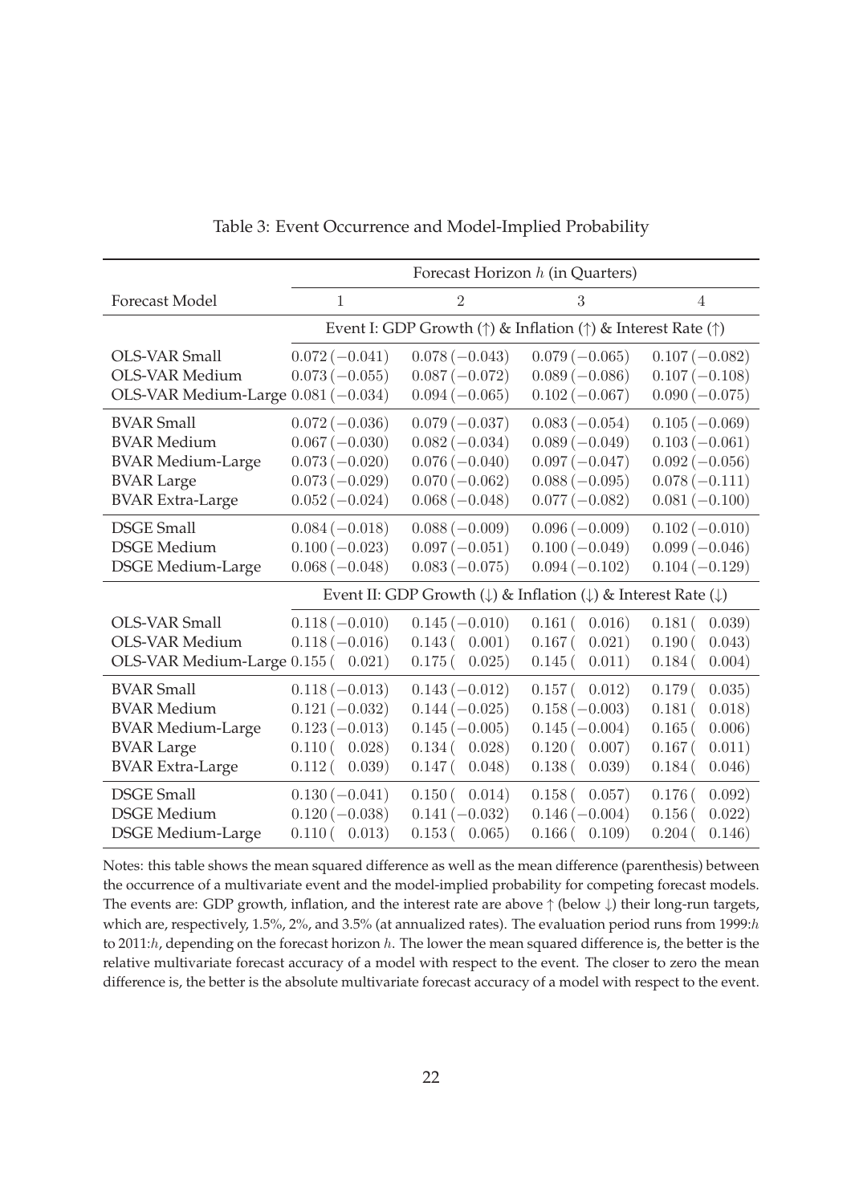Table 3: Event Occurrence and Model-Implied Probability

| Forecast Model | Forecast Horizon $h$ (in Quarters) | | | |
|---|---|---|---|---|
| | 1 | 2 | 3 | 4 |
| | Event I: GDP Growth (↑) & Inflation (↑) & Interest Rate (↑) | | | |
| OLS-VAR Small | $0.072\,(-0.041)$ | $0.078\,(-0.043)$ | $0.079\,(-0.065)$ | $0.107\,(-0.082)$ |
| OLS-VAR Medium | $0.073\,(-0.055)$ | $0.087\,(-0.072)$ | $0.089\,(-0.086)$ | $0.107\,(-0.108)$ |
| OLS-VAR Medium-Large | $0.081\,(-0.034)$ | $0.094\,(-0.065)$ | $0.102\,(-0.067)$ | $0.090\,(-0.075)$ |
| BVAR Small | $0.072\,(-0.036)$ | $0.079\,(-0.037)$ | $0.083\,(-0.054)$ | $0.105\,(-0.069)$ |
| BVAR Medium | $0.067\,(-0.030)$ | $0.082\,(-0.034)$ | $0.089\,(-0.049)$ | $0.103\,(-0.061)$ |
| BVAR Medium-Large | $0.073\,(-0.020)$ | $0.076\,(-0.040)$ | $0.097\,(-0.047)$ | $0.092\,(-0.056)$ |
| BVAR Large | $0.073\,(-0.029)$ | $0.070\,(-0.062)$ | $0.088\,(-0.095)$ | $0.078\,(-0.111)$ |
| BVAR Extra-Large | $0.052\,(-0.024)$ | $0.068\,(-0.048)$ | $0.077\,(-0.082)$ | $0.081\,(-0.100)$ |
| DSGE Small | $0.084\,(-0.018)$ | $0.088\,(-0.009)$ | $0.096\,(-0.009)$ | $0.102\,(-0.010)$ |
| DSGE Medium | $0.100\,(-0.023)$ | $0.097\,(-0.051)$ | $0.100\,(-0.049)$ | $0.099\,(-0.046)$ |
| DSGE Medium-Large | $0.068\,(-0.048)$ | $0.083\,(-0.075)$ | $0.094\,(-0.102)$ | $0.104\,(-0.129)$ |
| | Event II: GDP Growth (↓) & Inflation (↓) & Interest Rate (↓) | | | |
| OLS-VAR Small | $0.118\,(-0.010)$ | $0.145\,(-0.010)$ | $0.161\,(\;0.016)$ | $0.181\,(\;0.039)$ |
| OLS-VAR Medium | $0.118\,(-0.016)$ | $0.143\,(\;0.001)$ | $0.167\,(\;0.021)$ | $0.190\,(\;0.043)$ |
| OLS-VAR Medium-Large | $0.155\,(\;0.021)$ | $0.175\,(\;0.025)$ | $0.145\,(\;0.011)$ | $0.184\,(\;0.004)$ |
| BVAR Small | $0.118\,(-0.013)$ | $0.143\,(-0.012)$ | $0.157\,(\;0.012)$ | $0.179\,(\;0.035)$ |
| BVAR Medium | $0.121\,(-0.032)$ | $0.144\,(-0.025)$ | $0.158\,(-0.003)$ | $0.181\,(\;0.018)$ |
| BVAR Medium-Large | $0.123\,(-0.013)$ | $0.145\,(-0.005)$ | $0.145\,(-0.004)$ | $0.165\,(\;0.006)$ |
| BVAR Large | $0.110\,(\;0.028)$ | $0.134\,(\;0.028)$ | $0.120\,(\;0.007)$ | $0.167\,(\;0.011)$ |
| BVAR Extra-Large | $0.112\,(\;0.039)$ | $0.147\,(\;0.048)$ | $0.138\,(\;0.039)$ | $0.184\,(\;0.046)$ |
| DSGE Small | $0.130\,(-0.041)$ | $0.150\,(\;0.014)$ | $0.158\,(\;0.057)$ | $0.176\,(\;0.092)$ |
| DSGE Medium | $0.120\,(-0.038)$ | $0.141\,(-0.032)$ | $0.146\,(-0.004)$ | $0.156\,(\;0.022)$ |
| DSGE Medium-Large | $0.110\,(\;0.013)$ | $0.153\,(\;0.065)$ | $0.166\,(\;0.109)$ | $0.204\,(\;0.146)$ |

Notes: this table shows the mean squared difference as well as the mean difference (parenthesis) between the occurrence of a multivariate event and the model-implied probability for competing forecast models. The events are: GDP growth, inflation, and the interest rate are above ↑ (below ↓) their long-run targets, which are, respectively, 1.5%, 2%, and 3.5% (at annualized rates). The evaluation period runs from 1999:$h$ to 2011:$h$, depending on the forecast horizon $h$. The lower the mean squared difference is, the better is the relative multivariate forecast accuracy of a model with respect to the event. The closer to zero the mean difference is, the better is the absolute multivariate forecast accuracy of a model with respect to the event.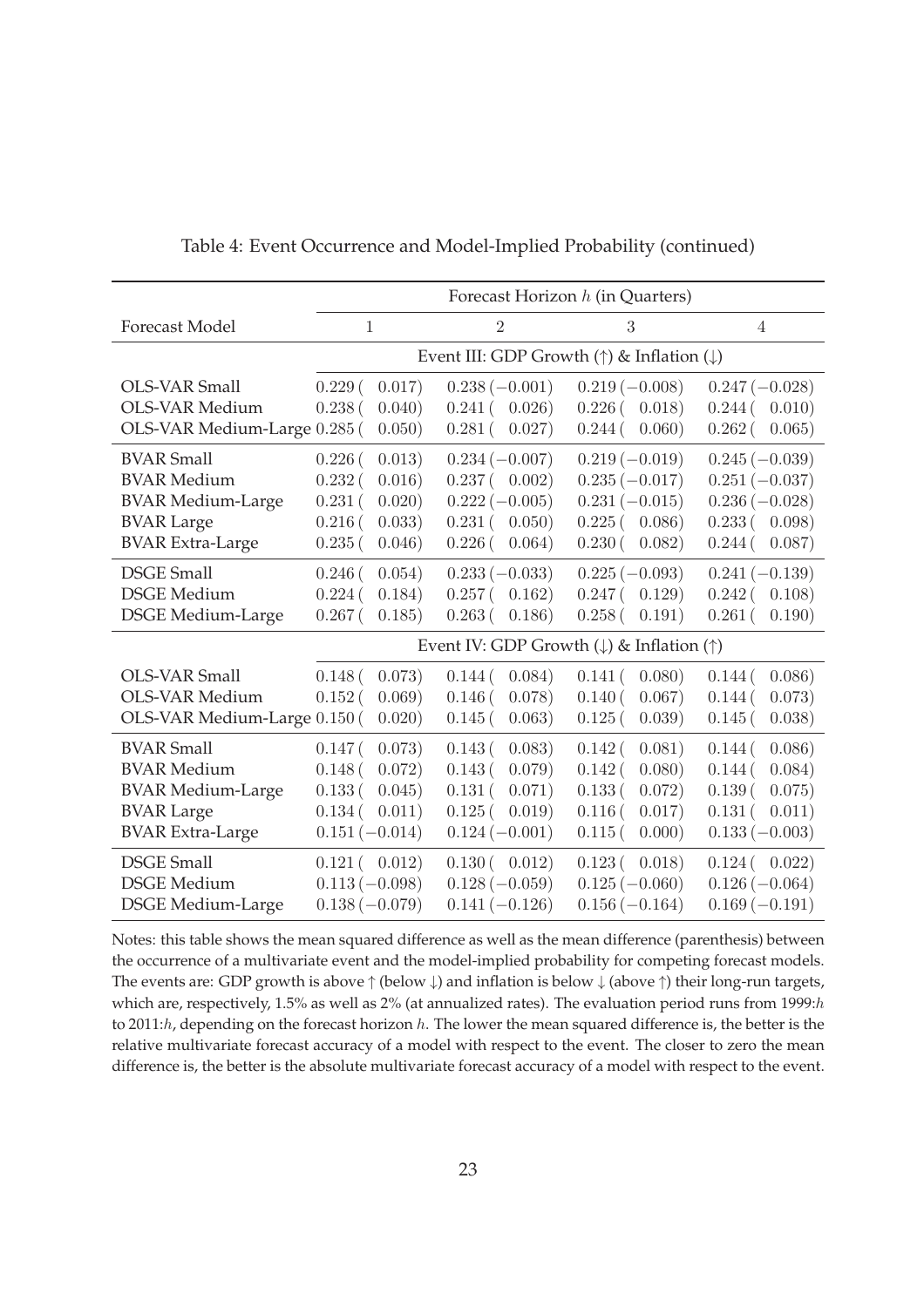Table 4: Event Occurrence and Model-Implied Probability (continued)

| Forecast Model | Forecast Horizon $h$ (in Quarters) | | | |
|---|---|---|---|---|
| | 1 | 2 | 3 | 4 |
| | Event III: GDP Growth (↑) & Inflation (↓) | | | |
| OLS-VAR Small | 0.229 (0.017) | 0.238 (−0.001) | 0.219 (−0.008) | 0.247 (−0.028) |
| OLS-VAR Medium | 0.238 (0.040) | 0.241 (0.026) | 0.226 (0.018) | 0.244 (0.010) |
| OLS-VAR Medium-Large | 0.285 (0.050) | 0.281 (0.027) | 0.244 (0.060) | 0.262 (0.065) |
| BVAR Small | 0.226 (0.013) | 0.234 (−0.007) | 0.219 (−0.019) | 0.245 (−0.039) |
| BVAR Medium | 0.232 (0.016) | 0.237 (0.002) | 0.235 (−0.017) | 0.251 (−0.037) |
| BVAR Medium-Large | 0.231 (0.020) | 0.222 (−0.005) | 0.231 (−0.015) | 0.236 (−0.028) |
| BVAR Large | 0.216 (0.033) | 0.231 (0.050) | 0.225 (0.086) | 0.233 (0.098) |
| BVAR Extra-Large | 0.235 (0.046) | 0.226 (0.064) | 0.230 (0.082) | 0.244 (0.087) |
| DSGE Small | 0.246 (0.054) | 0.233 (−0.033) | 0.225 (−0.093) | 0.241 (−0.139) |
| DSGE Medium | 0.224 (0.184) | 0.257 (0.162) | 0.247 (0.129) | 0.242 (0.108) |
| DSGE Medium-Large | 0.267 (0.185) | 0.263 (0.186) | 0.258 (0.191) | 0.261 (0.190) |
| | Event IV: GDP Growth (↓) & Inflation (↑) | | | |
| OLS-VAR Small | 0.148 (0.073) | 0.144 (0.084) | 0.141 (0.080) | 0.144 (0.086) |
| OLS-VAR Medium | 0.152 (0.069) | 0.146 (0.078) | 0.140 (0.067) | 0.144 (0.073) |
| OLS-VAR Medium-Large | 0.150 (0.020) | 0.145 (0.063) | 0.125 (0.039) | 0.145 (0.038) |
| BVAR Small | 0.147 (0.073) | 0.143 (0.083) | 0.142 (0.081) | 0.144 (0.086) |
| BVAR Medium | 0.148 (0.072) | 0.143 (0.079) | 0.142 (0.080) | 0.144 (0.084) |
| BVAR Medium-Large | 0.133 (0.045) | 0.131 (0.071) | 0.133 (0.072) | 0.139 (0.075) |
| BVAR Large | 0.134 (0.011) | 0.125 (0.019) | 0.116 (0.017) | 0.131 (0.011) |
| BVAR Extra-Large | 0.151 (−0.014) | 0.124 (−0.001) | 0.115 (0.000) | 0.133 (−0.003) |
| DSGE Small | 0.121 (0.012) | 0.130 (0.012) | 0.123 (0.018) | 0.124 (0.022) |
| DSGE Medium | 0.113 (−0.098) | 0.128 (−0.059) | 0.125 (−0.060) | 0.126 (−0.064) |
| DSGE Medium-Large | 0.138 (−0.079) | 0.141 (−0.126) | 0.156 (−0.164) | 0.169 (−0.191) |

Notes: this table shows the mean squared difference as well as the mean difference (parenthesis) between the occurrence of a multivariate event and the model-implied probability for competing forecast models. The events are: GDP growth is above ↑ (below ↓) and inflation is below ↓ (above ↑) their long-run targets, which are, respectively, 1.5% as well as 2% (at annualized rates). The evaluation period runs from 1999:$h$ to 2011:$h$, depending on the forecast horizon $h$. The lower the mean squared difference is, the better is the relative multivariate forecast accuracy of a model with respect to the event. The closer to zero the mean difference is, the better is the absolute multivariate forecast accuracy of a model with respect to the event.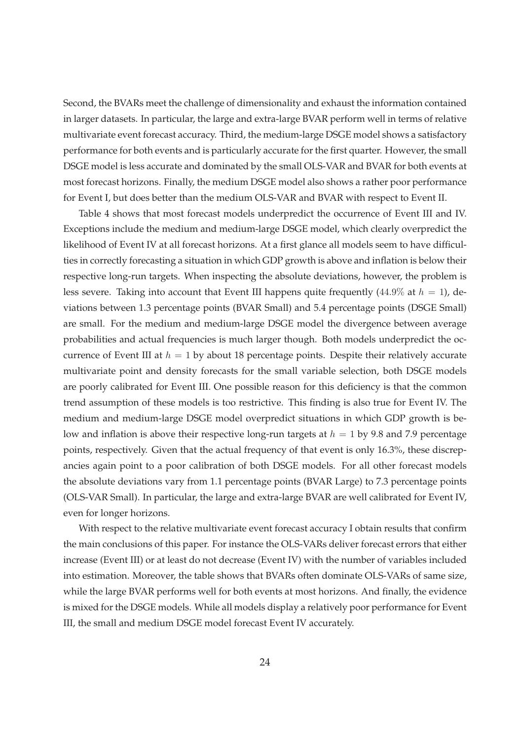Second, the BVARs meet the challenge of dimensionality and exhaust the information contained in larger datasets. In particular, the large and extra-large BVAR perform well in terms of relative multivariate event forecast accuracy. Third, the medium-large DSGE model shows a satisfactory performance for both events and is particularly accurate for the first quarter. However, the small DSGE model is less accurate and dominated by the small OLS-VAR and BVAR for both events at most forecast horizons. Finally, the medium DSGE model also shows a rather poor performance for Event I, but does better than the medium OLS-VAR and BVAR with respect to Event II.

Table 4 shows that most forecast models underpredict the occurrence of Event III and IV. Exceptions include the medium and medium-large DSGE model, which clearly overpredict the likelihood of Event IV at all forecast horizons. At a first glance all models seem to have difficulties in correctly forecasting a situation in which GDP growth is above and inflation is below their respective long-run targets. When inspecting the absolute deviations, however, the problem is less severe. Taking into account that Event III happens quite frequently ($44.9\%$ at $h = 1$), deviations between 1.3 percentage points (BVAR Small) and 5.4 percentage points (DSGE Small) are small. For the medium and medium-large DSGE model the divergence between average probabilities and actual frequencies is much larger though. Both models underpredict the occurrence of Event III at $h = 1$ by about 18 percentage points. Despite their relatively accurate multivariate point and density forecasts for the small variable selection, both DSGE models are poorly calibrated for Event III. One possible reason for this deficiency is that the common trend assumption of these models is too restrictive. This finding is also true for Event IV. The medium and medium-large DSGE model overpredict situations in which GDP growth is below and inflation is above their respective long-run targets at $h = 1$ by 9.8 and 7.9 percentage points, respectively. Given that the actual frequency of that event is only 16.3%, these discrepancies again point to a poor calibration of both DSGE models. For all other forecast models the absolute deviations vary from 1.1 percentage points (BVAR Large) to 7.3 percentage points (OLS-VAR Small). In particular, the large and extra-large BVAR are well calibrated for Event IV, even for longer horizons.

With respect to the relative multivariate event forecast accuracy I obtain results that confirm the main conclusions of this paper. For instance the OLS-VARs deliver forecast errors that either increase (Event III) or at least do not decrease (Event IV) with the number of variables included into estimation. Moreover, the table shows that BVARs often dominate OLS-VARs of same size, while the large BVAR performs well for both events at most horizons. And finally, the evidence is mixed for the DSGE models. While all models display a relatively poor performance for Event III, the small and medium DSGE model forecast Event IV accurately.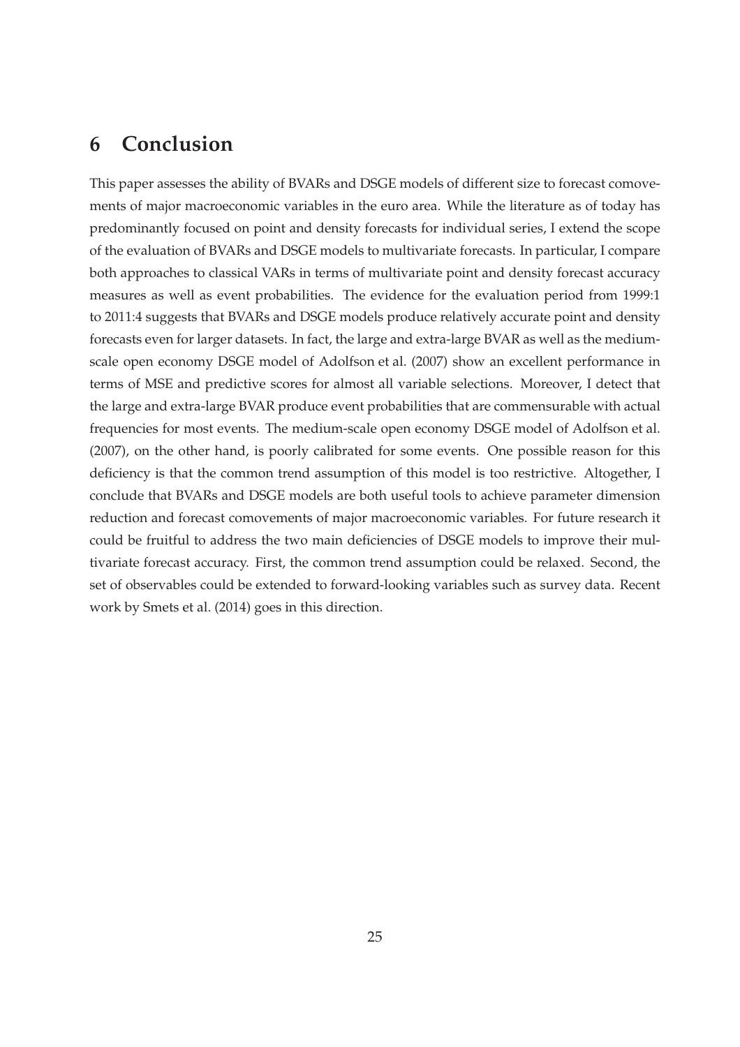## 6 Conclusion

This paper assesses the ability of BVARs and DSGE models of different size to forecast comovements of major macroeconomic variables in the euro area. While the literature as of today has predominantly focused on point and density forecasts for individual series, I extend the scope of the evaluation of BVARs and DSGE models to multivariate forecasts. In particular, I compare both approaches to classical VARs in terms of multivariate point and density forecast accuracy measures as well as event probabilities. The evidence for the evaluation period from 1999:1 to 2011:4 suggests that BVARs and DSGE models produce relatively accurate point and density forecasts even for larger datasets. In fact, the large and extra-large BVAR as well as the medium-scale open economy DSGE model of Adolfson et al. (2007) show an excellent performance in terms of MSE and predictive scores for almost all variable selections. Moreover, I detect that the large and extra-large BVAR produce event probabilities that are commensurable with actual frequencies for most events. The medium-scale open economy DSGE model of Adolfson et al. (2007), on the other hand, is poorly calibrated for some events. One possible reason for this deficiency is that the common trend assumption of this model is too restrictive. Altogether, I conclude that BVARs and DSGE models are both useful tools to achieve parameter dimension reduction and forecast comovements of major macroeconomic variables. For future research it could be fruitful to address the two main deficiencies of DSGE models to improve their multivariate forecast accuracy. First, the common trend assumption could be relaxed. Second, the set of observables could be extended to forward-looking variables such as survey data. Recent work by Smets et al. (2014) goes in this direction.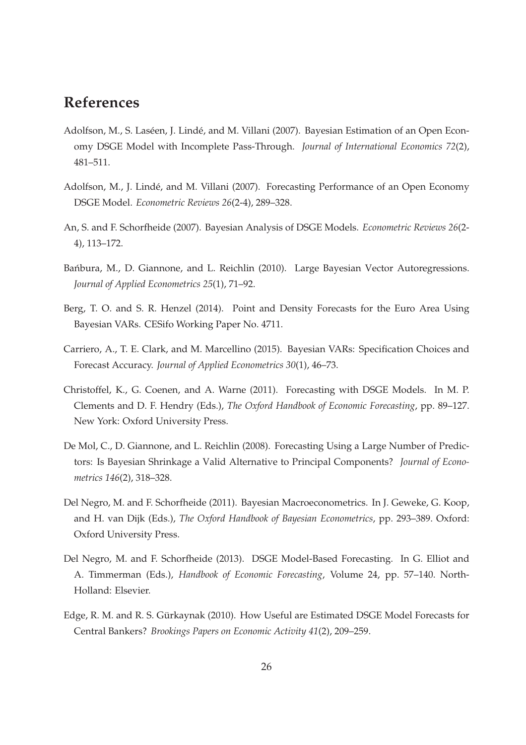## References

Adolfson, M., S. Laséen, J. Lindé, and M. Villani (2007). Bayesian Estimation of an Open Economy DSGE Model with Incomplete Pass-Through. *Journal of International Economics 72*(2), 481–511.

Adolfson, M., J. Lindé, and M. Villani (2007). Forecasting Performance of an Open Economy DSGE Model. *Econometric Reviews 26*(2-4), 289–328.

An, S. and F. Schorfheide (2007). Bayesian Analysis of DSGE Models. *Econometric Reviews 26*(2-4), 113–172.

Bańbura, M., D. Giannone, and L. Reichlin (2010). Large Bayesian Vector Autoregressions. *Journal of Applied Econometrics 25*(1), 71–92.

Berg, T. O. and S. R. Henzel (2014). Point and Density Forecasts for the Euro Area Using Bayesian VARs. CESifo Working Paper No. 4711.

Carriero, A., T. E. Clark, and M. Marcellino (2015). Bayesian VARs: Specification Choices and Forecast Accuracy. *Journal of Applied Econometrics 30*(1), 46–73.

Christoffel, K., G. Coenen, and A. Warne (2011). Forecasting with DSGE Models. In M. P. Clements and D. F. Hendry (Eds.), *The Oxford Handbook of Economic Forecasting*, pp. 89–127. New York: Oxford University Press.

De Mol, C., D. Giannone, and L. Reichlin (2008). Forecasting Using a Large Number of Predictors: Is Bayesian Shrinkage a Valid Alternative to Principal Components? *Journal of Econometrics 146*(2), 318–328.

Del Negro, M. and F. Schorfheide (2011). Bayesian Macroeconometrics. In J. Geweke, G. Koop, and H. van Dijk (Eds.), *The Oxford Handbook of Bayesian Econometrics*, pp. 293–389. Oxford: Oxford University Press.

Del Negro, M. and F. Schorfheide (2013). DSGE Model-Based Forecasting. In G. Elliot and A. Timmerman (Eds.), *Handbook of Economic Forecasting*, Volume 24, pp. 57–140. North-Holland: Elsevier.

Edge, R. M. and R. S. Gürkaynak (2010). How Useful are Estimated DSGE Model Forecasts for Central Bankers? *Brookings Papers on Economic Activity 41*(2), 209–259.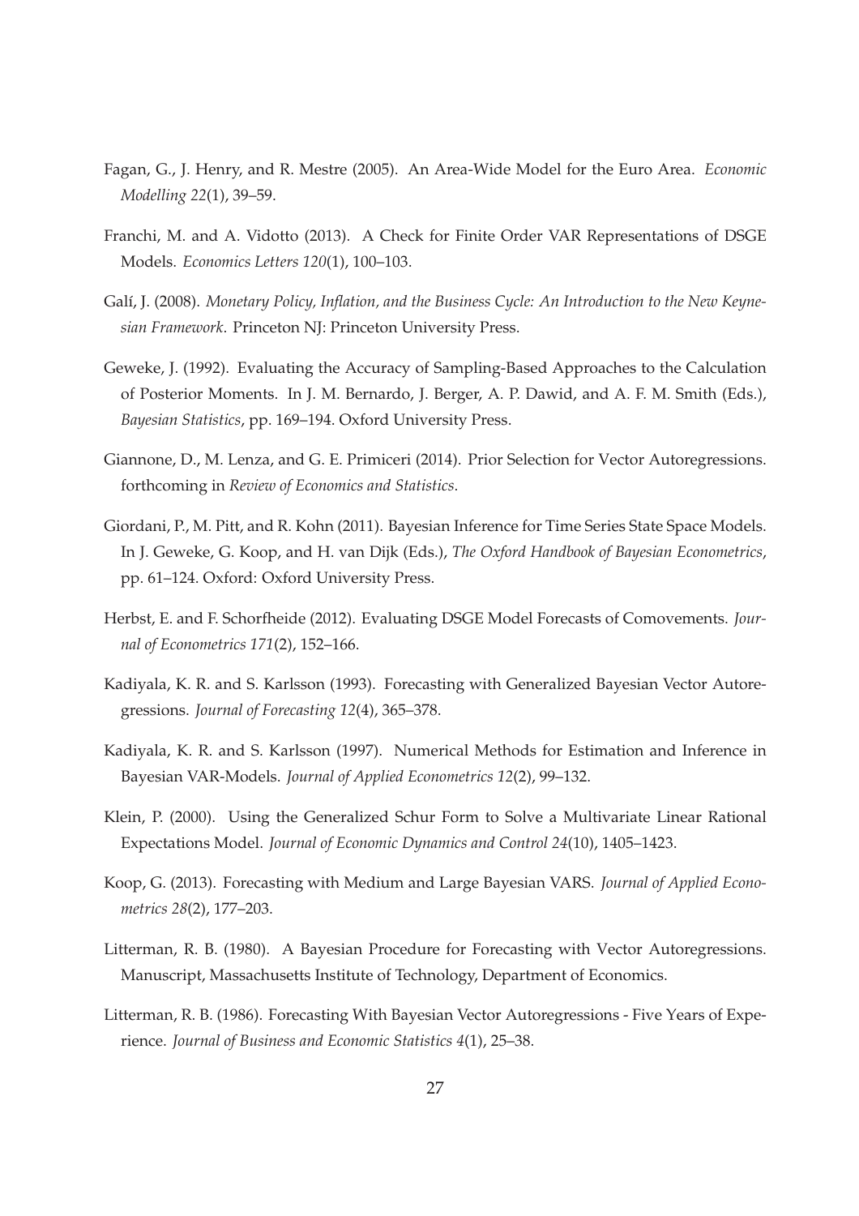Fagan, G., J. Henry, and R. Mestre (2005). An Area-Wide Model for the Euro Area. *Economic Modelling 22*(1), 39–59.

Franchi, M. and A. Vidotto (2013). A Check for Finite Order VAR Representations of DSGE Models. *Economics Letters 120*(1), 100–103.

Galí, J. (2008). *Monetary Policy, Inflation, and the Business Cycle: An Introduction to the New Keynesian Framework*. Princeton NJ: Princeton University Press.

Geweke, J. (1992). Evaluating the Accuracy of Sampling-Based Approaches to the Calculation of Posterior Moments. In J. M. Bernardo, J. Berger, A. P. Dawid, and A. F. M. Smith (Eds.), *Bayesian Statistics*, pp. 169–194. Oxford University Press.

Giannone, D., M. Lenza, and G. E. Primiceri (2014). Prior Selection for Vector Autoregressions. forthcoming in *Review of Economics and Statistics*.

Giordani, P., M. Pitt, and R. Kohn (2011). Bayesian Inference for Time Series State Space Models. In J. Geweke, G. Koop, and H. van Dijk (Eds.), *The Oxford Handbook of Bayesian Econometrics*, pp. 61–124. Oxford: Oxford University Press.

Herbst, E. and F. Schorfheide (2012). Evaluating DSGE Model Forecasts of Comovements. *Journal of Econometrics 171*(2), 152–166.

Kadiyala, K. R. and S. Karlsson (1993). Forecasting with Generalized Bayesian Vector Autoregressions. *Journal of Forecasting 12*(4), 365–378.

Kadiyala, K. R. and S. Karlsson (1997). Numerical Methods for Estimation and Inference in Bayesian VAR-Models. *Journal of Applied Econometrics 12*(2), 99–132.

Klein, P. (2000). Using the Generalized Schur Form to Solve a Multivariate Linear Rational Expectations Model. *Journal of Economic Dynamics and Control 24*(10), 1405–1423.

Koop, G. (2013). Forecasting with Medium and Large Bayesian VARS. *Journal of Applied Econometrics 28*(2), 177–203.

Litterman, R. B. (1980). A Bayesian Procedure for Forecasting with Vector Autoregressions. Manuscript, Massachusetts Institute of Technology, Department of Economics.

Litterman, R. B. (1986). Forecasting With Bayesian Vector Autoregressions - Five Years of Experience. *Journal of Business and Economic Statistics 4*(1), 25–38.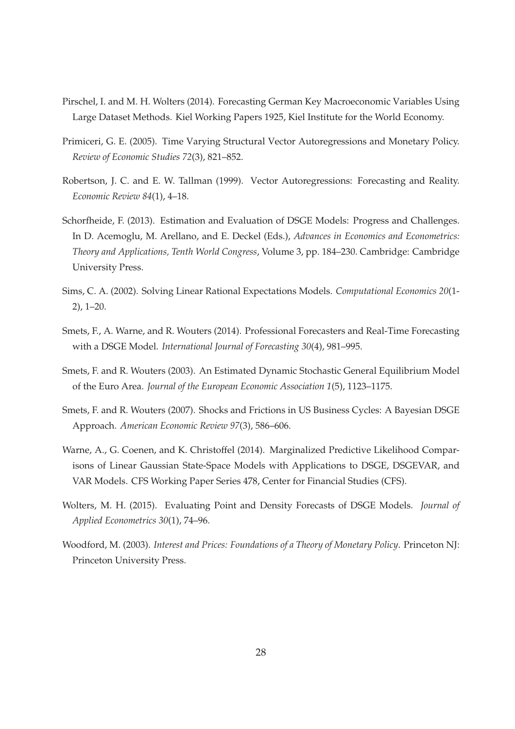Pirschel, I. and M. H. Wolters (2014). Forecasting German Key Macroeconomic Variables Using Large Dataset Methods. Kiel Working Papers 1925, Kiel Institute for the World Economy.

Primiceri, G. E. (2005). Time Varying Structural Vector Autoregressions and Monetary Policy. *Review of Economic Studies 72*(3), 821–852.

Robertson, J. C. and E. W. Tallman (1999). Vector Autoregressions: Forecasting and Reality. *Economic Review 84*(1), 4–18.

Schorfheide, F. (2013). Estimation and Evaluation of DSGE Models: Progress and Challenges. In D. Acemoglu, M. Arellano, and E. Deckel (Eds.), *Advances in Economics and Econometrics: Theory and Applications, Tenth World Congress*, Volume 3, pp. 184–230. Cambridge: Cambridge University Press.

Sims, C. A. (2002). Solving Linear Rational Expectations Models. *Computational Economics 20*(1-2), 1–20.

Smets, F., A. Warne, and R. Wouters (2014). Professional Forecasters and Real-Time Forecasting with a DSGE Model. *International Journal of Forecasting 30*(4), 981–995.

Smets, F. and R. Wouters (2003). An Estimated Dynamic Stochastic General Equilibrium Model of the Euro Area. *Journal of the European Economic Association 1*(5), 1123–1175.

Smets, F. and R. Wouters (2007). Shocks and Frictions in US Business Cycles: A Bayesian DSGE Approach. *American Economic Review 97*(3), 586–606.

Warne, A., G. Coenen, and K. Christoffel (2014). Marginalized Predictive Likelihood Comparisons of Linear Gaussian State-Space Models with Applications to DSGE, DSGEVAR, and VAR Models. CFS Working Paper Series 478, Center for Financial Studies (CFS).

Wolters, M. H. (2015). Evaluating Point and Density Forecasts of DSGE Models. *Journal of Applied Econometrics 30*(1), 74–96.

Woodford, M. (2003). *Interest and Prices: Foundations of a Theory of Monetary Policy*. Princeton NJ: Princeton University Press.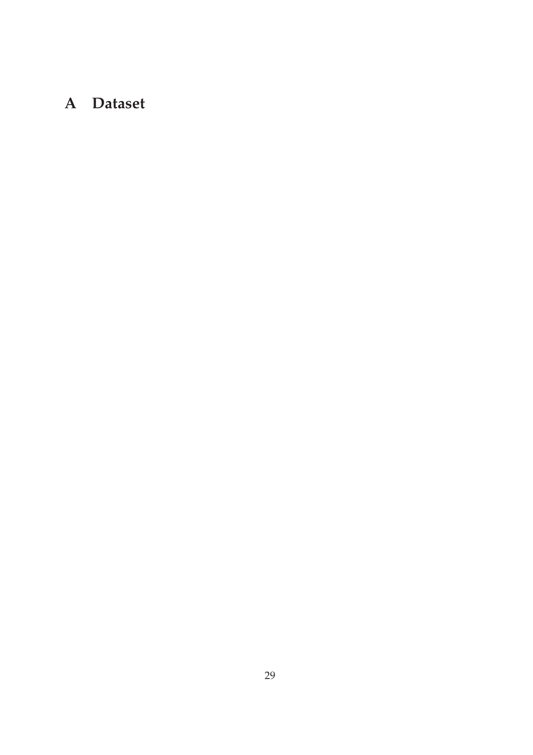# A Dataset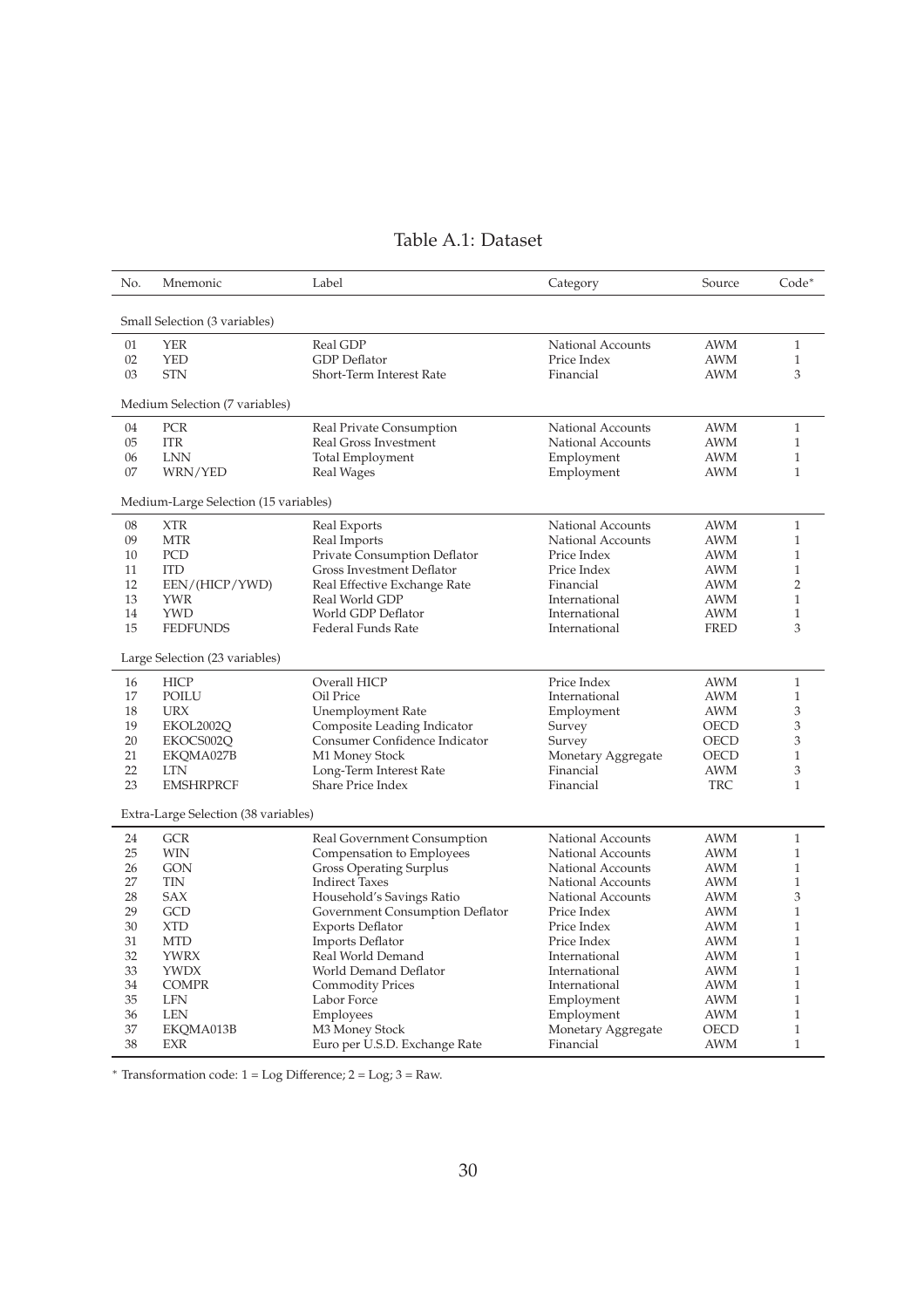Table A.1: Dataset

| No. | Mnemonic | Label | Category | Source | Code* |
|---|---|---|---|---|---|
| Small Selection (3 variables) | | | | | |
| 01 | YER | Real GDP | National Accounts | AWM | 1 |
| 02 | YED | GDP Deflator | Price Index | AWM | 1 |
| 03 | STN | Short-Term Interest Rate | Financial | AWM | 3 |
| Medium Selection (7 variables) | | | | | |
| 04 | PCR | Real Private Consumption | National Accounts | AWM | 1 |
| 05 | ITR | Real Gross Investment | National Accounts | AWM | 1 |
| 06 | LNN | Total Employment | Employment | AWM | 1 |
| 07 | WRN/YED | Real Wages | Employment | AWM | 1 |
| Medium-Large Selection (15 variables) | | | | | |
| 08 | XTR | Real Exports | National Accounts | AWM | 1 |
| 09 | MTR | Real Imports | National Accounts | AWM | 1 |
| 10 | PCD | Private Consumption Deflator | Price Index | AWM | 1 |
| 11 | ITD | Gross Investment Deflator | Price Index | AWM | 1 |
| 12 | EEN/(HICP/YWD) | Real Effective Exchange Rate | Financial | AWM | 2 |
| 13 | YWR | Real World GDP | International | AWM | 1 |
| 14 | YWD | World GDP Deflator | International | AWM | 1 |
| 15 | FEDFUNDS | Federal Funds Rate | International | FRED | 3 |
| Large Selection (23 variables) | | | | | |
| 16 | HICP | Overall HICP | Price Index | AWM | 1 |
| 17 | POILU | Oil Price | International | AWM | 1 |
| 18 | URX | Unemployment Rate | Employment | AWM | 3 |
| 19 | EKOL2002Q | Composite Leading Indicator | Survey | OECD | 3 |
| 20 | EKOCS002Q | Consumer Confidence Indicator | Survey | OECD | 3 |
| 21 | EKQMA027B | M1 Money Stock | Monetary Aggregate | OECD | 1 |
| 22 | LTN | Long-Term Interest Rate | Financial | AWM | 3 |
| 23 | EMSHRPRCF | Share Price Index | Financial | TRC | 1 |
| Extra-Large Selection (38 variables) | | | | | |
| 24 | GCR | Real Government Consumption | National Accounts | AWM | 1 |
| 25 | WIN | Compensation to Employees | National Accounts | AWM | 1 |
| 26 | GON | Gross Operating Surplus | National Accounts | AWM | 1 |
| 27 | TIN | Indirect Taxes | National Accounts | AWM | 1 |
| 28 | SAX | Household's Savings Ratio | National Accounts | AWM | 3 |
| 29 | GCD | Government Consumption Deflator | Price Index | AWM | 1 |
| 30 | XTD | Exports Deflator | Price Index | AWM | 1 |
| 31 | MTD | Imports Deflator | Price Index | AWM | 1 |
| 32 | YWRX | Real World Demand | International | AWM | 1 |
| 33 | YWDX | World Demand Deflator | International | AWM | 1 |
| 34 | COMPR | Commodity Prices | International | AWM | 1 |
| 35 | LFN | Labor Force | Employment | AWM | 1 |
| 36 | LEN | Employees | Employment | AWM | 1 |
| 37 | EKQMA013B | M3 Money Stock | Monetary Aggregate | OECD | 1 |
| 38 | EXR | Euro per U.S.D. Exchange Rate | Financial | AWM | 1 |

* Transformation code: 1 = Log Difference; 2 = Log; 3 = Raw.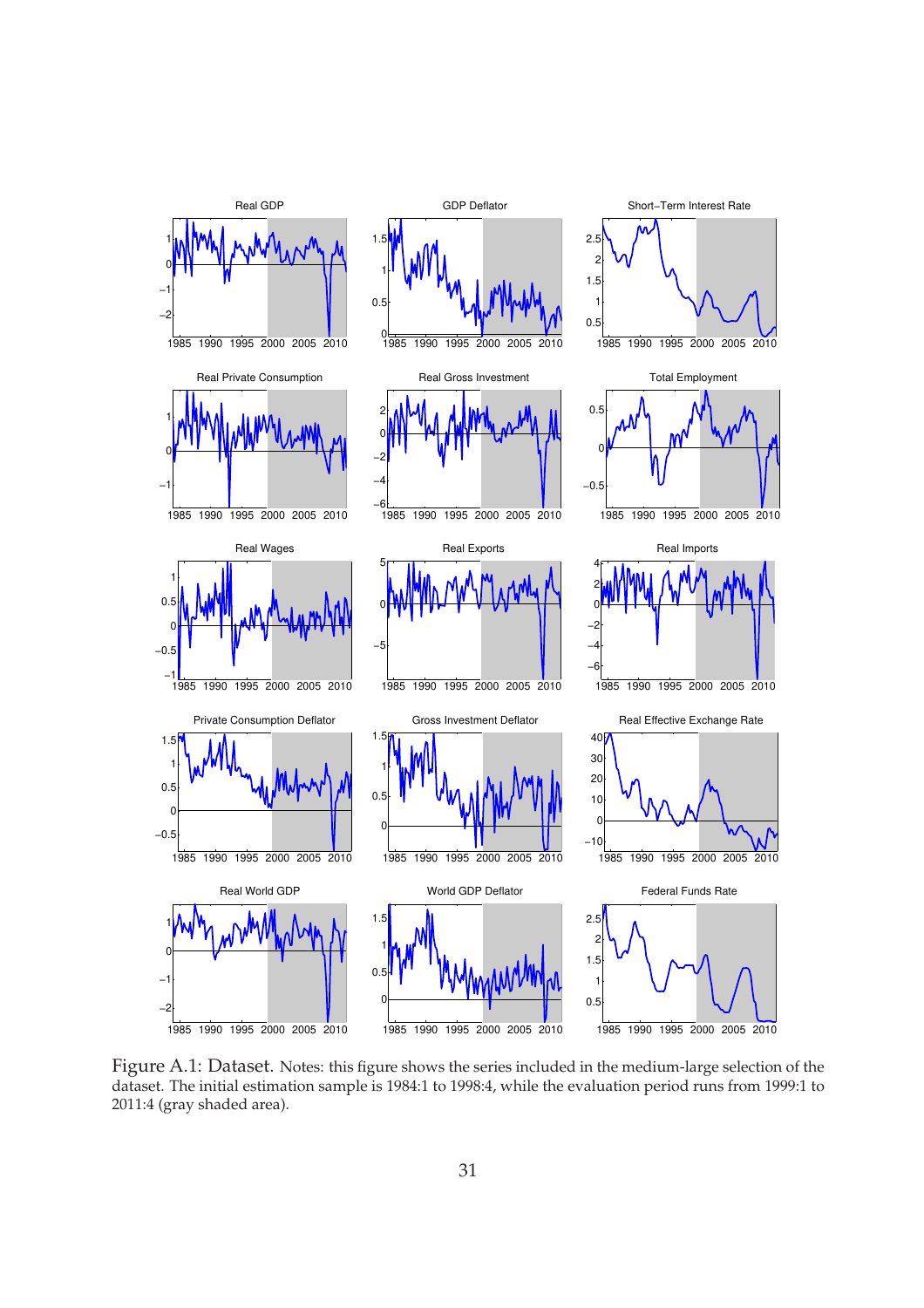Figure A.1: Dataset. Notes: this figure shows the series included in the medium-large selection of the dataset. The initial estimation sample is 1984:1 to 1998:4, while the evaluation period runs from 1999:1 to 2011:4 (gray shaded area).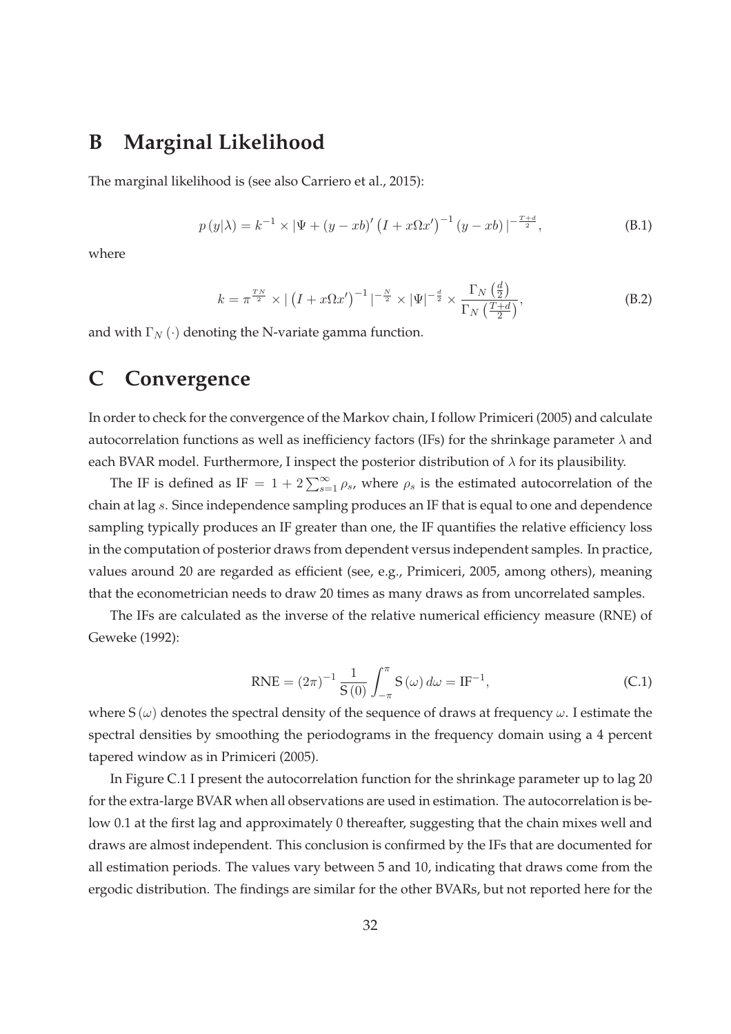# B Marginal Likelihood

The marginal likelihood is (see also Carriero et al., 2015):

$$p(y|\lambda) = k^{-1} \times |\Psi + (y - xb)' \left(I + x\Omega x'\right)^{-1} (y - xb)|^{-\frac{T+d}{2}}, \tag{B.1}$$

where

$$k = \pi^{\frac{TN}{2}} \times |\left(I + x\Omega x'\right)^{-1}|^{-\frac{N}{2}} \times |\Psi|^{-\frac{d}{2}} \times \frac{\Gamma_N\left(\frac{d}{2}\right)}{\Gamma_N\left(\frac{T+d}{2}\right)}, \tag{B.2}$$

and with $\Gamma_N(\cdot)$ denoting the N-variate gamma function.

# C Convergence

In order to check for the convergence of the Markov chain, I follow Primiceri (2005) and calculate autocorrelation functions as well as inefficiency factors (IFs) for the shrinkage parameter $\lambda$ and each BVAR model. Furthermore, I inspect the posterior distribution of $\lambda$ for its plausibility.

The IF is defined as $\text{IF} = 1 + 2\sum_{s=1}^{\infty} \rho_s$, where $\rho_s$ is the estimated autocorrelation of the chain at lag $s$. Since independence sampling produces an IF that is equal to one and dependence sampling typically produces an IF greater than one, the IF quantifies the relative efficiency loss in the computation of posterior draws from dependent versus independent samples. In practice, values around 20 are regarded as efficient (see, e.g., Primiceri, 2005, among others), meaning that the econometrician needs to draw 20 times as many draws as from uncorrelated samples.

The IFs are calculated as the inverse of the relative numerical efficiency measure (RNE) of Geweke (1992):

$$\text{RNE} = (2\pi)^{-1} \frac{1}{\text{S}(0)} \int_{-\pi}^{\pi} \text{S}(\omega)\, d\omega = \text{IF}^{-1}, \tag{C.1}$$

where $\text{S}(\omega)$ denotes the spectral density of the sequence of draws at frequency $\omega$. I estimate the spectral densities by smoothing the periodograms in the frequency domain using a 4 percent tapered window as in Primiceri (2005).

In Figure C.1 I present the autocorrelation function for the shrinkage parameter up to lag 20 for the extra-large BVAR when all observations are used in estimation. The autocorrelation is below 0.1 at the first lag and approximately 0 thereafter, suggesting that the chain mixes well and draws are almost independent. This conclusion is confirmed by the IFs that are documented for all estimation periods. The values vary between 5 and 10, indicating that draws come from the ergodic distribution. The findings are similar for the other BVARs, but not reported here for the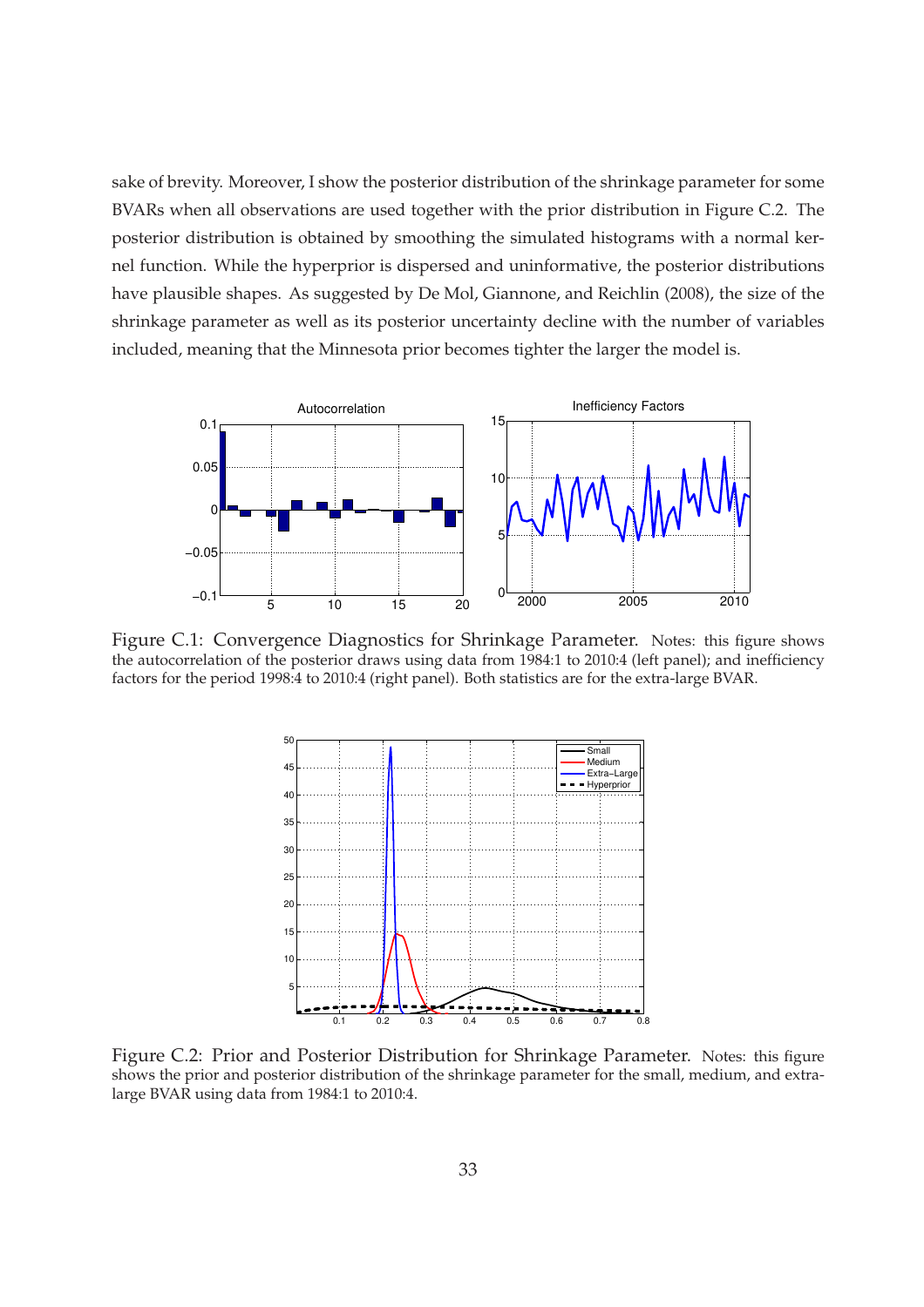sake of brevity. Moreover, I show the posterior distribution of the shrinkage parameter for some BVARs when all observations are used together with the prior distribution in Figure C.2. The posterior distribution is obtained by smoothing the simulated histograms with a normal kernel function. While the hyperprior is dispersed and uninformative, the posterior distributions have plausible shapes. As suggested by De Mol, Giannone, and Reichlin (2008), the size of the shrinkage parameter as well as its posterior uncertainty decline with the number of variables included, meaning that the Minnesota prior becomes tighter the larger the model is.

Figure C.1: Convergence Diagnostics for Shrinkage Parameter. Notes: this figure shows the autocorrelation of the posterior draws using data from 1984:1 to 2010:4 (left panel); and inefficiency factors for the period 1998:4 to 2010:4 (right panel). Both statistics are for the extra-large BVAR.

Figure C.2: Prior and Posterior Distribution for Shrinkage Parameter. Notes: this figure shows the prior and posterior distribution of the shrinkage parameter for the small, medium, and extra-large BVAR using data from 1984:1 to 2010:4.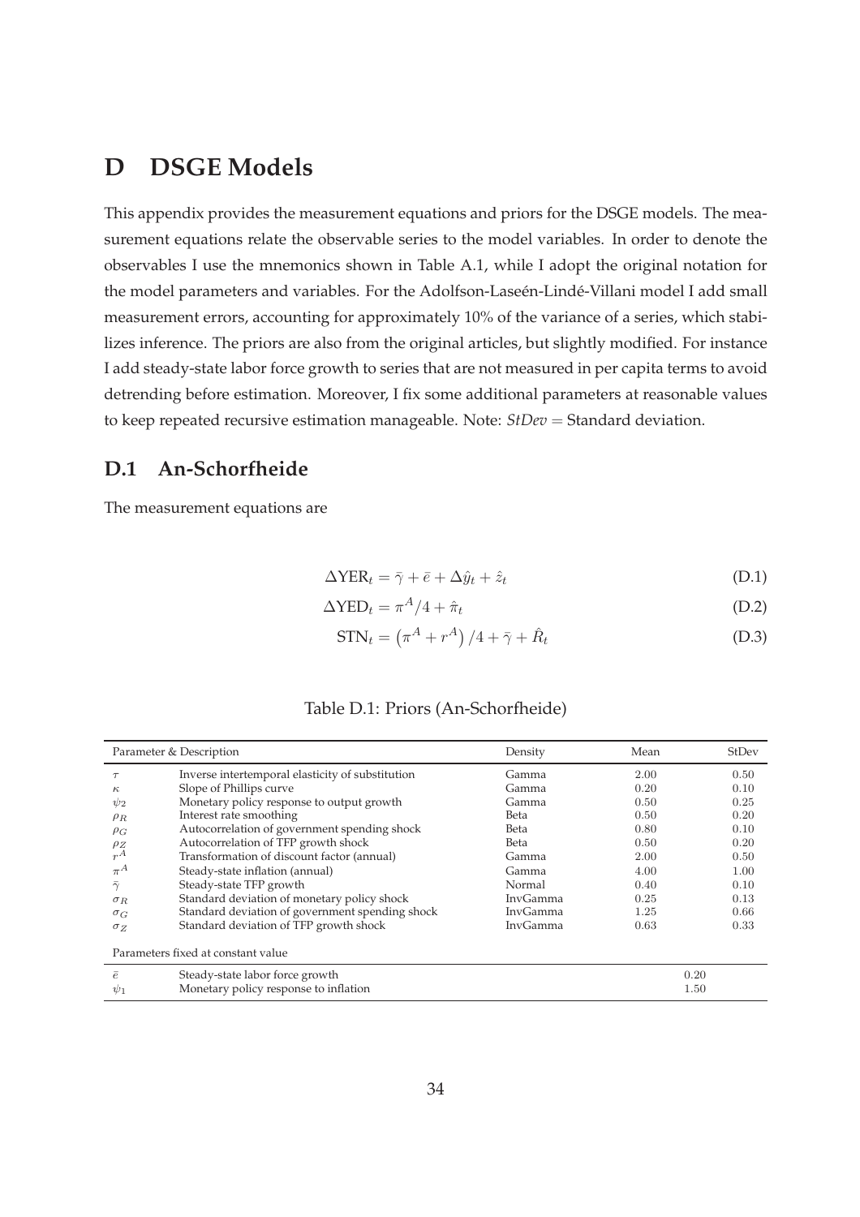# D DSGE Models

This appendix provides the measurement equations and priors for the DSGE models. The measurement equations relate the observable series to the model variables. In order to denote the observables I use the mnemonics shown in Table A.1, while I adopt the original notation for the model parameters and variables. For the Adolfson-Laseén-Lindé-Villani model I add small measurement errors, accounting for approximately 10% of the variance of a series, which stabilizes inference. The priors are also from the original articles, but slightly modified. For instance I add steady-state labor force growth to series that are not measured in per capita terms to avoid detrending before estimation. Moreover, I fix some additional parameters at reasonable values to keep repeated recursive estimation manageable. Note: *StDev* = Standard deviation.

## D.1 An-Schorfheide

The measurement equations are

$$\Delta \text{YER}_t = \bar{\gamma} + \bar{e} + \Delta \hat{y}_t + \hat{z}_t \tag{D.1}$$

$$\Delta \text{YED}_t = \pi^A/4 + \hat{\pi}_t \tag{D.2}$$

$$\text{STN}_t = \left(\pi^A + r^A\right)/4 + \bar{\gamma} + \hat{R}_t \tag{D.3}$$

Table D.1: Priors (An-Schorfheide)

| Parameter | Description | Density | Mean | StDev |
|---|---|---|---|---|
| $\tau$ | Inverse intertemporal elasticity of substitution | Gamma | 2.00 | 0.50 |
| $\kappa$ | Slope of Phillips curve | Gamma | 0.20 | 0.10 |
| $\psi_2$ | Monetary policy response to output growth | Gamma | 0.50 | 0.25 |
| $\rho_R$ | Interest rate smoothing | Beta | 0.50 | 0.20 |
| $\rho_G$ | Autocorrelation of government spending shock | Beta | 0.80 | 0.10 |
| $\rho_Z$ | Autocorrelation of TFP growth shock | Beta | 0.50 | 0.20 |
| $r^A$ | Transformation of discount factor (annual) | Gamma | 2.00 | 0.50 |
| $\pi^A$ | Steady-state inflation (annual) | Gamma | 4.00 | 1.00 |
| $\bar{\gamma}$ | Steady-state TFP growth | Normal | 0.40 | 0.10 |
| $\sigma_R$ | Standard deviation of monetary policy shock | InvGamma | 0.25 | 0.13 |
| $\sigma_G$ | Standard deviation of government spending shock | InvGamma | 1.25 | 0.66 |
| $\sigma_Z$ | Standard deviation of TFP growth shock | InvGamma | 0.63 | 0.33 |
| Parameters fixed at constant value | | | | |
| $\bar{e}$ | Steady-state labor force growth | | 0.20 | |
| $\psi_1$ | Monetary policy response to inflation | | 1.50 | |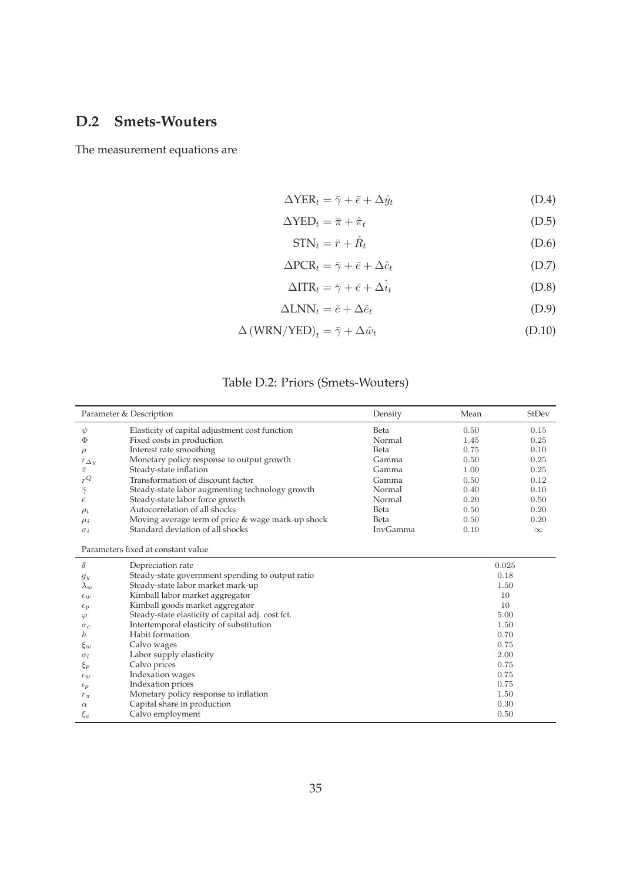### D.2 Smets-Wouters

The measurement equations are

$$\Delta \text{YER}_t = \bar{\gamma} + \bar{e} + \Delta \hat{y}_t \tag{D.4}$$

$$\Delta \text{YED}_t = \bar{\pi} + \hat{\pi}_t \tag{D.5}$$

$$\text{STN}_t = \bar{r} + \hat{R}_t \tag{D.6}$$

$$\Delta \text{PCR}_t = \bar{\gamma} + \bar{e} + \Delta \hat{c}_t \tag{D.7}$$

$$\Delta \text{ITR}_t = \bar{\gamma} + \bar{e} + \Delta \hat{i}_t \tag{D.8}$$

$$\Delta \text{LNN}_t = \bar{e} + \Delta \hat{e}_t \tag{D.9}$$

$$\Delta \left(\text{WRN/YED}\right)_t = \bar{\gamma} + \Delta \hat{w}_t \tag{D.10}$$

Table D.2: Priors (Smets-Wouters)

| Parameter & Description | | Density | Mean | StDev |
|---|---|---|---|---|
| $\psi$ | Elasticity of capital adjustment cost function | Beta | 0.50 | 0.15 |
| $\Phi$ | Fixed costs in production | Normal | 1.45 | 0.25 |
| $\rho$ | Interest rate smoothing | Beta | 0.75 | 0.10 |
| $r_{\Delta y}$ | Monetary policy response to output growth | Gamma | 0.50 | 0.25 |
| $\bar{\pi}$ | Steady-state inflation | Gamma | 1.00 | 0.25 |
| $r^Q$ | Transformation of discount factor | Gamma | 0.50 | 0.12 |
| $\bar{\gamma}$ | Steady-state labor augmenting technology growth | Normal | 0.40 | 0.10 |
| $\bar{e}$ | Steady-state labor force growth | Normal | 0.20 | 0.50 |
| $\rho_i$ | Autocorrelation of all shocks | Beta | 0.50 | 0.20 |
| $\mu_i$ | Moving average term of price & wage mark-up shock | Beta | 0.50 | 0.20 |
| $\sigma_i$ | Standard deviation of all shocks | InvGamma | 0.10 | $\infty$ |

Parameters fixed at constant value

| Parameter | Description | Value |
|---|---|---|
| $\delta$ | Depreciation rate | 0.025 |
| $g_y$ | Steady-state government spending to output ratio | 0.18 |
| $\lambda_w$ | Steady-state labor market mark-up | 1.50 |
| $\epsilon_w$ | Kimball labor market aggregator | 10 |
| $\epsilon_p$ | Kimball goods market aggregator | 10 |
| $\varphi$ | Steady-state elasticity of capital adj. cost fct. | 5.00 |
| $\sigma_c$ | Intertemporal elasticity of substitution | 1.50 |
| $h$ | Habit formation | 0.70 |
| $\xi_w$ | Calvo wages | 0.75 |
| $\sigma_l$ | Labor supply elasticity | 2.00 |
| $\xi_p$ | Calvo prices | 0.75 |
| $\iota_w$ | Indexation wages | 0.75 |
| $\iota_p$ | Indexation prices | 0.75 |
| $r_\pi$ | Monetary policy response to inflation | 1.50 |
| $\alpha$ | Capital share in production | 0.30 |
| $\xi_e$ | Calvo employment | 0.50 |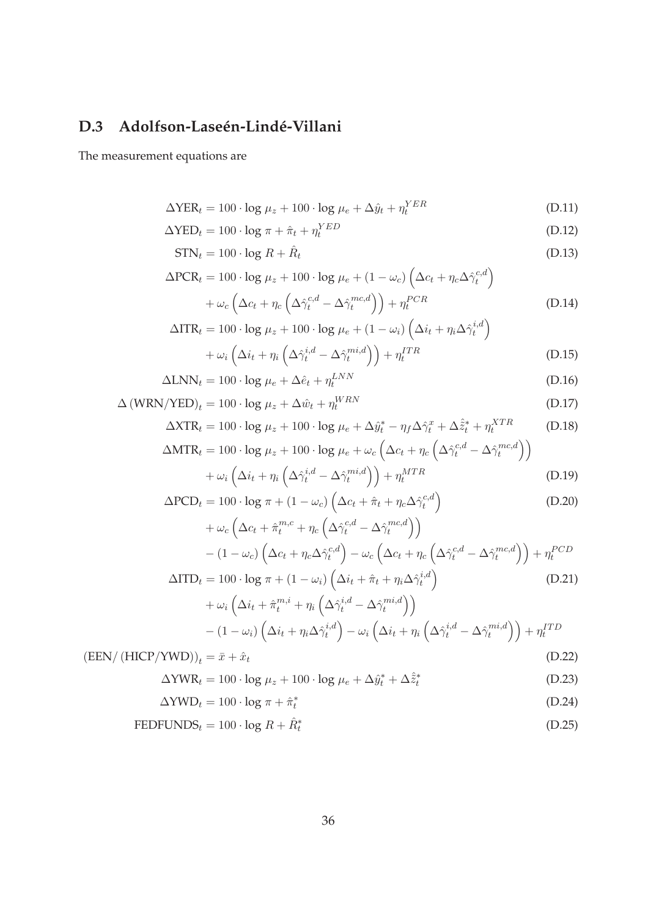## D.3 Adolfson-Laseén-Lindé-Villani

The measurement equations are

$$\Delta\text{YER}_t = 100 \cdot \log \mu_z + 100 \cdot \log \mu_e + \Delta\hat{y}_t + \eta_t^{YER} \tag{D.11}$$

$$\Delta\text{YED}_t = 100 \cdot \log \pi + \hat{\pi}_t + \eta_t^{YED} \tag{D.12}$$

$$\text{STN}_t = 100 \cdot \log R + \hat{R}_t \tag{D.13}$$

$$\begin{aligned}\Delta\text{PCR}_t = {} & 100 \cdot \log \mu_z + 100 \cdot \log \mu_e + (1-\omega_c)\left(\Delta c_t + \eta_c \Delta\hat{\gamma}_t^{c,d}\right) \\ & + \omega_c\left(\Delta c_t + \eta_c\left(\Delta\hat{\gamma}_t^{c,d} - \Delta\hat{\gamma}_t^{mc,d}\right)\right) + \eta_t^{PCR}\end{aligned} \tag{D.14}$$

$$\begin{aligned}\Delta\text{ITR}_t = {} & 100 \cdot \log \mu_z + 100 \cdot \log \mu_e + (1-\omega_i)\left(\Delta i_t + \eta_i \Delta\hat{\gamma}_t^{i,d}\right) \\ & + \omega_i\left(\Delta i_t + \eta_i\left(\Delta\hat{\gamma}_t^{i,d} - \Delta\hat{\gamma}_t^{mi,d}\right)\right) + \eta_t^{ITR}\end{aligned} \tag{D.15}$$

$$\Delta\text{LNN}_t = 100 \cdot \log \mu_e + \Delta\hat{e}_t + \eta_t^{LNN} \tag{D.16}$$

$$\Delta\left(\text{WRN/YED}\right)_t = 100 \cdot \log \mu_z + \Delta\hat{w}_t + \eta_t^{WRN} \tag{D.17}$$

$$\Delta\text{XTR}_t = 100 \cdot \log \mu_z + 100 \cdot \log \mu_e + \Delta\hat{y}_t^* - \eta_f \Delta\hat{\gamma}_t^x + \Delta\hat{\tilde{z}}_t^* + \eta_t^{XTR} \tag{D.18}$$

$$\begin{aligned}\Delta\text{MTR}_t = {} & 100 \cdot \log \mu_z + 100 \cdot \log \mu_e + \omega_c\left(\Delta c_t + \eta_c\left(\Delta\hat{\gamma}_t^{c,d} - \Delta\hat{\gamma}_t^{mc,d}\right)\right) \\ & + \omega_i\left(\Delta i_t + \eta_i\left(\Delta\hat{\gamma}_t^{i,d} - \Delta\hat{\gamma}_t^{mi,d}\right)\right) + \eta_t^{MTR}\end{aligned} \tag{D.19}$$

$$\begin{aligned}\Delta\text{PCD}_t = {} & 100 \cdot \log \pi + (1-\omega_c)\left(\Delta c_t + \hat{\pi}_t + \eta_c \Delta\hat{\gamma}_t^{c,d}\right) \\ & + \omega_c\left(\Delta c_t + \hat{\pi}_t^{m,c} + \eta_c\left(\Delta\hat{\gamma}_t^{c,d} - \Delta\hat{\gamma}_t^{mc,d}\right)\right) \\ & - (1-\omega_c)\left(\Delta c_t + \eta_c \Delta\hat{\gamma}_t^{c,d}\right) - \omega_c\left(\Delta c_t + \eta_c\left(\Delta\hat{\gamma}_t^{c,d} - \Delta\hat{\gamma}_t^{mc,d}\right)\right) + \eta_t^{PCD}\end{aligned} \tag{D.20}$$

$$\begin{aligned}\Delta\text{ITD}_t = {} & 100 \cdot \log \pi + (1-\omega_i)\left(\Delta i_t + \hat{\pi}_t + \eta_i \Delta\hat{\gamma}_t^{i,d}\right) \\ & + \omega_i\left(\Delta i_t + \hat{\pi}_t^{m,i} + \eta_i\left(\Delta\hat{\gamma}_t^{i,d} - \Delta\hat{\gamma}_t^{mi,d}\right)\right) \\ & - (1-\omega_i)\left(\Delta i_t + \eta_i \Delta\hat{\gamma}_t^{i,d}\right) - \omega_i\left(\Delta i_t + \eta_i\left(\Delta\hat{\gamma}_t^{i,d} - \Delta\hat{\gamma}_t^{mi,d}\right)\right) + \eta_t^{ITD}\end{aligned} \tag{D.21}$$

$$\left(\text{EEN/}\left(\text{HICP/YWD}\right)\right)_t = \bar{x} + \hat{x}_t \tag{D.22}$$

$$\Delta\text{YWR}_t = 100 \cdot \log \mu_z + 100 \cdot \log \mu_e + \Delta\hat{y}_t^* + \Delta\hat{\tilde{z}}_t^* \tag{D.23}$$

$$\Delta\text{YWD}_t = 100 \cdot \log \pi + \hat{\pi}_t^* \tag{D.24}$$

$$\text{FEDFUNDS}_t = 100 \cdot \log R + \hat{R}_t^* \tag{D.25}$$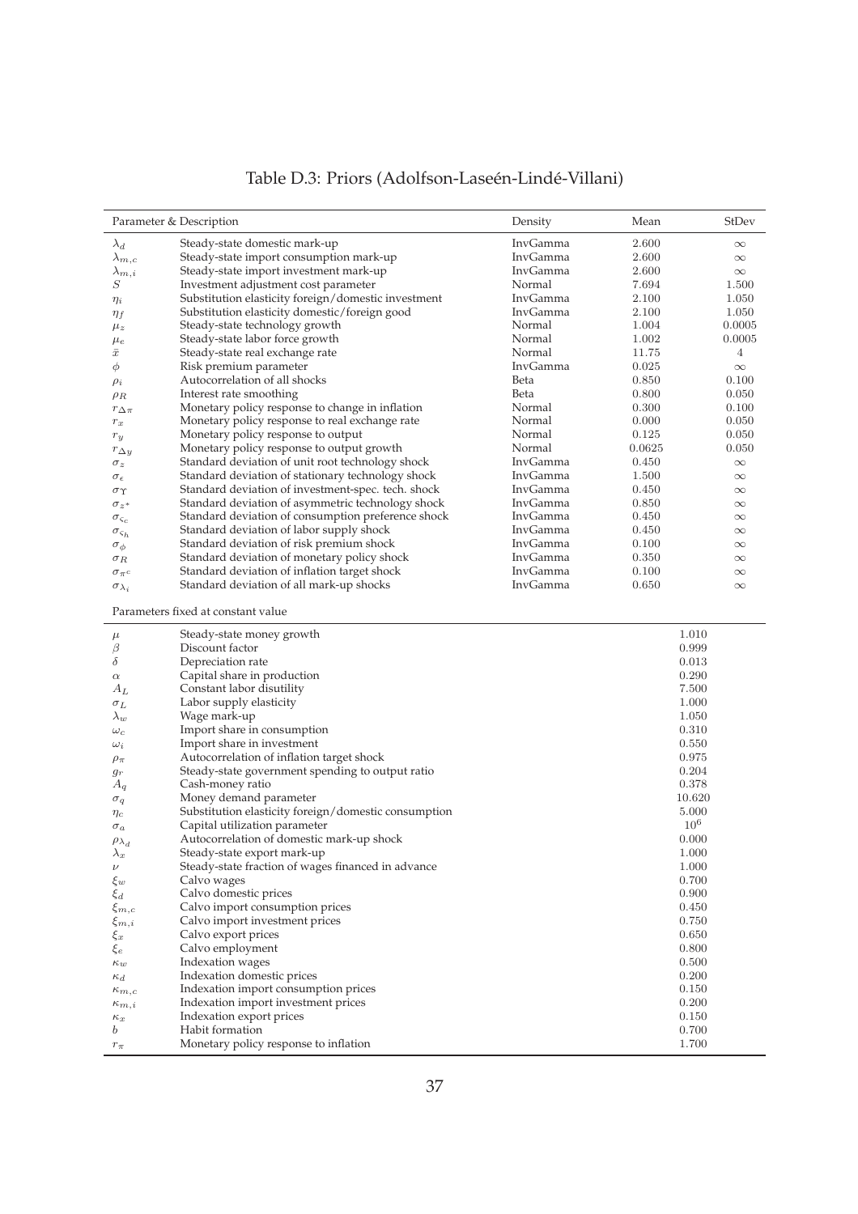# Table D.3: Priors (Adolfson-Laseén-Lindé-Villani)

| Parameter & Description | | Density | Mean | StDev |
|---|---|---|---|---|
| $\lambda_d$ | Steady-state domestic mark-up | InvGamma | 2.600 | $\infty$ |
| $\lambda_{m,c}$ | Steady-state import consumption mark-up | InvGamma | 2.600 | $\infty$ |
| $\lambda_{m,i}$ | Steady-state import investment mark-up | InvGamma | 2.600 | $\infty$ |
| $S$ | Investment adjustment cost parameter | Normal | 7.694 | 1.500 |
| $\eta_i$ | Substitution elasticity foreign/domestic investment | InvGamma | 2.100 | 1.050 |
| $\eta_f$ | Substitution elasticity domestic/foreign good | InvGamma | 2.100 | 1.050 |
| $\mu_z$ | Steady-state technology growth | Normal | 1.004 | 0.0005 |
| $\mu_e$ | Steady-state labor force growth | Normal | 1.002 | 0.0005 |
| $\bar{x}$ | Steady-state real exchange rate | Normal | 11.75 | 4 |
| $\phi$ | Risk premium parameter | InvGamma | 0.025 | $\infty$ |
| $\rho_i$ | Autocorrelation of all shocks | Beta | 0.850 | 0.100 |
| $\rho_R$ | Interest rate smoothing | Beta | 0.800 | 0.050 |
| $r_{\Delta\pi}$ | Monetary policy response to change in inflation | Normal | 0.300 | 0.100 |
| $r_x$ | Monetary policy response to real exchange rate | Normal | 0.000 | 0.050 |
| $r_y$ | Monetary policy response to output | Normal | 0.125 | 0.050 |
| $r_{\Delta y}$ | Monetary policy response to output growth | Normal | 0.0625 | 0.050 |
| $\sigma_z$ | Standard deviation of unit root technology shock | InvGamma | 0.450 | $\infty$ |
| $\sigma_\epsilon$ | Standard deviation of stationary technology shock | InvGamma | 1.500 | $\infty$ |
| $\sigma_\Upsilon$ | Standard deviation of investment-spec. tech. shock | InvGamma | 0.450 | $\infty$ |
| $\sigma_{z^*}$ | Standard deviation of asymmetric technology shock | InvGamma | 0.850 | $\infty$ |
| $\sigma_{\zeta_c}$ | Standard deviation of consumption preference shock | InvGamma | 0.450 | $\infty$ |
| $\sigma_{\zeta_h}$ | Standard deviation of labor supply shock | InvGamma | 0.450 | $\infty$ |
| $\sigma_\phi$ | Standard deviation of risk premium shock | InvGamma | 0.100 | $\infty$ |
| $\sigma_R$ | Standard deviation of monetary policy shock | InvGamma | 0.350 | $\infty$ |
| $\sigma_{\pi^c}$ | Standard deviation of inflation target shock | InvGamma | 0.100 | $\infty$ |
| $\sigma_{\lambda_i}$ | Standard deviation of all mark-up shocks | InvGamma | 0.650 | $\infty$ |

Parameters fixed at constant value

| | | Value |
|---|---|---|
| $\mu$ | Steady-state money growth | 1.010 |
| $\beta$ | Discount factor | 0.999 |
| $\delta$ | Depreciation rate | 0.013 |
| $\alpha$ | Capital share in production | 0.290 |
| $A_L$ | Constant labor disutility | 7.500 |
| $\sigma_L$ | Labor supply elasticity | 1.000 |
| $\lambda_w$ | Wage mark-up | 1.050 |
| $\omega_c$ | Import share in consumption | 0.310 |
| $\omega_i$ | Import share in investment | 0.550 |
| $\rho_\pi$ | Autocorrelation of inflation target shock | 0.975 |
| $g_r$ | Steady-state government spending to output ratio | 0.204 |
| $A_q$ | Cash-money ratio | 0.378 |
| $\sigma_q$ | Money demand parameter | 10.620 |
| $\eta_c$ | Substitution elasticity foreign/domestic consumption | 5.000 |
| $\sigma_a$ | Capital utilization parameter | $10^6$ |
| $\rho_{\lambda_d}$ | Autocorrelation of domestic mark-up shock | 0.000 |
| $\lambda_x$ | Steady-state export mark-up | 1.000 |
| $\nu$ | Steady-state fraction of wages financed in advance | 1.000 |
| $\xi_w$ | Calvo wages | 0.700 |
| $\xi_d$ | Calvo domestic prices | 0.900 |
| $\xi_{m,c}$ | Calvo import consumption prices | 0.450 |
| $\xi_{m,i}$ | Calvo import investment prices | 0.750 |
| $\xi_x$ | Calvo export prices | 0.650 |
| $\xi_e$ | Calvo employment | 0.800 |
| $\kappa_w$ | Indexation wages | 0.500 |
| $\kappa_d$ | Indexation domestic prices | 0.200 |
| $\kappa_{m,c}$ | Indexation import consumption prices | 0.150 |
| $\kappa_{m,i}$ | Indexation import investment prices | 0.200 |
| $\kappa_x$ | Indexation export prices | 0.150 |
| $b$ | Habit formation | 0.700 |
| $r_\pi$ | Monetary policy response to inflation | 1.700 |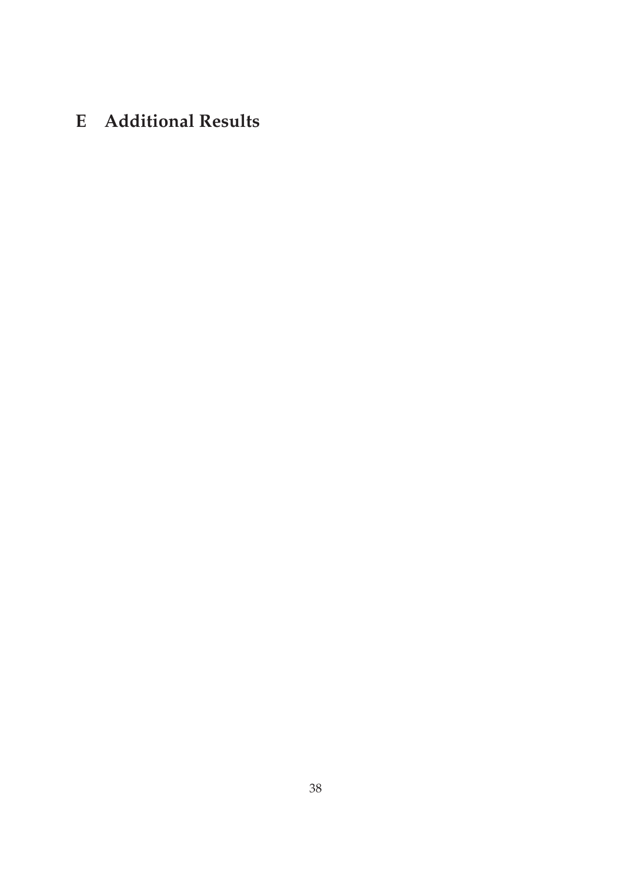# E Additional Results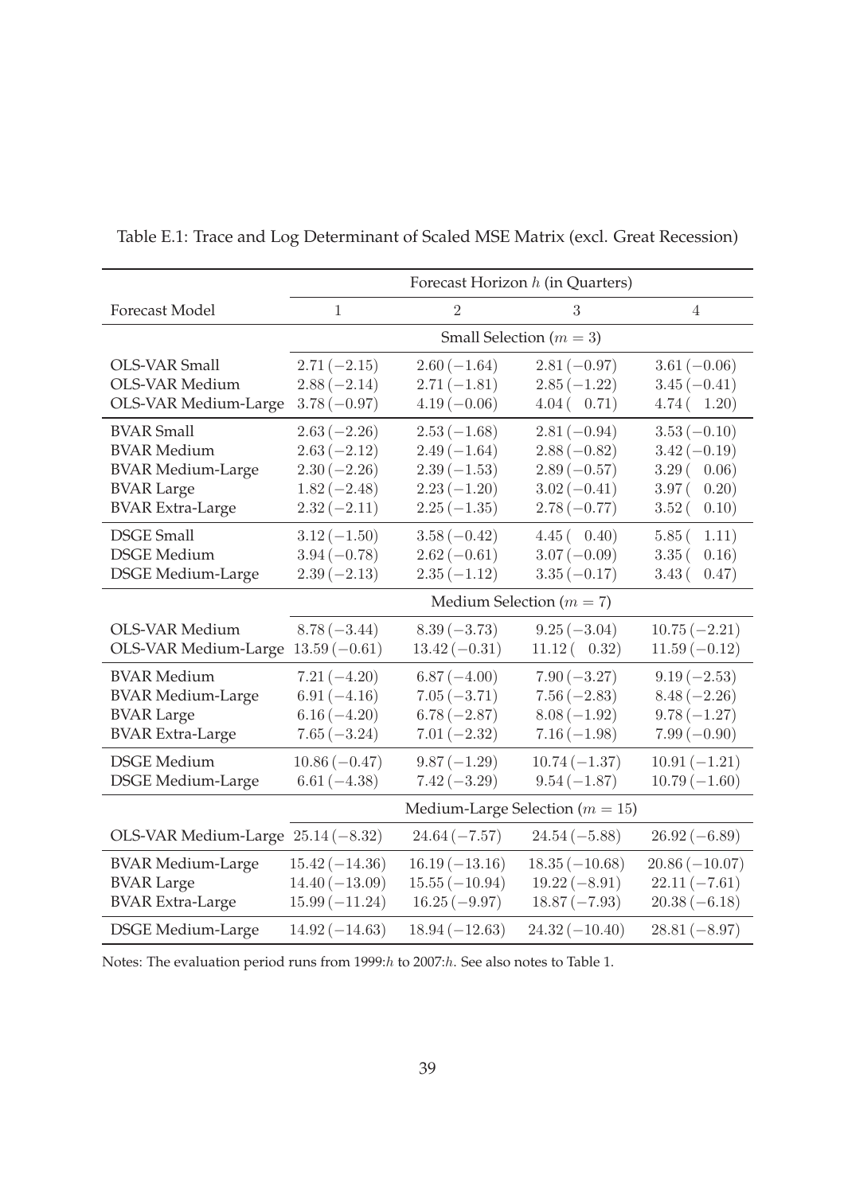Table E.1: Trace and Log Determinant of Scaled MSE Matrix (excl. Great Recession)

| | Forecast Horizon $h$ (in Quarters) | | | |
|---|---|---|---|---|
| Forecast Model | 1 | 2 | 3 | 4 |
| | Small Selection ($m = 3$) | | | |
| OLS-VAR Small | $2.71\,(-2.15)$ | $2.60\,(-1.64)$ | $2.81\,(-0.97)$ | $3.61\,(-0.06)$ |
| OLS-VAR Medium | $2.88\,(-2.14)$ | $2.71\,(-1.81)$ | $2.85\,(-1.22)$ | $3.45\,(-0.41)$ |
| OLS-VAR Medium-Large | $3.78\,(-0.97)$ | $4.19\,(-0.06)$ | $4.04\,(\ \ 0.71)$ | $4.74\,(\ \ 1.20)$ |
| BVAR Small | $2.63\,(-2.26)$ | $2.53\,(-1.68)$ | $2.81\,(-0.94)$ | $3.53\,(-0.10)$ |
| BVAR Medium | $2.63\,(-2.12)$ | $2.49\,(-1.64)$ | $2.88\,(-0.82)$ | $3.42\,(-0.19)$ |
| BVAR Medium-Large | $2.30\,(-2.26)$ | $2.39\,(-1.53)$ | $2.89\,(-0.57)$ | $3.29\,(\ \ 0.06)$ |
| BVAR Large | $1.82\,(-2.48)$ | $2.23\,(-1.20)$ | $3.02\,(-0.41)$ | $3.97\,(\ \ 0.20)$ |
| BVAR Extra-Large | $2.32\,(-2.11)$ | $2.25\,(-1.35)$ | $2.78\,(-0.77)$ | $3.52\,(\ \ 0.10)$ |
| DSGE Small | $3.12\,(-1.50)$ | $3.58\,(-0.42)$ | $4.45\,(\ \ 0.40)$ | $5.85\,(\ \ 1.11)$ |
| DSGE Medium | $3.94\,(-0.78)$ | $2.62\,(-0.61)$ | $3.07\,(-0.09)$ | $3.35\,(\ \ 0.16)$ |
| DSGE Medium-Large | $2.39\,(-2.13)$ | $2.35\,(-1.12)$ | $3.35\,(-0.17)$ | $3.43\,(\ \ 0.47)$ |
| | Medium Selection ($m = 7$) | | | |
| OLS-VAR Medium | $8.78\,(-3.44)$ | $8.39\,(-3.73)$ | $9.25\,(-3.04)$ | $10.75\,(-2.21)$ |
| OLS-VAR Medium-Large | $13.59\,(-0.61)$ | $13.42\,(-0.31)$ | $11.12\,(\ \ 0.32)$ | $11.59\,(-0.12)$ |
| BVAR Medium | $7.21\,(-4.20)$ | $6.87\,(-4.00)$ | $7.90\,(-3.27)$ | $9.19\,(-2.53)$ |
| BVAR Medium-Large | $6.91\,(-4.16)$ | $7.05\,(-3.71)$ | $7.56\,(-2.83)$ | $8.48\,(-2.26)$ |
| BVAR Large | $6.16\,(-4.20)$ | $6.78\,(-2.87)$ | $8.08\,(-1.92)$ | $9.78\,(-1.27)$ |
| BVAR Extra-Large | $7.65\,(-3.24)$ | $7.01\,(-2.32)$ | $7.16\,(-1.98)$ | $7.99\,(-0.90)$ |
| DSGE Medium | $10.86\,(-0.47)$ | $9.87\,(-1.29)$ | $10.74\,(-1.37)$ | $10.91\,(-1.21)$ |
| DSGE Medium-Large | $6.61\,(-4.38)$ | $7.42\,(-3.29)$ | $9.54\,(-1.87)$ | $10.79\,(-1.60)$ |
| | Medium-Large Selection ($m = 15$) | | | |
| OLS-VAR Medium-Large | $25.14\,(-8.32)$ | $24.64\,(-7.57)$ | $24.54\,(-5.88)$ | $26.92\,(-6.89)$ |
| BVAR Medium-Large | $15.42\,(-14.36)$ | $16.19\,(-13.16)$ | $18.35\,(-10.68)$ | $20.86\,(-10.07)$ |
| BVAR Large | $14.40\,(-13.09)$ | $15.55\,(-10.94)$ | $19.22\,(-8.91)$ | $22.11\,(-7.61)$ |
| BVAR Extra-Large | $15.99\,(-11.24)$ | $16.25\,(-9.97)$ | $18.87\,(-7.93)$ | $20.38\,(-6.18)$ |
| DSGE Medium-Large | $14.92\,(-14.63)$ | $18.94\,(-12.63)$ | $24.32\,(-10.40)$ | $28.81\,(-8.97)$ |

Notes: The evaluation period runs from 1999:$h$ to 2007:$h$. See also notes to Table 1.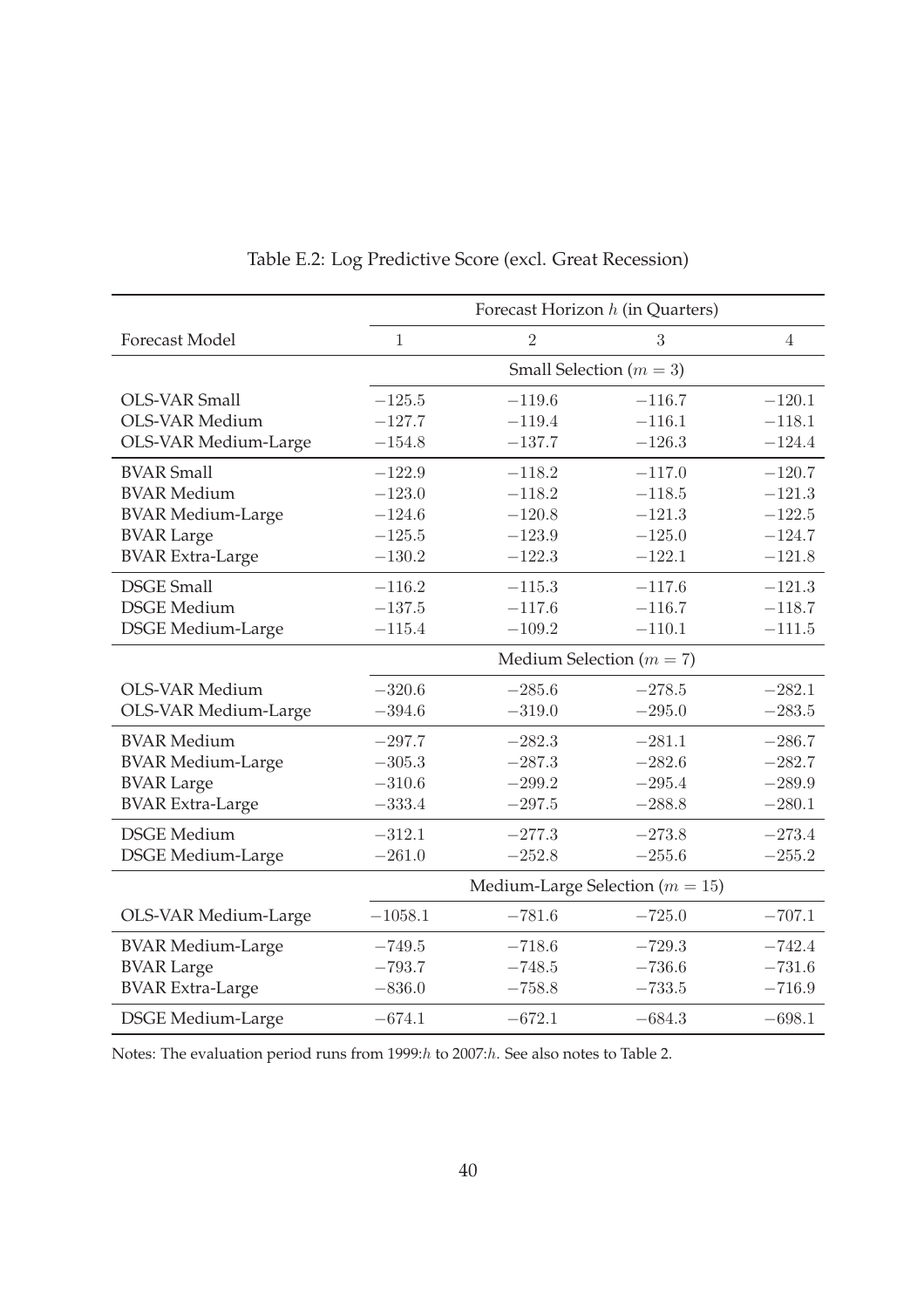Table E.2: Log Predictive Score (excl. Great Recession)

| | Forecast Horizon $h$ (in Quarters) | | | |
|---|---|---|---|---|
| Forecast Model | 1 | 2 | 3 | 4 |
| | Small Selection ($m = 3$) | | | |
| OLS-VAR Small | $-125.5$ | $-119.6$ | $-116.7$ | $-120.1$ |
| OLS-VAR Medium | $-127.7$ | $-119.4$ | $-116.1$ | $-118.1$ |
| OLS-VAR Medium-Large | $-154.8$ | $-137.7$ | $-126.3$ | $-124.4$ |
| BVAR Small | $-122.9$ | $-118.2$ | $-117.0$ | $-120.7$ |
| BVAR Medium | $-123.0$ | $-118.2$ | $-118.5$ | $-121.3$ |
| BVAR Medium-Large | $-124.6$ | $-120.8$ | $-121.3$ | $-122.5$ |
| BVAR Large | $-125.5$ | $-123.9$ | $-125.0$ | $-124.7$ |
| BVAR Extra-Large | $-130.2$ | $-122.3$ | $-122.1$ | $-121.8$ |
| DSGE Small | $-116.2$ | $-115.3$ | $-117.6$ | $-121.3$ |
| DSGE Medium | $-137.5$ | $-117.6$ | $-116.7$ | $-118.7$ |
| DSGE Medium-Large | $-115.4$ | $-109.2$ | $-110.1$ | $-111.5$ |
| | Medium Selection ($m = 7$) | | | |
| OLS-VAR Medium | $-320.6$ | $-285.6$ | $-278.5$ | $-282.1$ |
| OLS-VAR Medium-Large | $-394.6$ | $-319.0$ | $-295.0$ | $-283.5$ |
| BVAR Medium | $-297.7$ | $-282.3$ | $-281.1$ | $-286.7$ |
| BVAR Medium-Large | $-305.3$ | $-287.3$ | $-282.6$ | $-282.7$ |
| BVAR Large | $-310.6$ | $-299.2$ | $-295.4$ | $-289.9$ |
| BVAR Extra-Large | $-333.4$ | $-297.5$ | $-288.8$ | $-280.1$ |
| DSGE Medium | $-312.1$ | $-277.3$ | $-273.8$ | $-273.4$ |
| DSGE Medium-Large | $-261.0$ | $-252.8$ | $-255.6$ | $-255.2$ |
| | Medium-Large Selection ($m = 15$) | | | |
| OLS-VAR Medium-Large | $-1058.1$ | $-781.6$ | $-725.0$ | $-707.1$ |
| BVAR Medium-Large | $-749.5$ | $-718.6$ | $-729.3$ | $-742.4$ |
| BVAR Large | $-793.7$ | $-748.5$ | $-736.6$ | $-731.6$ |
| BVAR Extra-Large | $-836.0$ | $-758.8$ | $-733.5$ | $-716.9$ |
| DSGE Medium-Large | $-674.1$ | $-672.1$ | $-684.3$ | $-698.1$ |

Notes: The evaluation period runs from 1999:$h$ to 2007:$h$. See also notes to Table 2.